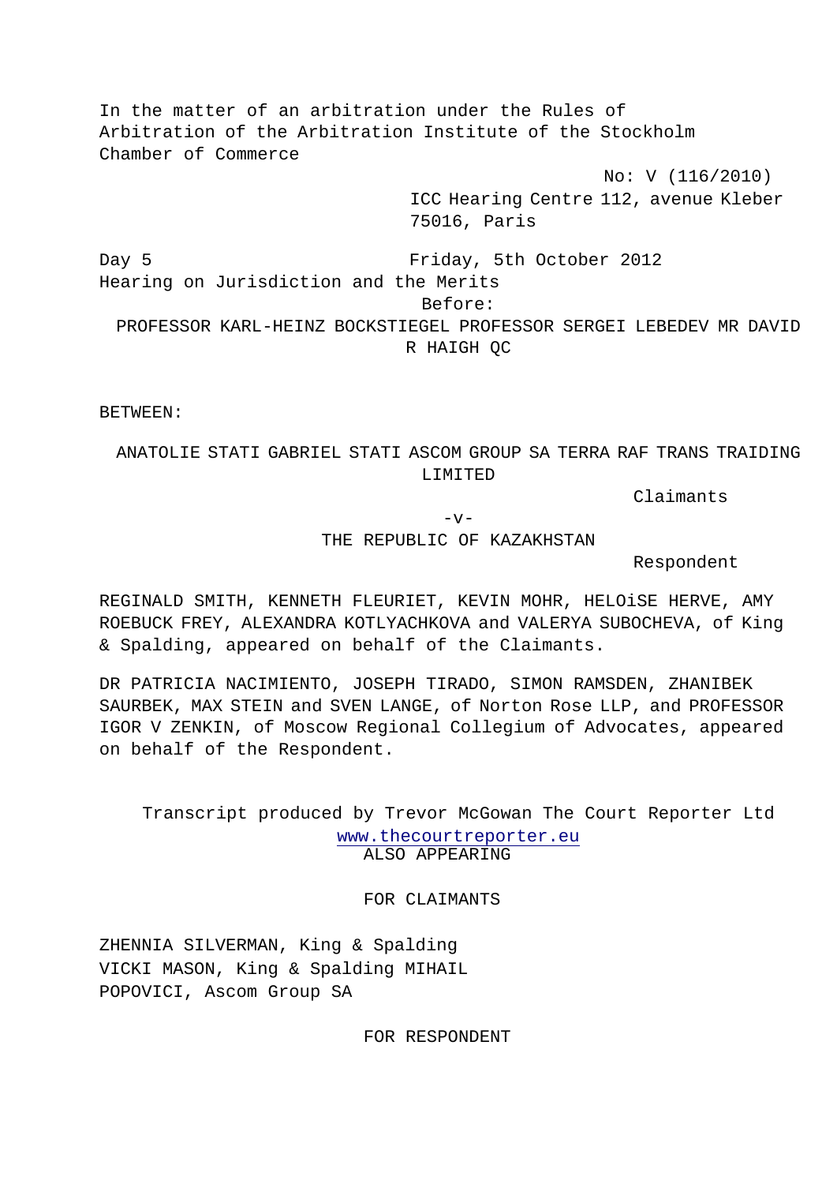In the matter of an arbitration under the Rules of Arbitration of the Arbitration Institute of the Stockholm Chamber of Commerce

No: V (116/2010)

ICC Hearing Centre 112, avenue Kleber 75016, Paris

Day 5 Friday, 5th October 2012

Hearing on Jurisdiction and the Merits

Before:

PROFESSOR KARL-HEINZ BOCKSTIEGEL PROFESSOR SERGEI LEBEDEV MR DAVID R HAIGH QC

BETWEEN:

ANATOLIE STATI GABRIEL STATI ASCOM GROUP SA TERRA RAF TRANS TRAIDING LIMITED

Claimants

-v-

THE REPUBLIC OF KAZAKHSTAN

Respondent

REGINALD SMITH, KENNETH FLEURIET, KEVIN MOHR, HELOiSE HERVE, AMY ROEBUCK FREY, ALEXANDRA KOTLYACHKOVA and VALERYA SUBOCHEVA, of King & Spalding, appeared on behalf of the Claimants.

DR PATRICIA NACIMIENTO, JOSEPH TIRADO, SIMON RAMSDEN, ZHANIBEK SAURBEK, MAX STEIN and SVEN LANGE, of Norton Rose LLP, and PROFESSOR IGOR V ZENKIN, of Moscow Regional Collegium of Advocates, appeared on behalf of the Respondent.

Transcript produced by Trevor McGowan The Court Reporter Ltd
www.thecourtreporter.eu

ALSO APPEARING

FOR CLAIMANTS

ZHENNIA SILVERMAN, King & Spalding
VICKI MASON, King & Spalding
MIHAIL POPOVICI, Ascom Group SA

FOR RESPONDENT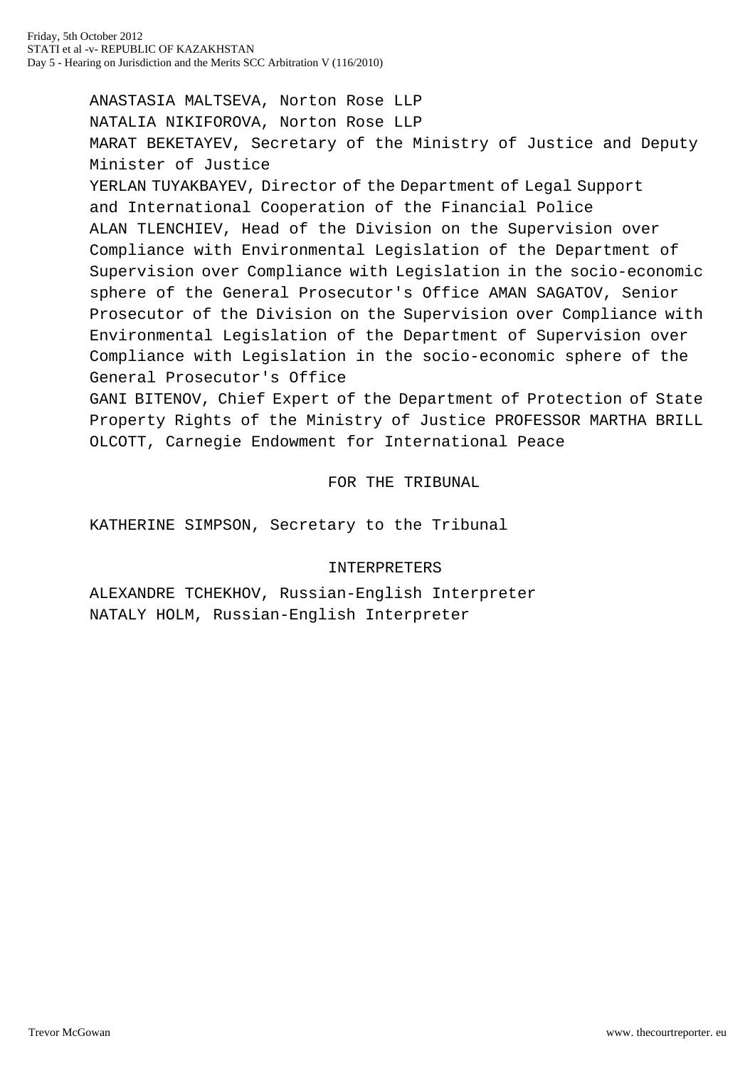ANASTASIA MALTSEVA, Norton Rose LLP
NATALIA NIKIFOROVA, Norton Rose LLP
MARAT BEKETAYEV, Secretary of the Ministry of Justice and Deputy Minister of Justice
YERLAN TUYAKBAYEV, Director of the Department of Legal Support and International Cooperation of the Financial Police
ALAN TLENCHIEV, Head of the Division on the Supervision over Compliance with Environmental Legislation of the Department of Supervision over Compliance with Legislation in the socio-economic sphere of the General Prosecutor's Office AMAN SAGATOV, Senior Prosecutor of the Division on the Supervision over Compliance with Environmental Legislation of the Department of Supervision over Compliance with Legislation in the socio-economic sphere of the General Prosecutor's Office
GANI BITENOV, Chief Expert of the Department of Protection of State Property Rights of the Ministry of Justice PROFESSOR MARTHA BRILL OLCOTT, Carnegie Endowment for International Peace

FOR THE TRIBUNAL

KATHERINE SIMPSON, Secretary to the Tribunal

INTERPRETERS

ALEXANDRE TCHEKHOV, Russian-English Interpreter
NATALY HOLM, Russian-English Interpreter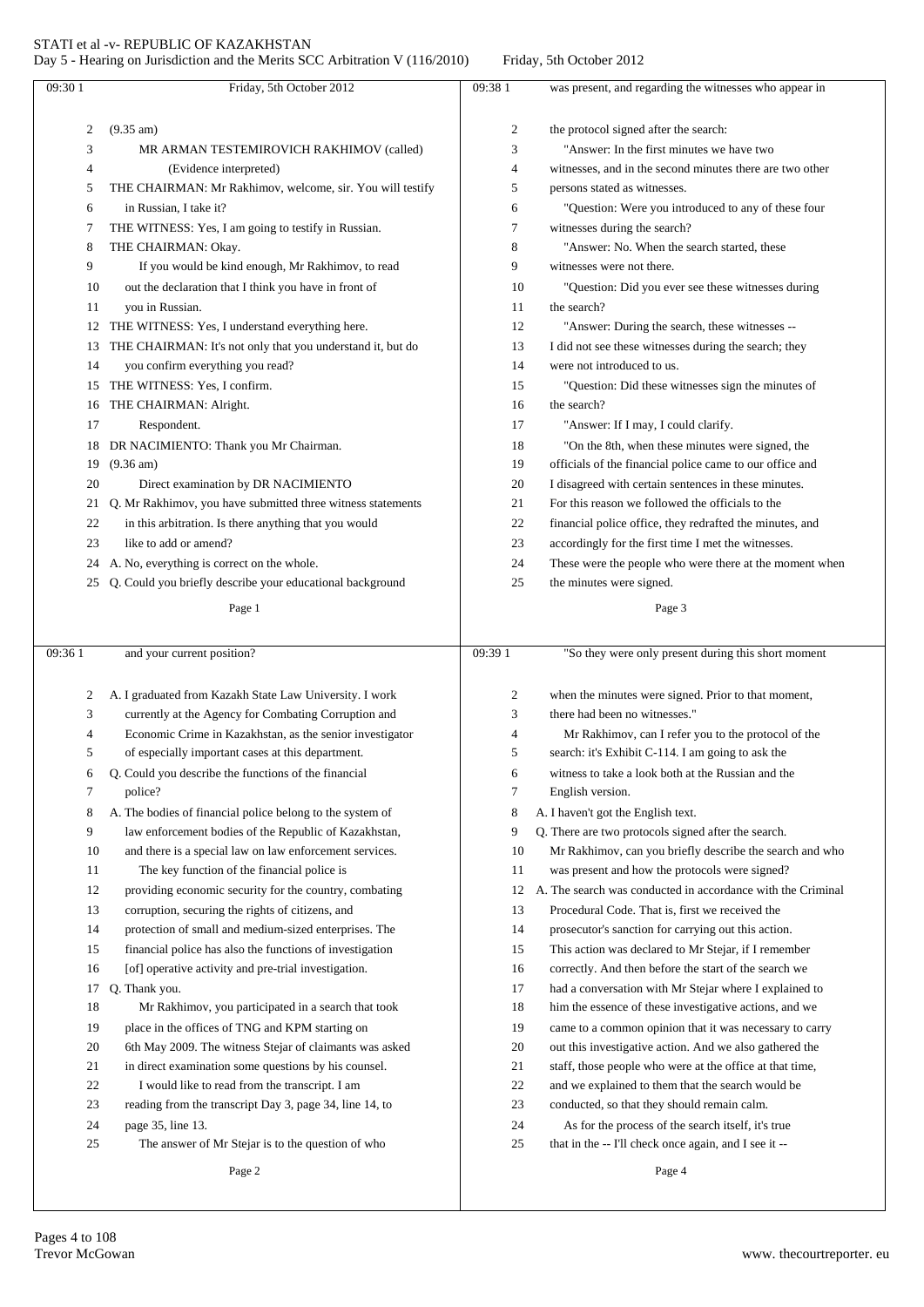Friday, 5th October 2012

(9.35 am)

MR ARMAN TESTEMIROVICH RAKHIMOV (called)

(Evidence interpreted)

THE CHAIRMAN: Mr Rakhimov, welcome, sir. You will testify in Russian, I take it?

THE WITNESS: Yes, I am going to testify in Russian.

THE CHAIRMAN: Okay.

If you would be kind enough, Mr Rakhimov, to read out the declaration that I think you have in front of you in Russian.

THE WITNESS: Yes, I understand everything here.

THE CHAIRMAN: It's not only that you understand it, but do you confirm everything you read?

THE WITNESS: Yes, I confirm.

THE CHAIRMAN: Alright.

Respondent.

DR NACIMIENTO: Thank you Mr Chairman.

(9.36 am)

Direct examination by DR NACIMIENTO

Q. Mr Rakhimov, you have submitted three witness statements in this arbitration. Is there anything that you would like to add or amend?

A. No, everything is correct on the whole.

Q. Could you briefly describe your educational background and your current position?

A. I graduated from Kazakh State Law University. I work currently at the Agency for Combating Corruption and Economic Crime in Kazakhstan, as the senior investigator of especially important cases at this department.

Q. Could you describe the functions of the financial police?

A. The bodies of financial police belong to the system of law enforcement bodies of the Republic of Kazakhstan, and there is a special law on law enforcement services.

The key function of the financial police is providing economic security for the country, combating corruption, securing the rights of citizens, and protection of small and medium-sized enterprises. The financial police has also the functions of investigation [of] operative activity and pre-trial investigation.

Q. Thank you.

Mr Rakhimov, you participated in a search that took place in the offices of TNG and KPM starting on 6th May 2009. The witness Stejar of claimants was asked in direct examination some questions by his counsel.

I would like to read from the transcript. I am reading from the transcript Day 3, page 34, line 14, to page 35, line 13.

The answer of Mr Stejar is to the question of who was present, and regarding the witnesses who appear in the protocol signed after the search:

"Answer: In the first minutes we have two witnesses, and in the second minutes there are two other persons stated as witnesses.

"Question: Were you introduced to any of these four witnesses during the search?

"Answer: No. When the search started, these witnesses were not there.

"Question: Did you ever see these witnesses during the search?

"Answer: During the search, these witnesses -- I did not see these witnesses during the search; they were not introduced to us.

"Question: Did these witnesses sign the minutes of the search?

"Answer: If I may, I could clarify.

"On the 8th, when these minutes were signed, the officials of the financial police came to our office and I disagreed with certain sentences in these minutes. For this reason we followed the officials to the financial police office, they redrafted the minutes, and accordingly for the first time I met the witnesses. These were the people who were there at the moment when the minutes were signed.

"So they were only present during this short moment when the minutes were signed. Prior to that moment, there had been no witnesses."

Mr Rakhimov, can I refer you to the protocol of the search: it's Exhibit C-114. I am going to ask the witness to take a look both at the Russian and the English version.

A. I haven't got the English text.

Q. There are two protocols signed after the search. Mr Rakhimov, can you briefly describe the search and who was present and how the protocols were signed?

A. The search was conducted in accordance with the Criminal Procedural Code. That is, first we received the prosecutor's sanction for carrying out this action. This action was declared to Mr Stejar, if I remember correctly. And then before the start of the search we had a conversation with Mr Stejar where I explained to him the essence of these investigative actions, and we came to a common opinion that it was necessary to carry out this investigative action. And we also gathered the staff, those people who were at the office at that time, and we explained to them that the search would be conducted, so that they should remain calm.

As for the process of the search itself, it's true that in the -- I'll check once again, and I see it --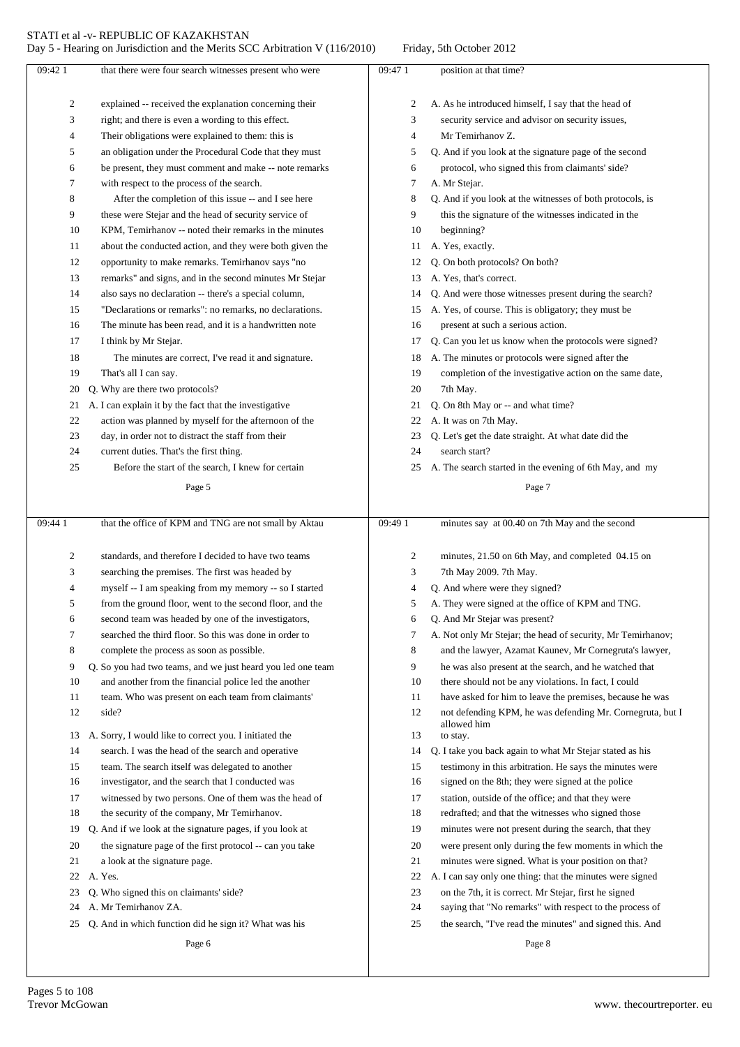that there were four search witnesses present who were explained -- received the explanation concerning their right; and there is even a wording to this effect. Their obligations were explained to them: this is an obligation under the Procedural Code that they must be present, they must comment and make -- note remarks with respect to the process of the search.

After the completion of this issue -- and I see here these were Stejar and the head of security service of KPM, Temirhanov -- noted their remarks in the minutes about the conducted action, and they were both given the opportunity to make remarks. Temirhanov says "no remarks" and signs, and in the second minutes Mr Stejar also says no declaration -- there's a special column, "Declarations or remarks": no remarks, no declarations. The minute has been read, and it is a handwritten note I think by Mr Stejar.

The minutes are correct, I've read it and signature. That's all I can say.

Q. Why are there two protocols?

A. I can explain it by the fact that the investigative action was planned by myself for the afternoon of the day, in order not to distract the staff from their current duties. That's the first thing.

Before the start of the search, I knew for certain that the office of KPM and TNG are not small by Aktau standards, and therefore I decided to have two teams searching the premises. The first was headed by myself -- I am speaking from my memory -- so I started from the ground floor, went to the second floor, and the second team was headed by one of the investigators, searched the third floor. So this was done in order to complete the process as soon as possible.

Q. So you had two teams, and we just heard you led one team and another from the financial police led the another team. Who was present on each team from claimants' side?

A. Sorry, I would like to correct you. I initiated the search. I was the head of the search and operative team. The search itself was delegated to another investigator, and the search that I conducted was witnessed by two persons. One of them was the head of the security of the company, Mr Temirhanov.

Q. And if we look at the signature pages, if you look at the signature page of the first protocol -- can you take a look at the signature page.

A. Yes.

Q. Who signed this on claimants' side?

A. Mr Temirhanov ZA.

Q. And in which function did he sign it? What was his position at that time?

A. As he introduced himself, I say that the head of security service and advisor on security issues, Mr Temirhanov Z.

Q. And if you look at the signature page of the second protocol, who signed this from claimants' side?

A. Mr Stejar.

Q. And if you look at the witnesses of both protocols, is this the signature of the witnesses indicated in the beginning?

A. Yes, exactly.

Q. On both protocols? On both?

A. Yes, that's correct.

Q. And were those witnesses present during the search?

A. Yes, of course. This is obligatory; they must be present at such a serious action.

Q. Can you let us know when the protocols were signed?

A. The minutes or protocols were signed after the completion of the investigative action on the same date, 7th May.

Q. On 8th May or -- and what time?

A. It was on 7th May.

Q. Let's get the date straight. At what date did the search start?

A. The search started in the evening of 6th May, and my minutes say at 00.40 on 7th May and the second minutes, 21.50 on 6th May, and completed 04.15 on 7th May 2009. 7th May.

Q. And where were they signed?

A. They were signed at the office of KPM and TNG.

Q. And Mr Stejar was present?

A. Not only Mr Stejar; the head of security, Mr Temirhanov; and the lawyer, Azamat Kaunev, Mr Cornegruta's lawyer, he was also present at the search, and he watched that there should not be any violations. In fact, I could have asked for him to leave the premises, because he was not defending KPM, he was defending Mr. Cornegruta, but I allowed him to stay.

Q. I take you back again to what Mr Stejar stated as his testimony in this arbitration. He says the minutes were signed on the 8th; they were signed at the police station, outside of the office; and that they were redrafted; and that the witnesses who signed those minutes were not present during the search, that they were present only during the few moments in which the minutes were signed. What is your position on that?

A. I can say only one thing: that the minutes were signed on the 7th, it is correct. Mr Stejar, first he signed saying that "No remarks" with respect to the process of the search, "I've read the minutes" and signed this. And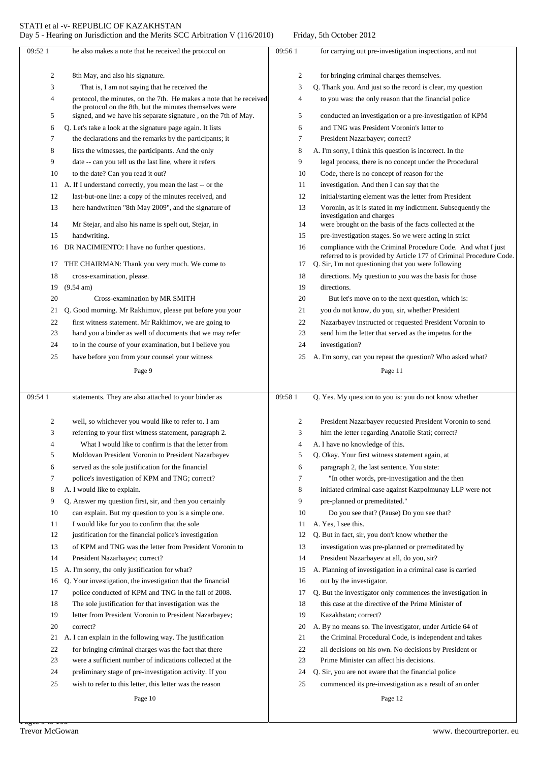he also makes a note that he received the protocol on 8th May, and also his signature.

That is, I am not saying that he received the protocol, the minutes, on the 7th. He makes a note that he received the protocol on the 8th, but the minutes themselves were signed, and we have his separate signature , on the 7th of May.

Q. Let's take a look at the signature page again. It lists the declarations and the remarks by the participants; it lists the witnesses, the participants. And the only date -- can you tell us the last line, where it refers to the date? Can you read it out?

A. If I understand correctly, you mean the last -- or the last-but-one line: a copy of the minutes received, and here handwritten "8th May 2009", and the signature of Mr Stejar, and also his name is spelt out, Stejar, in handwriting.

DR NACIMIENTO: I have no further questions.

THE CHAIRMAN: Thank you very much. We come to cross-examination, please.

(9.54 am)

Cross-examination by MR SMITH

Q. Good morning. Mr Rakhimov, please put before you your first witness statement. Mr Rakhimov, we are going to hand you a binder as well of documents that we may refer to in the course of your examination, but I believe you have before you from your counsel your witness statements. They are also attached to your binder as well, so whichever you would like to refer to. I am referring to your first witness statement, paragraph 2.

What I would like to confirm is that the letter from Moldovan President Voronin to President Nazarbayev served as the sole justification for the financial police's investigation of KPM and TNG; correct?

A. I would like to explain.

Q. Answer my question first, sir, and then you certainly can explain. But my question to you is a simple one. I would like for you to confirm that the sole justification for the financial police's investigation of KPM and TNG was the letter from President Voronin to President Nazarbayev; correct?

A. I'm sorry, the only justification for what?

Q. Your investigation, the investigation that the financial police conducted of KPM and TNG in the fall of 2008. The sole justification for that investigation was the letter from President Voronin to President Nazarbayev; correct?

A. I can explain in the following way. The justification for bringing criminal charges was the fact that there were a sufficient number of indications collected at the preliminary stage of pre-investigation activity. If you wish to refer to this letter, this letter was the reason for carrying out pre-investigation inspections, and not for bringing criminal charges themselves.

Q. Thank you. And just so the record is clear, my question to you was: the only reason that the financial police conducted an investigation or a pre-investigation of KPM and TNG was President Voronin's letter to President Nazarbayev; correct?

A. I'm sorry, I think this question is incorrect. In the legal process, there is no concept under the Procedural Code, there is no concept of reason for the investigation. And then I can say that the initial/starting element was the letter from President Voronin, as it is stated in my indictment. Subsequently the investigation and charges were brought on the basis of the facts collected at the pre-investigation stages. So we were acting in strict compliance with the Criminal Procedure Code. And what I just referred to is provided by Article 177 of Criminal Procedure Code.

Q. Sir, I'm not questioning that you were following directions. My question to you was the basis for those directions.

But let's move on to the next question, which is: you do not know, do you, sir, whether President Nazarbayev instructed or requested President Voronin to send him the letter that served as the impetus for the investigation?

A. I'm sorry, can you repeat the question? Who asked what?

Q. Yes. My question to you is: you do not know whether President Nazarbayev requested President Voronin to send him the letter regarding Anatolie Stati; correct?

A. I have no knowledge of this.

Q. Okay. Your first witness statement again, at paragraph 2, the last sentence. You state:

"In other words, pre-investigation and the then initiated criminal case against Kazpolmunay LLP were not pre-planned or premeditated."

Do you see that? (Pause) Do you see that?

A. Yes, I see this.

Q. But in fact, sir, you don't know whether the investigation was pre-planned or premeditated by President Nazarbayev at all, do you, sir?

A. Planning of investigation in a criminal case is carried out by the investigator.

Q. But the investigator only commences the investigation in this case at the directive of the Prime Minister of Kazakhstan; correct?

A. By no means so. The investigator, under Article 64 of the Criminal Procedural Code, is independent and takes all decisions on his own. No decisions by President or Prime Minister can affect his decisions.

Q. Sir, you are not aware that the financial police commenced its pre-investigation as a result of an order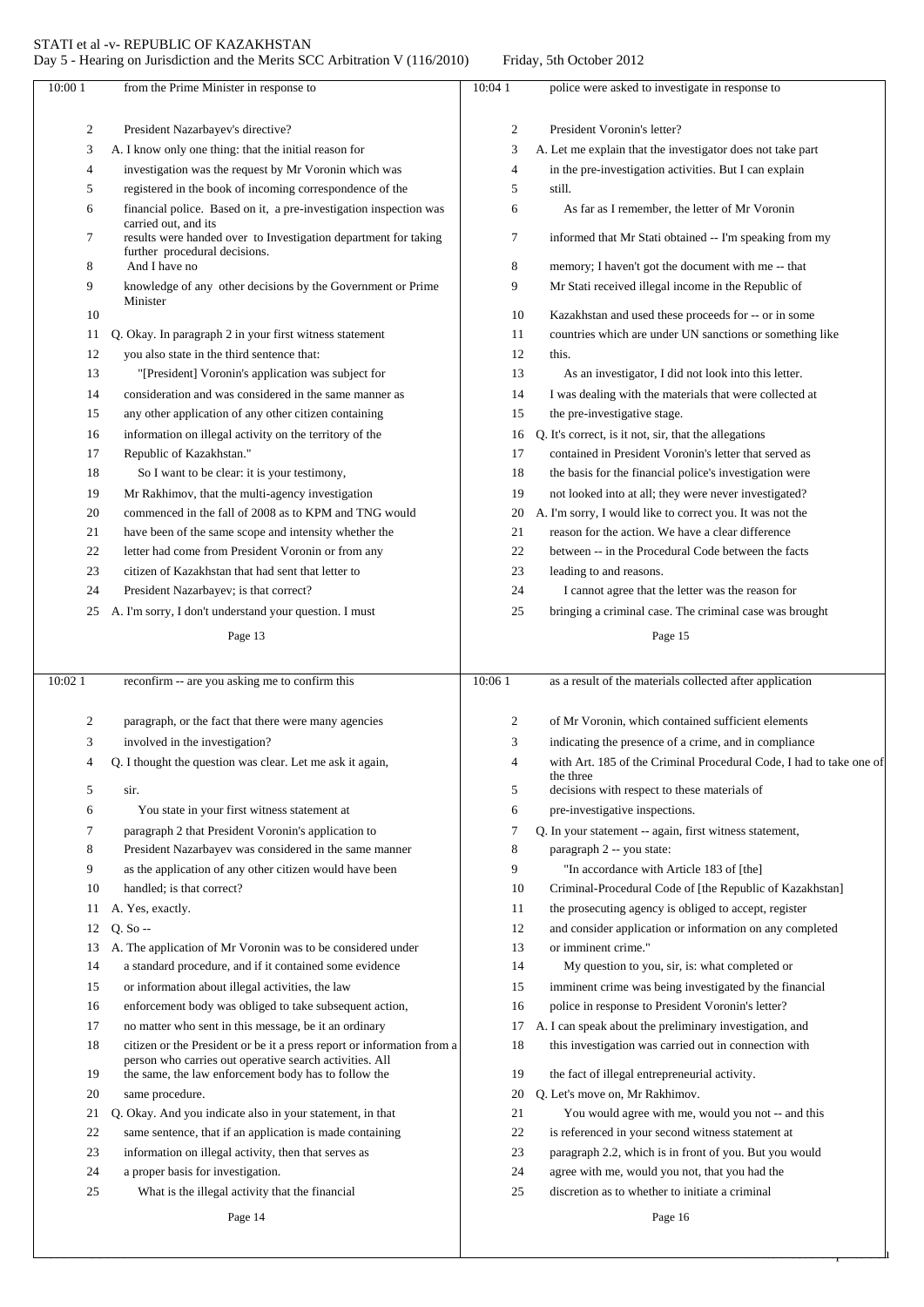from the Prime Minister in response to

President Nazarbayev's directive?

A. I know only one thing: that the initial reason for investigation was the request by Mr Voronin which was registered in the book of incoming correspondence of the financial police. Based on it, a pre-investigation inspection was carried out, and its results were handed over to Investigation department for taking further procedural decisions. And I have no knowledge of any other decisions by the Government or Prime Minister

Q. Okay. In paragraph 2 in your first witness statement you also state in the third sentence that:

"[President] Voronin's application was subject for consideration and was considered in the same manner as any other application of any other citizen containing information on illegal activity on the territory of the Republic of Kazakhstan."

So I want to be clear: it is your testimony, Mr Rakhimov, that the multi-agency investigation that commenced in the fall of 2008 as to KPM and TNG would have been of the same scope and intensity whether the letter had come from President Voronin or from any citizen of Kazakhstan that had sent that letter to President Nazarbayev; is that correct?

A. I'm sorry, I don't understand your question. I must reconfirm -- are you asking me to confirm this paragraph, or the fact that there were many agencies involved in the investigation?

Q. I thought the question was clear. Let me ask it again, sir.

You state in your first witness statement at paragraph 2 that President Voronin's application to President Nazarbayev was considered in the same manner as the application of any other citizen would have been handled; is that correct?

A. Yes, exactly.

Q. So --

A. The application of Mr Voronin was to be considered under a standard procedure, and if it contained some evidence or information about illegal activities, the law enforcement body was obliged to take subsequent action, no matter who sent in this message, be it an ordinary citizen or the President or be it a press report or information from a person who carries out operative search activities. All the same, the law enforcement body has to follow the same procedure.

Q. Okay. And you indicate also in your statement, in that same sentence, that if an application is made containing information on illegal activity, then that serves as a proper basis for investigation.

What is the illegal activity that the financial police were asked to investigate in response to President Voronin's letter?

A. Let me explain that the investigator does not take part in the pre-investigation activities. But I can explain still.

As far as I remember, the letter of Mr Voronin informed that Mr Stati obtained -- I'm speaking from my memory; I haven't got the document with me -- that Mr Stati received illegal income in the Republic of Kazakhstan and used these proceeds for -- or in some countries which are under UN sanctions or something like this.

As an investigator, I did not look into this letter. I was dealing with the materials that were collected at the pre-investigative stage.

Q. It's correct, is it not, sir, that the allegations contained in President Voronin's letter that served as the basis for the financial police's investigation were not looked into at all; they were never investigated?

A. I'm sorry, I would like to correct you. It was not the reason for the action. We have a clear difference between -- in the Procedural Code between the facts leading to and reasons.

I cannot agree that the letter was the reason for bringing a criminal case. The criminal case was brought as a result of the materials collected after application of Mr Voronin, which contained sufficient elements indicating the presence of a crime, and in compliance with Art. 185 of the Criminal Procedural Code, I had to take one of the three decisions with respect to these materials of pre-investigative inspections.

Q. In your statement -- again, first witness statement, paragraph 2 -- you state:

"In accordance with Article 183 of [the] Criminal-Procedural Code of [the Republic of Kazakhstan] the prosecuting agency is obliged to accept, register and consider application or information on any completed or imminent crime."

My question to you, sir, is: what completed or imminent crime was being investigated by the financial police in response to President Voronin's letter?

A. I can speak about the preliminary investigation, and this investigation was carried out in connection with the fact of illegal entrepreneurial activity.

Q. Let's move on, Mr Rakhimov.

You would agree with me, would you not -- and this is referenced in your second witness statement at paragraph 2.2, which is in front of you. But you would agree with me, would you not, that you had the discretion as to whether to initiate a criminal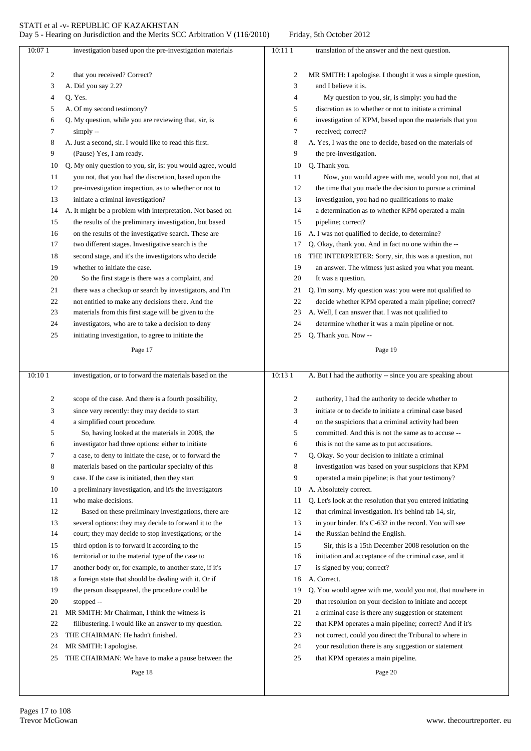investigation based upon the pre-investigation materials that you received? Correct?

A. Did you say 2.2?

Q. Yes.

A. Of my second testimony?

Q. My question, while you are reviewing that, sir, is simply --

A. Just a second, sir. I would like to read this first. (Pause) Yes, I am ready.

Q. My only question to you, sir, is: you would agree, would you not, that you had the discretion, based upon the pre-investigation inspection, as to whether or not to initiate a criminal investigation?

A. It might be a problem with interpretation. Not based on the results of the preliminary investigation, but based on the results of the investigative search. These are two different stages. Investigative search is the second stage, and it's the investigators who decide whether to initiate the case.

So the first stage is there was a complaint, and there was a checkup or search by investigators, and I'm not entitled to make any decisions there. And the materials from this first stage will be given to the investigators, who are to take a decision to deny initiating investigation, to agree to initiate the investigation, or to forward the materials based on the scope of the case. And there is a fourth possibility, since very recently: they may decide to start a simplified court procedure.

So, having looked at the materials in 2008, the investigator had three options: either to initiate a case, to deny to initiate the case, or to forward the materials based on the particular specialty of this case. If the case is initiated, then they start a preliminary investigation, and it's the investigators who make decisions.

Based on these preliminary investigations, there are several options: they may decide to forward it to the court; they may decide to stop investigations; or the third option is to forward it according to the territorial or to the material type of the case to another body or, for example, to another state, if it's a foreign state that should be dealing with it. Or if the person disappeared, the procedure could be stopped --

MR SMITH: Mr Chairman, I think the witness is filibustering. I would like an answer to my question.

THE CHAIRMAN: He hadn't finished.

MR SMITH: I apologise.

THE CHAIRMAN: We have to make a pause between the translation of the answer and the next question.

MR SMITH: I apologise. I thought it was a simple question, and I believe it is.

My question to you, sir, is simply: you had the discretion as to whether or not to initiate a criminal investigation of KPM, based upon the materials that you received; correct?

A. Yes, I was the one to decide, based on the materials of the pre-investigation.

Q. Thank you.

Now, you would agree with me, would you not, that at the time that you made the decision to pursue a criminal investigation, you had no qualifications to make a determination as to whether KPM operated a main pipeline; correct?

A. I was not qualified to decide, to determine?

Q. Okay, thank you. And in fact no one within the --

THE INTERPRETER: Sorry, sir, this was a question, not an answer. The witness just asked you what you meant. It was a question.

Q. I'm sorry. My question was: you were not qualified to decide whether KPM operated a main pipeline; correct?

A. Well, I can answer that. I was not qualified to determine whether it was a main pipeline or not.

Q. Thank you. Now --

A. But I had the authority -- since you are speaking about authority, I had the authority to decide whether to initiate or to decide to initiate a criminal case based on the suspicions that a criminal activity had been committed. And this is not the same as to accuse -- this is not the same as to put accusations.

Q. Okay. So your decision to initiate a criminal investigation was based on your suspicions that KPM operated a main pipeline; is that your testimony?

A. Absolutely correct.

Q. Let's look at the resolution that you entered initiating that criminal investigation. It's behind tab 14, sir, in your binder. It's C-632 in the record. You will see the Russian behind the English.

Sir, this is a 15th December 2008 resolution on the initiation and acceptance of the criminal case, and it is signed by you; correct?

A. Correct.

Q. You would agree with me, would you not, that nowhere in that resolution on your decision to initiate and accept a criminal case is there any suggestion or statement that KPM operates a main pipeline; correct? And if it's not correct, could you direct the Tribunal to where in your resolution there is any suggestion or statement that KPM operates a main pipeline.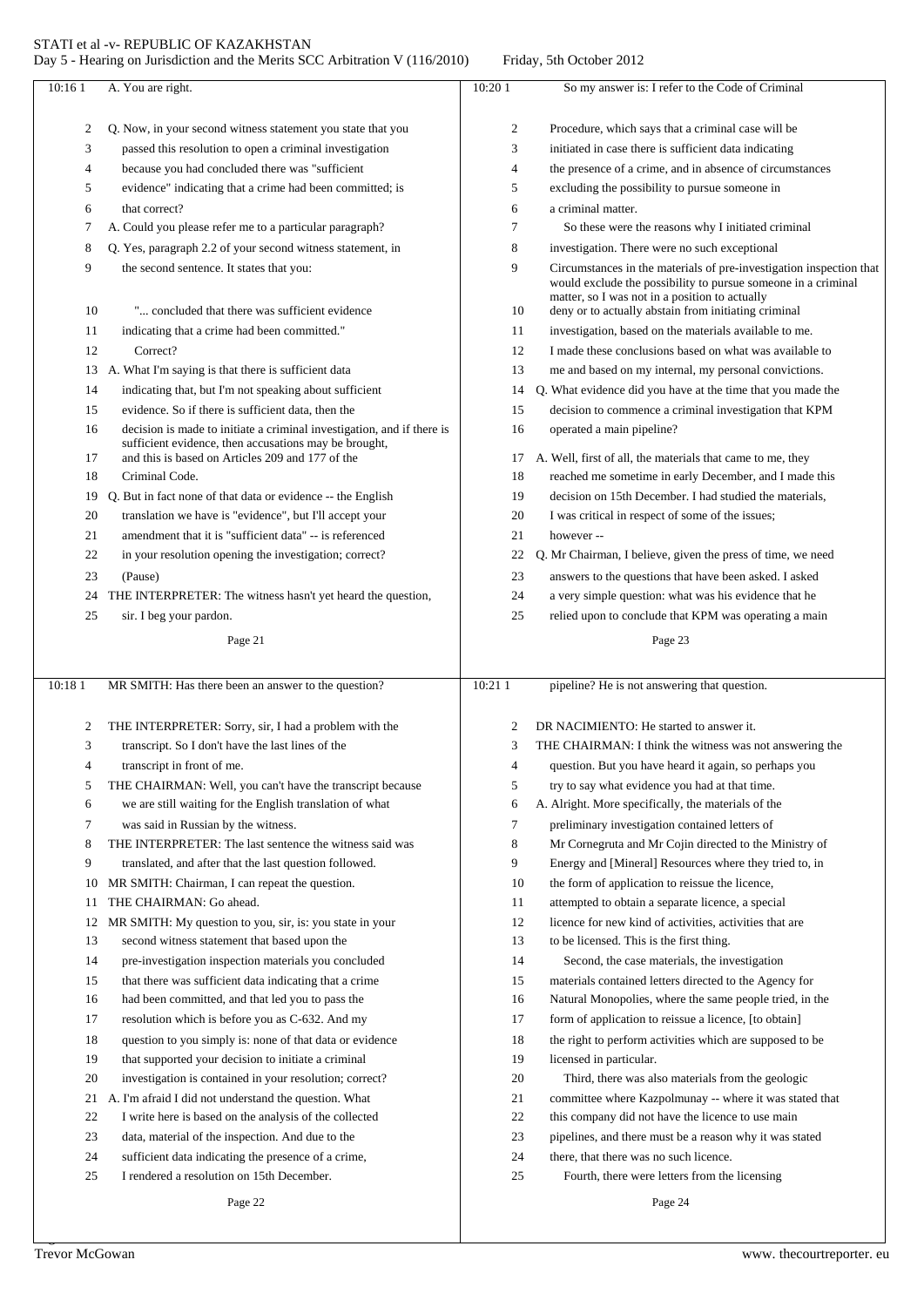**Page 21**

10:16 1 A. You are right.

2 Q. Now, in your second witness statement you state that you
3 passed this resolution to open a criminal investigation
4 because you had concluded there was "sufficient
5 evidence" indicating that a crime had been committed; is
6 that correct?
7 A. Could you please refer me to a particular paragraph?
8 Q. Yes, paragraph 2.2 of your second witness statement, in
9 the second sentence. It states that you:
10 "... concluded that there was sufficient evidence
11 indicating that a crime had been committed."
12 Correct?
13 A. What I'm saying is that there is sufficient data
14 indicating that, but I'm not speaking about sufficient
15 evidence. So if there is sufficient data, then the
16 decision is made to initiate a criminal investigation, and if there is sufficient evidence, then accusations may be brought,
17 and this is based on Articles 209 and 177 of the
18 Criminal Code.
19 Q. But in fact none of that data or evidence -- the English
20 translation we have is "evidence", but I'll accept your
21 amendment that it is "sufficient data" -- is referenced
22 in your resolution opening the investigation; correct?
23 (Pause)
24 THE INTERPRETER: The witness hasn't yet heard the question,
25 sir. I beg your pardon.

**Page 22**

10:18 1 MR SMITH: Has there been an answer to the question?

2 THE INTERPRETER: Sorry, sir, I had a problem with the
3 transcript. So I don't have the last lines of the
4 transcript in front of me.
5 THE CHAIRMAN: Well, you can't have the transcript because
6 we are still waiting for the English translation of what
7 was said in Russian by the witness.
8 THE INTERPRETER: The last sentence the witness said was
9 translated, and after that the last question followed.
10 MR SMITH: Chairman, I can repeat the question.
11 THE CHAIRMAN: Go ahead.
12 MR SMITH: My question to you, sir, is: you state in your
13 second witness statement that based upon the
14 pre-investigation inspection materials you concluded
15 that there was sufficient data indicating that a crime
16 had been committed, and that led you to pass the
17 resolution which is before you as C-632. And my
18 question to you simply is: none of that data or evidence
19 that supported your decision to initiate a criminal
20 investigation is contained in your resolution; correct?
21 A. I'm afraid I did not understand the question. What
22 I write here is based on the analysis of the collected
23 data, material of the inspection. And due to the
24 sufficient data indicating the presence of a crime,
25 I rendered a resolution on 15th December.

**Page 23**

10:20 1 So my answer is: I refer to the Code of Criminal
2 Procedure, which says that a criminal case will be
3 initiated in case there is sufficient data indicating
4 the presence of a crime, and in absence of circumstances
5 excluding the possibility to pursue someone in
6 a criminal matter.
7 So these were the reasons why I initiated criminal
8 investigation. There were no such exceptional
9 Circumstances in the materials of pre-investigation inspection that would exclude the possibility to pursue someone in a criminal matter, so I was not in a position to actually
10 deny or to actually abstain from initiating criminal
11 investigation, based on the materials available to me.
12 I made these conclusions based on what was available to
13 me and based on my internal, my personal convictions.
14 Q. What evidence did you have at the time that you made the
15 decision to commence a criminal investigation that KPM
16 operated a main pipeline?
17 A. Well, first of all, the materials that came to me, they
18 reached me sometime in early December, and I made this
19 decision on 15th December. I had studied the materials,
20 I was critical in respect of some of the issues;
21 however --
22 Q. Mr Chairman, I believe, given the press of time, we need
23 answers to the questions that have been asked. I asked
24 a very simple question: what was his evidence that he
25 relied upon to conclude that KPM was operating a main

**Page 24**

10:21 1 pipeline? He is not answering that question.
2 DR NACIMIENTO: He started to answer it.
3 THE CHAIRMAN: I think the witness was not answering the
4 question. But you have heard it again, so perhaps you
5 try to say what evidence you had at that time.
6 A. Alright. More specifically, the materials of the
7 preliminary investigation contained letters of
8 Mr Cornegruta and Mr Cojin directed to the Ministry of
9 Energy and [Mineral] Resources where they tried to, in
10 the form of application to reissue the licence,
11 attempted to obtain a separate licence, a special
12 licence for new kind of activities, activities that are
13 to be licensed. This is the first thing.
14 Second, the case materials, the investigation
15 materials contained letters directed to the Agency for
16 Natural Monopolies, where the same people tried, in the
17 form of application to reissue a licence, [to obtain]
18 the right to perform activities which are supposed to be
19 licensed in particular.
20 Third, there was also materials from the geologic
21 committee where Kazpolmunay -- where it was stated that
22 this company did not have the licence to use main
23 pipelines, and there must be a reason why it was stated
24 there, that there was no such licence.
25 Fourth, there were letters from the licensing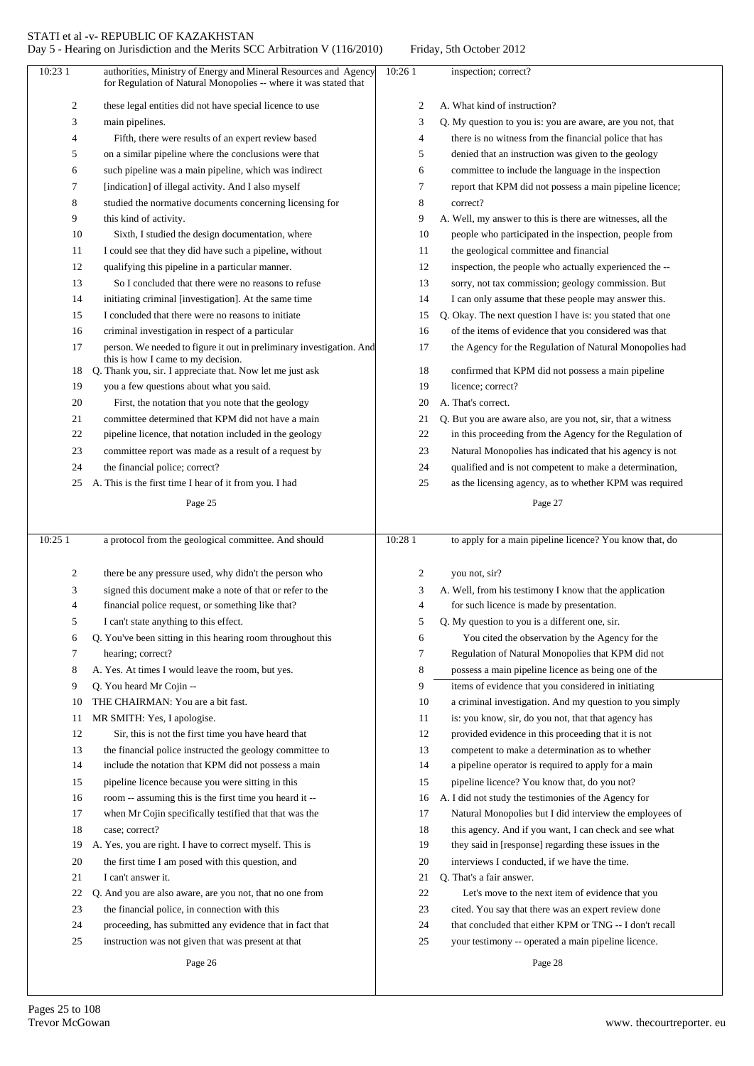authorities, Ministry of Energy and Mineral Resources and Agency for Regulation of Natural Monopolies -- where it was stated that these legal entities did not have special licence to use main pipelines.

Fifth, there were results of an expert review based on a similar pipeline where the conclusions were that such pipeline was a main pipeline, which was indirect [indication] of illegal activity. And I also myself studied the normative documents concerning licensing for this kind of activity.

Sixth, I studied the design documentation, where I could see that they did have such a pipeline, without qualifying this pipeline in a particular manner.

So I concluded that there were no reasons to refuse initiating criminal [investigation]. At the same time I concluded that there were no reasons to initiate criminal investigation in respect of a particular person. We needed to figure it out in preliminary investigation. And this is how I came to my decision.

Q. Thank you, sir. I appreciate that. Now let me just ask you a few questions about what you said.

First, the notation that you note that the geology committee determined that KPM did not have a main pipeline licence, that notation included in the geology committee report was made as a result of a request by the financial police; correct?

A. This is the first time I hear of it from you. I had a protocol from the geological committee. And should there be any pressure used, why didn't the person who signed this document make a note of that or refer to the financial police request, or something like that?

I can't state anything to this effect.

Q. You've been sitting in this hearing room throughout this hearing; correct?

A. Yes. At times I would leave the room, but yes.

Q. You heard Mr Cojin --

THE CHAIRMAN: You are a bit fast.

MR SMITH: Yes, I apologise.

Sir, this is not the first time you have heard that the financial police instructed the geology committee to include the notation that KPM did not possess a main pipeline licence because you were sitting in this room -- assuming this is the first time you heard it -- when Mr Cojin specifically testified that that was the case; correct?

A. Yes, you are right. I have to correct myself. This is the first time I am posed with this question, and I can't answer it.

Q. And you are also aware, are you not, that no one from the financial police, in connection with this proceeding, has submitted any evidence that in fact that instruction was not given that was present at that inspection; correct?

A. What kind of instruction?

Q. My question to you is: you are aware, are you not, that there is no witness from the financial police that has denied that an instruction was given to the geology committee to include the language in the inspection report that KPM did not possess a main pipeline licence; correct?

A. Well, my answer to this is there are witnesses, all the people who participated in the inspection, people from the geological committee and financial inspection, the people who actually experienced the -- sorry, not tax commission; geology commission. But I can only assume that these people may answer this.

Q. Okay. The next question I have is: you stated that one of the items of evidence that you considered was that the Agency for the Regulation of Natural Monopolies had confirmed that KPM did not possess a main pipeline licence; correct?

A. That's correct.

Q. But you are aware also, are you not, sir, that a witness in this proceeding from the Agency for the Regulation of Natural Monopolies has indicated that his agency is not qualified and is not competent to make a determination, as the licensing agency, as to whether KPM was required to apply for a main pipeline licence? You know that, do you not, sir?

A. Well, from his testimony I know that the application for such licence is made by presentation.

Q. My question to you is a different one, sir.

You cited the observation by the Agency for the Regulation of Natural Monopolies that KPM did not possess a main pipeline licence as being one of the items of evidence that you considered in initiating a criminal investigation. And my question to you simply is: you know, sir, do you not, that that agency has provided evidence in this proceeding that it is not competent to make a determination as to whether a pipeline operator is required to apply for a main pipeline licence? You know that, do you not?

A. I did not study the testimonies of the Agency for Natural Monopolies but I did interview the employees of this agency. And if you want, I can check and see what they said in [response] regarding these issues in the interviews I conducted, if we have the time.

Q. That's a fair answer.

Let's move to the next item of evidence that you cited. You say that there was an expert review done that concluded that either KPM or TNG -- I don't recall your testimony -- operated a main pipeline licence.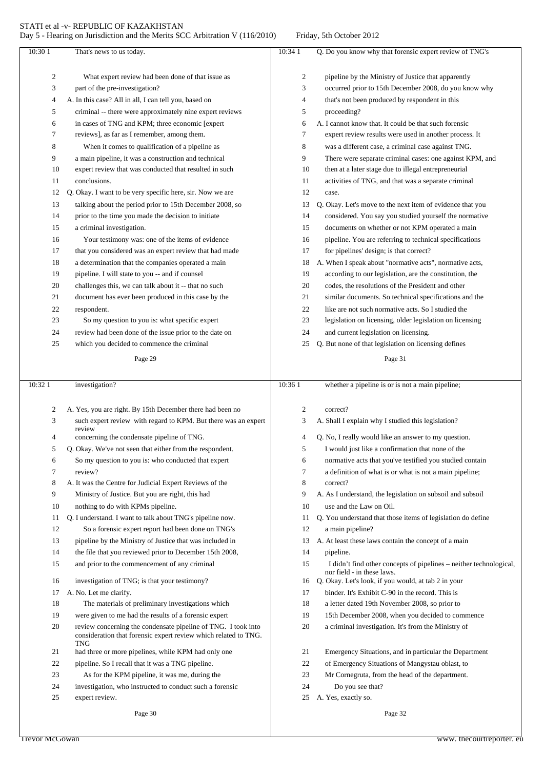That's news to us today.

What expert review had been done of that issue as part of the pre-investigation?

A. In this case? All in all, I can tell you, based on criminal -- there were approximately nine expert reviews in cases of TNG and KPM; three economic [expert reviews], as far as I remember, among them.

When it comes to qualification of a pipeline as a main pipeline, it was a construction and technical expert review that was conducted that resulted in such conclusions.

Q. Okay. I want to be very specific here, sir. Now we are talking about the period prior to 15th December 2008, so prior to the time you made the decision to initiate a criminal investigation.

Your testimony was: one of the items of evidence that you considered was an expert review that had made a determination that the companies operated a main pipeline. I will state to you -- and if counsel challenges this, we can talk about it -- that no such document has ever been produced in this case by the respondent.

So my question to you is: what specific expert review had been done of the issue prior to the date on which you decided to commence the criminal investigation?

A. Yes, you are right. By 15th December there had been no such expert review with regard to KPM. But there was an expert review concerning the condensate pipeline of TNG.

Q. Okay. We've not seen that either from the respondent. So my question to you is: who conducted that expert review?

A. It was the Centre for Judicial Expert Reviews of the Ministry of Justice. But you are right, this had nothing to do with KPMs pipeline.

Q. I understand. I want to talk about TNG's pipeline now.

So a forensic expert report had been done on TNG's pipeline by the Ministry of Justice that was included in the file that you reviewed prior to December 15th 2008, and prior to the commencement of any criminal investigation of TNG; is that your testimony?

A. No. Let me clarify.

The materials of preliminary investigations which were given to me had the results of a forensic expert review concerning the condensate pipeline of TNG. I took into consideration that forensic expert review which related to TNG. TNG had three or more pipelines, while KPM had only one pipeline. So I recall that it was a TNG pipeline.

As for the KPM pipeline, it was me, during the investigation, who instructed to conduct such a forensic expert review.

Q. Do you know why that forensic expert review of TNG's pipeline by the Ministry of Justice that apparently occurred prior to 15th December 2008, do you know why that's not been produced by respondent in this proceeding?

A. I cannot know that. It could be that such forensic expert review results were used in another process. It was a different case, a criminal case against TNG. There were separate criminal cases: one against KPM, and then at a later stage due to illegal entrepreneurial activities of TNG, and that was a separate criminal case.

Q. Okay. Let's move to the next item of evidence that you considered. You say you studied yourself the normative documents on whether or not KPM operated a main pipeline. You are referring to technical specifications for pipelines' design; is that correct?

A. When I speak about "normative acts", normative acts, according to our legislation, are the constitution, the codes, the resolutions of the President and other similar documents. So technical specifications and the like are not such normative acts. So I studied the legislation on licensing, older legislation on licensing and current legislation on licensing.

Q. But none of that legislation on licensing defines whether a pipeline is or is not a main pipeline; correct?

A. Shall I explain why I studied this legislation?

Q. No, I really would like an answer to my question. I would just like a confirmation that none of the normative acts that you've testified you studied contain a definition of what is or what is not a main pipeline; correct?

A. As I understand, the legislation on subsoil and subsoil use and the Law on Oil.

Q. You understand that those items of legislation do define a main pipeline?

A. At least these laws contain the concept of a main pipeline.

I didn't find other concepts of pipelines – neither technological, nor field - in these laws.

Q. Okay. Let's look, if you would, at tab 2 in your binder. It's Exhibit C-90 in the record. This is a letter dated 19th November 2008, so prior to 15th December 2008, when you decided to commence a criminal investigation. It's from the Ministry of Emergency Situations, and in particular the Department of Emergency Situations of Mangystau oblast, to Mr Cornegruta, from the head of the department.

Do you see that?

A. Yes, exactly so.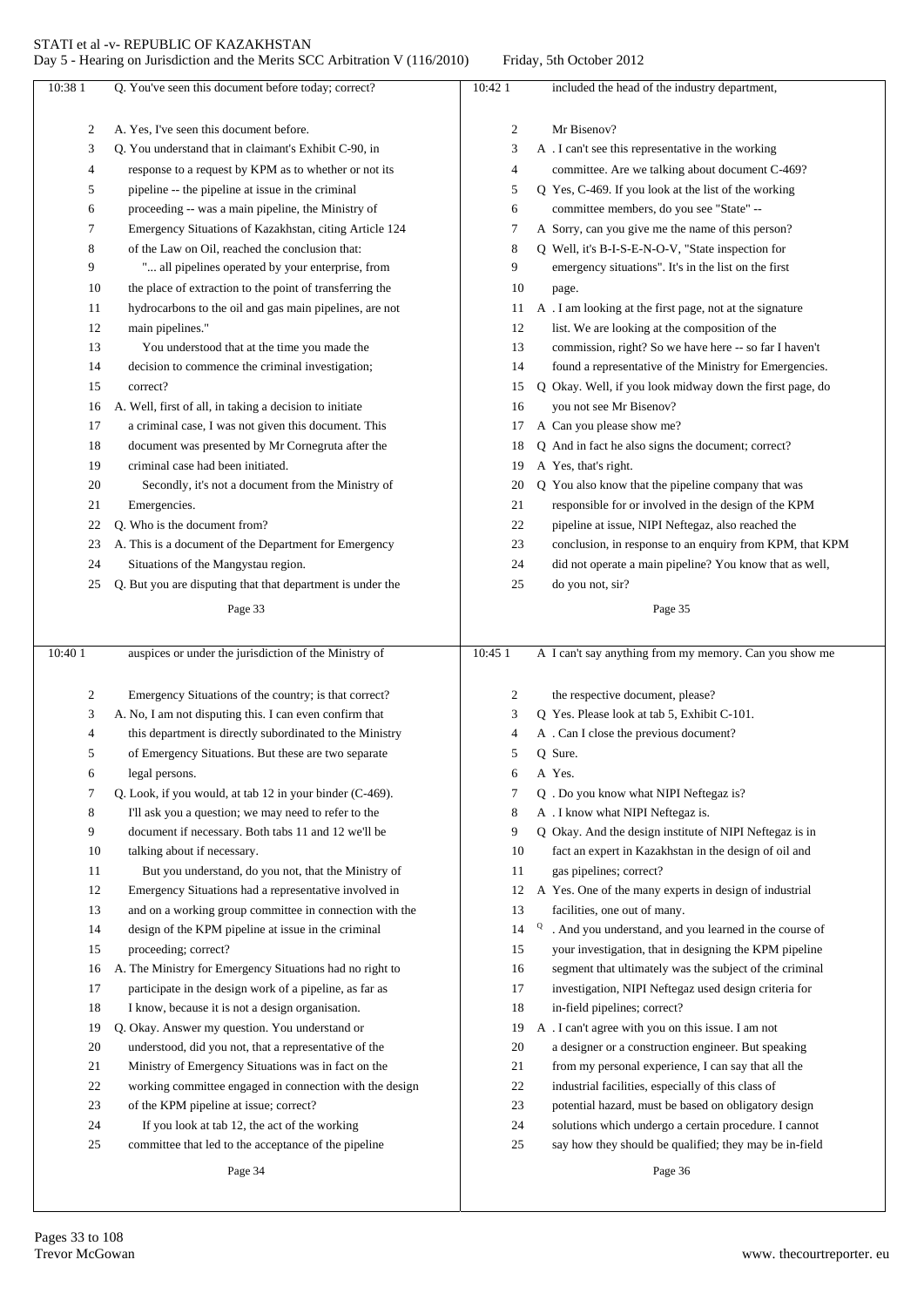Page 33

Q. You've seen this document before today; correct?

A. Yes, I've seen this document before.

Q. You understand that in claimant's Exhibit C-90, in response to a request by KPM as to whether or not its pipeline -- the pipeline at issue in the criminal proceeding -- was a main pipeline, the Ministry of Emergency Situations of Kazakhstan, citing Article 124 of the Law on Oil, reached the conclusion that:

"... all pipelines operated by your enterprise, from the place of extraction to the point of transferring the hydrocarbons to the oil and gas main pipelines, are not main pipelines."

You understood that at the time you made the decision to commence the criminal investigation; correct?

A. Well, first of all, in taking a decision to initiate a criminal case, I was not given this document. This document was presented by Mr Cornegruta after the criminal case had been initiated.

Secondly, it's not a document from the Ministry of Emergencies.

Q. Who is the document from?

A. This is a document of the Department for Emergency Situations of the Mangystau region.

Q. But you are disputing that that department is under the

Page 34

auspices or under the jurisdiction of the Ministry of Emergency Situations of the country; is that correct?

A. No, I am not disputing this. I can even confirm that this department is directly subordinated to the Ministry of Emergency Situations. But these are two separate legal persons.

Q. Look, if you would, at tab 12 in your binder (C-469). I'll ask you a question; we may need to refer to the document if necessary. Both tabs 11 and 12 we'll be talking about if necessary.

But you understand, do you not, that the Ministry of Emergency Situations had a representative involved in and on a working group committee in connection with the design of the KPM pipeline at issue in the criminal proceeding; correct?

A. The Ministry for Emergency Situations had no right to participate in the design work of a pipeline, as far as I know, because it is not a design organisation.

Q. Okay. Answer my question. You understand or understood, did you not, that a representative of the Ministry of Emergency Situations was in fact on the working committee engaged in connection with the design of the KPM pipeline at issue; correct?

If you look at tab 12, the act of the working committee that led to the acceptance of the pipeline

Page 35

included the head of the industry department, Mr Bisenov?

A . I can't see this representative in the working committee. Are we talking about document C-469?

Q Yes, C-469. If you look at the list of the working committee members, do you see "State" --

A Sorry, can you give me the name of this person?

Q Well, it's B-I-S-E-N-O-V, "State inspection for emergency situations". It's in the list on the first page.

A . I am looking at the first page, not at the signature list. We are looking at the composition of the commission, right? So we have here -- so far I haven't found a representative of the Ministry for Emergencies.

Q Okay. Well, if you look midway down the first page, do you not see Mr Bisenov?

A Can you please show me?

Q And in fact he also signs the document; correct?

A Yes, that's right.

Q You also know that the pipeline company that was responsible for or involved in the design of the KPM pipeline at issue, NIPI Neftegaz, also reached the conclusion, in response to an enquiry from KPM, that KPM did not operate a main pipeline? You know that as well, do you not, sir?

Page 36

A I can't say anything from my memory. Can you show me the respective document, please?

Q Yes. Please look at tab 5, Exhibit C-101.

A . Can I close the previous document?

Q Sure.

A Yes.

Q . Do you know what NIPI Neftegaz is?

A . I know what NIPI Neftegaz is.

Q Okay. And the design institute of NIPI Neftegaz is in fact an expert in Kazakhstan in the design of oil and gas pipelines; correct?

A Yes. One of the many experts in design of industrial facilities, one out of many.

Q . And you understand, and you learned in the course of your investigation, that in designing the KPM pipeline segment that ultimately was the subject of the criminal investigation, NIPI Neftegaz used design criteria for in-field pipelines; correct?

A . I can't agree with you on this issue. I am not a designer or a construction engineer. But speaking from my personal experience, I can say that all the industrial facilities, especially of this class of potential hazard, must be based on obligatory design solutions which undergo a certain procedure. I cannot say how they should be qualified; they may be in-field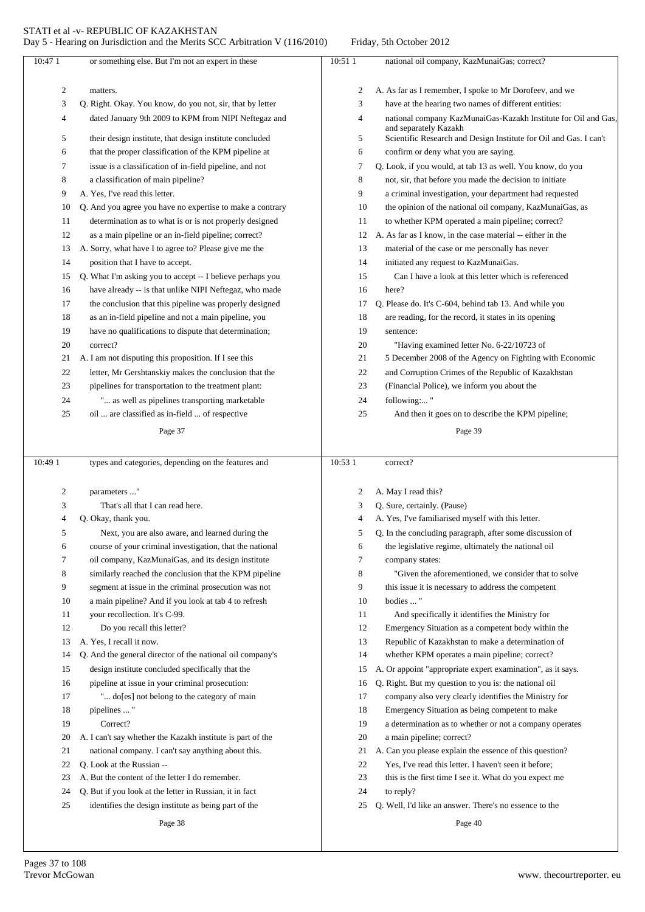or something else. But I'm not an expert in these matters.

Q. Right. Okay. You know, do you not, sir, that by letter dated January 9th 2009 to KPM from NIPI Neftegaz and their design institute, that design institute concluded that the proper classification of the KPM pipeline at issue is a classification of in-field pipeline, and not a classification of main pipeline?

A. Yes, I've read this letter.

Q. And you agree you have no expertise to make a contrary determination as to what is or is not properly designed as a main pipeline or an in-field pipeline; correct?

A. Sorry, what have I to agree to? Please give me the position that I have to accept.

Q. What I'm asking you to accept -- I believe perhaps you have already -- is that unlike NIPI Neftegaz, who made the conclusion that this pipeline was properly designed as an in-field pipeline and not a main pipeline, you have no qualifications to dispute that determination; correct?

A. I am not disputing this proposition. If I see this letter, Mr Gershtanskiy makes the conclusion that the pipelines for transportation to the treatment plant:

"... as well as pipelines transporting marketable oil ... are classified as in-field ... of respective types and categories, depending on the features and parameters ..."

That's all that I can read here.

Q. Okay, thank you.

Next, you are also aware, and learned during the course of your criminal investigation, that the national oil company, KazMunaiGas, and its design institute similarly reached the conclusion that the KPM pipeline segment at issue in the criminal prosecution was not a main pipeline? And if you look at tab 4 to refresh your recollection. It's C-99.

Do you recall this letter?

A. Yes, I recall it now.

Q. And the general director of the national oil company's design institute concluded specifically that the pipeline at issue in your criminal prosecution:

"... do[es] not belong to the category of main pipelines ... "

Correct?

A. I can't say whether the Kazakh institute is part of the national company. I can't say anything about this.

Q. Look at the Russian --

A. But the content of the letter I do remember.

Q. But if you look at the letter in Russian, it in fact identifies the design institute as being part of the national oil company, KazMunaiGas; correct?

A. As far as I remember, I spoke to Mr Dorofeev, and we have at the hearing two names of different entities: national company KazMunaiGas-Kazakh Institute for Oil and Gas, and separately Kazakh Scientific Research and Design Institute for Oil and Gas. I can't confirm or deny what you are saying.

Q. Look, if you would, at tab 13 as well. You know, do you not, sir, that before you made the decision to initiate a criminal investigation, your department had requested the opinion of the national oil company, KazMunaiGas, as to whether KPM operated a main pipeline; correct?

A. As far as I know, in the case material -- either in the material of the case or me personally has never initiated any request to KazMunaiGas.

Can I have a look at this letter which is referenced here?

Q. Please do. It's C-604, behind tab 13. And while you are reading, for the record, it states in its opening sentence:

"Having examined letter No. 6-22/10723 of 5 December 2008 of the Agency on Fighting with Economic and Corruption Crimes of the Republic of Kazakhstan (Financial Police), we inform you about the following:... "

And then it goes on to describe the KPM pipeline; correct?

A. May I read this?

Q. Sure, certainly. (Pause)

A. Yes, I've familiarised myself with this letter.

Q. In the concluding paragraph, after some discussion of the legislative regime, ultimately the national oil company states:

"Given the aforementioned, we consider that to solve this issue it is necessary to address the competent bodies ... "

And specifically it identifies the Ministry for Emergency Situation as a competent body within the Republic of Kazakhstan to make a determination of whether KPM operates a main pipeline; correct?

A. Or appoint "appropriate expert examination", as it says.

Q. Right. But my question to you is: the national oil company also very clearly identifies the Ministry for Emergency Situation as being competent to make a determination as to whether or not a company operates a main pipeline; correct?

A. Can you please explain the essence of this question? Yes, I've read this letter. I haven't seen it before; this is the first time I see it. What do you expect me to reply?

Q. Well, I'd like an answer. There's no essence to the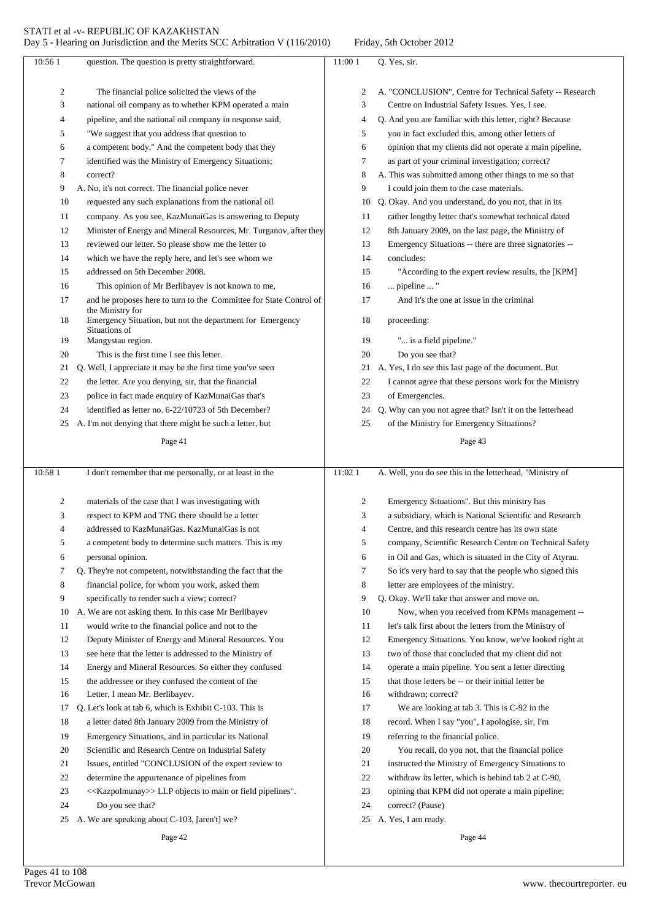question. The question is pretty straightforward.

The financial police solicited the views of the national oil company as to whether KPM operated a main pipeline, and the national oil company in response said, "We suggest that you address that question to a competent body." And the competent body that they identified was the Ministry of Emergency Situations; correct?

A. No, it's not correct. The financial police never requested any such explanations from the national oil company. As you see, KazMunaiGas is answering to Deputy Minister of Energy and Mineral Resources, Mr. Turganov, after they reviewed our letter. So please show me the letter to which we have the reply here, and let's see whom we addressed on 5th December 2008.

This opinion of Mr Berlibayev is not known to me, and he proposes here to turn to the Committee for State Control of the Ministry for Emergency Situation, but not the department for Emergency Situations of Mangystau region.

This is the first time I see this letter.

Q. Well, I appreciate it may be the first time you've seen the letter. Are you denying, sir, that the financial police in fact made enquiry of KazMunaiGas that's identified as letter no. 6-22/10723 of 5th December?

A. I'm not denying that there might be such a letter, but I don't remember that me personally, or at least in the materials of the case that I was investigating with respect to KPM and TNG there should be a letter addressed to KazMunaiGas. KazMunaiGas is not a competent body to determine such matters. This is my personal opinion.

Q. They're not competent, notwithstanding the fact that the financial police, for whom you work, asked them specifically to render such a view; correct?

A. We are not asking them. In this case Mr Berlibayev would write to the financial police and not to the Deputy Minister of Energy and Mineral Resources. You see here that the letter is addressed to the Ministry of Energy and Mineral Resources. So either they confused the addressee or they confused the content of the Letter, I mean Mr. Berlibayev.

Q. Let's look at tab 6, which is Exhibit C-103. This is a letter dated 8th January 2009 from the Ministry of Emergency Situations, and in particular its National Scientific and Research Centre on Industrial Safety Issues, entitled "CONCLUSION of the expert review to determine the appurtenance of pipelines from <<Kazpolmunay>> LLP objects to main or field pipelines".

Do you see that?

A. We are speaking about C-103, [aren't] we?

Q. Yes, sir.

A. "CONCLUSION", Centre for Technical Safety -- Research Centre on Industrial Safety Issues. Yes, I see.

Q. And you are familiar with this letter, right? Because you in fact excluded this, among other letters of opinion that my clients did not operate a main pipeline, as part of your criminal investigation; correct?

A. This was submitted among other things to me so that I could join them to the case materials.

Q. Okay. And you understand, do you not, that in its rather lengthy letter that's somewhat technical dated 8th January 2009, on the last page, the Ministry of Emergency Situations -- there are three signatories -- concludes:

"According to the expert review results, the [KPM] ... pipeline ... "

And it's the one at issue in the criminal proceeding:

"... is a field pipeline."

Do you see that?

A. Yes, I do see this last page of the document. But I cannot agree that these persons work for the Ministry of Emergencies.

Q. Why can you not agree that? Isn't it on the letterhead of the Ministry for Emergency Situations?

A. Well, you do see this in the letterhead, "Ministry of Emergency Situations". But this ministry has a subsidiary, which is National Scientific and Research Centre, and this research centre has its own state company, Scientific Research Centre on Technical Safety in Oil and Gas, which is situated in the City of Atyrau. So it's very hard to say that the people who signed this letter are employees of the ministry.

Q. Okay. We'll take that answer and move on.

Now, when you received from KPMs management -- let's talk first about the letters from the Ministry of Emergency Situations. You know, we've looked right at two of those that concluded that my client did not operate a main pipeline. You sent a letter directing that those letters be -- or their initial letter be withdrawn; correct?

We are looking at tab 3. This is C-92 in the record. When I say "you", I apologise, sir, I'm referring to the financial police.

You recall, do you not, that the financial police instructed the Ministry of Emergency Situations to withdraw its letter, which is behind tab 2 at C-90, opining that KPM did not operate a main pipeline; correct? (Pause)

A. Yes, I am ready.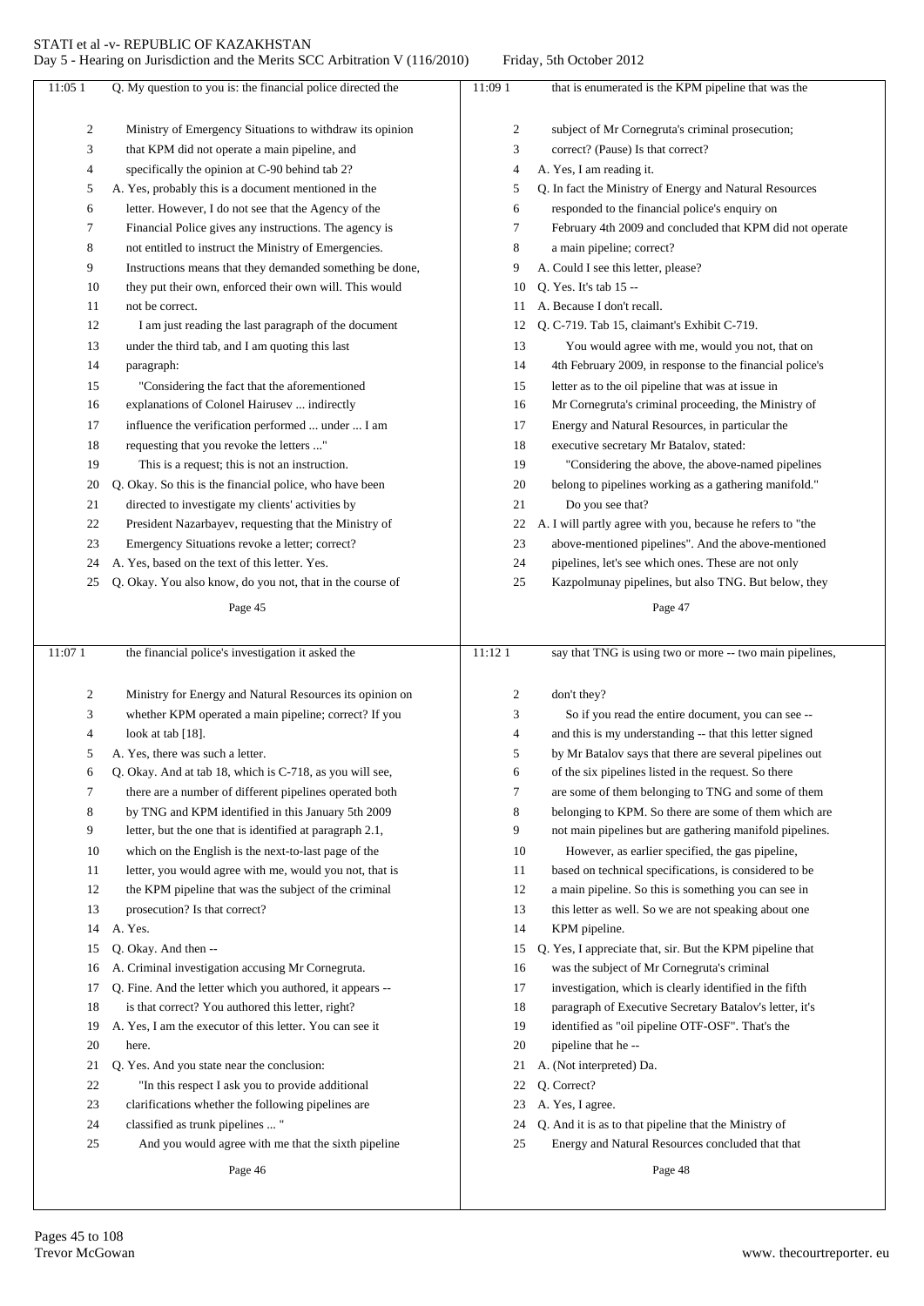Page 45

11:05 Q. My question to you is: the financial police directed the Ministry of Emergency Situations to withdraw its opinion that KPM did not operate a main pipeline, and specifically the opinion at C-90 behind tab 2?

A. Yes, probably this is a document mentioned in the letter. However, I do not see that the Agency of the Financial Police gives any instructions. The agency is not entitled to instruct the Ministry of Emergencies. Instructions means that they demanded something be done, they put their own, enforced their own will. This would not be correct.

I am just reading the last paragraph of the document under the third tab, and I am quoting this last paragraph:

"Considering the fact that the aforementioned explanations of Colonel Hairusev ... indirectly influence the verification performed ... under ... I am requesting that you revoke the letters ..."

This is a request; this is not an instruction.

Q. Okay. So this is the financial police, who have been directed to investigate my clients' activities by President Nazarbayev, requesting that the Ministry of Emergency Situations revoke a letter; correct?

A. Yes, based on the text of this letter. Yes.

Q. Okay. You also know, do you not, that in the course of

Page 46

11:07 the financial police's investigation it asked the Ministry for Energy and Natural Resources its opinion on whether KPM operated a main pipeline; correct? If you look at tab [18].

A. Yes, there was such a letter.

Q. Okay. And at tab 18, which is C-718, as you will see, there are a number of different pipelines operated both by TNG and KPM identified in this January 5th 2009 letter, but the one that is identified at paragraph 2.1, which on the English is the next-to-last page of the letter, you would agree with me, would you not, that is the KPM pipeline that was the subject of the criminal prosecution? Is that correct?

A. Yes.

Q. Okay. And then --

A. Criminal investigation accusing Mr Cornegruta.

Q. Fine. And the letter which you authored, it appears -- is that correct? You authored this letter, right?

A. Yes, I am the executor of this letter. You can see it here.

Q. Yes. And you state near the conclusion:

"In this respect I ask you to provide additional clarifications whether the following pipelines are classified as trunk pipelines ... "

And you would agree with me that the sixth pipeline

Page 47

11:09 that is enumerated is the KPM pipeline that was the subject of Mr Cornegruta's criminal prosecution; correct? (Pause) Is that correct?

A. Yes, I am reading it.

Q. In fact the Ministry of Energy and Natural Resources responded to the financial police's enquiry on February 4th 2009 and concluded that KPM did not operate a main pipeline; correct?

A. Could I see this letter, please?

Q. Yes. It's tab 15 --

A. Because I don't recall.

Q. C-719. Tab 15, claimant's Exhibit C-719.

You would agree with me, would you not, that on 4th February 2009, in response to the financial police's letter as to the oil pipeline that was at issue in Mr Cornegruta's criminal proceeding, the Ministry of Energy and Natural Resources, in particular the executive secretary Mr Batalov, stated:

"Considering the above, the above-named pipelines belong to pipelines working as a gathering manifold."

Do you see that?

A. I will partly agree with you, because he refers to "the above-mentioned pipelines". And the above-mentioned pipelines, let's see which ones. These are not only Kazpolmunay pipelines, but also TNG. But below, they

Page 48

11:12 say that TNG is using two or more -- two main pipelines, don't they?

So if you read the entire document, you can see -- and this is my understanding -- that this letter signed by Mr Batalov says that there are several pipelines out of the six pipelines listed in the request. So there are some of them belonging to TNG and some of them belonging to KPM. So there are some of them which are not main pipelines but are gathering manifold pipelines.

However, as earlier specified, the gas pipeline, based on technical specifications, is considered to be a main pipeline. So this is something you can see in this letter as well. So we are not speaking about one KPM pipeline.

Q. Yes, I appreciate that, sir. But the KPM pipeline that was the subject of Mr Cornegruta's criminal investigation, which is clearly identified in the fifth paragraph of Executive Secretary Batalov's letter, it's identified as "oil pipeline OTF-OSF". That's the pipeline that he --

A. (Not interpreted) Da.

Q. Correct?

A. Yes, I agree.

Q. And it is as to that pipeline that the Ministry of Energy and Natural Resources concluded that that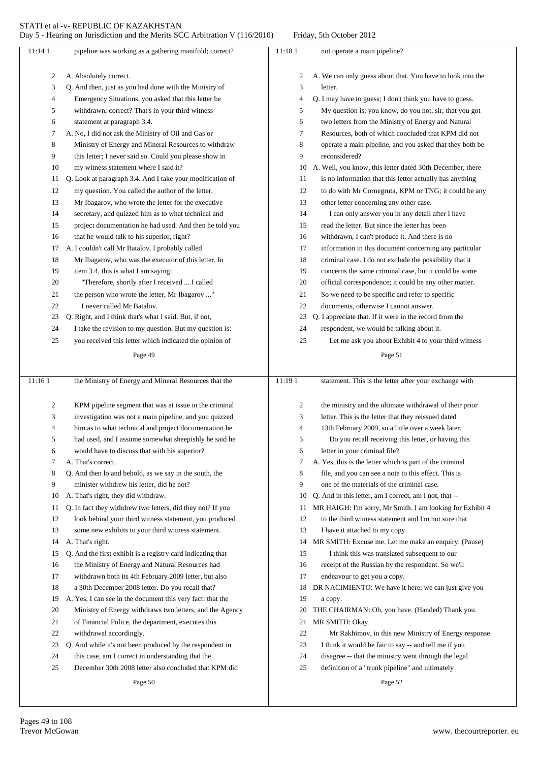pipeline was working as a gathering manifold; correct?

A. Absolutely correct.

Q. And then, just as you had done with the Ministry of Emergency Situations, you asked that this letter be withdrawn; correct? That's in your third witness statement at paragraph 3.4.

A. No, I did not ask the Ministry of Oil and Gas or Ministry of Energy and Mineral Resources to withdraw this letter; I never said so. Could you please show in my witness statement where I said it?

Q. Look at paragraph 3.4. And I take your modification of my question. You called the author of the letter, Mr Ibagarov, who wrote the letter for the executive secretary, and quizzed him as to what technical and project documentation he had used. And then he told you that he would talk to his superior, right?

A. I couldn't call Mr Batalov. I probably called Mr Ibagarov, who was the executor of this letter. In item 3.4, this is what I am saying:

"Therefore, shortly after I received ... I called the person who wrote the letter, Mr Ibagarov ..."

I never called Mr Batalov.

Q. Right, and I think that's what I said. But, if not, I take the revision to my question. But my question is: you received this letter which indicated the opinion of the Ministry of Energy and Mineral Resources that the KPM pipeline segment that was at issue in the criminal investigation was not a main pipeline, and you quizzed him as to what technical and project documentation he had used, and I assume somewhat sheepishly he said he would have to discuss that with his superior?

A. That's correct.

Q. And then lo and behold, as we say in the south, the minister withdrew his letter, did he not?

A. That's right, they did withdraw.

Q. In fact they withdrew two letters, did they not? If you look behind your third witness statement, you produced some new exhibits to your third witness statement.

A. That's right.

Q. And the first exhibit is a registry card indicating that the Ministry of Energy and Natural Resources had withdrawn both its 4th February 2009 letter, but also a 30th December 2008 letter. Do you recall that?

A. Yes, I can see in the document this very fact: that the Ministry of Energy withdraws two letters, and the Agency of Financial Police, the department, executes this withdrawal accordingly.

Q. And while it's not been produced by the respondent in this case, am I correct in understanding that the December 30th 2008 letter also concluded that KPM did not operate a main pipeline?

A. We can only guess about that. You have to look into the letter.

Q. I may have to guess; I don't think you have to guess. My question is: you know, do you not, sir, that you got two letters from the Ministry of Energy and Natural Resources, both of which concluded that KPM did not operate a main pipeline, and you asked that they both be reconsidered?

A. Well, you know, this letter dated 30th December, there is no information that this letter actually has anything to do with Mr Cornegruta, KPM or TNG; it could be any other letter concerning any other case.

I can only answer you in any detail after I have read the letter. But since the letter has been withdrawn, I can't produce it. And there is no information in this document concerning any particular criminal case. I do not exclude the possibility that it concerns the same criminal case, but it could be some official correspondence; it could be any other matter. So we need to be specific and refer to specific documents, otherwise I cannot answer.

Q. I appreciate that. If it were in the record from the respondent, we would be talking about it.

Let me ask you about Exhibit 4 to your third witness statement. This is the letter after your exchange with the ministry and the ultimate withdrawal of their prior letter. This is the letter that they reissued dated 13th February 2009, so a little over a week later.

Do you recall receiving this letter, or having this letter in your criminal file?

A. Yes, this is the letter which is part of the criminal file, and you can see a note to this effect. This is one of the materials of the criminal case.

Q. And in this letter, am I correct, am I not, that --

MR HAIGH: I'm sorry, Mr Smith. I am looking for Exhibit 4 to the third witness statement and I'm not sure that I have it attached to my copy.

MR SMITH: Excuse me. Let me make an enquiry. (Pause)

I think this was translated subsequent to our receipt of the Russian by the respondent. So we'll endeavour to get you a copy.

DR NACIMIENTO: We have it here; we can just give you a copy.

THE CHAIRMAN: Oh, you have. (Handed) Thank you.

MR SMITH: Okay.

Mr Rakhimov, in this new Ministry of Energy response I think it would be fair to say -- and tell me if you disagree -- that the ministry went through the legal definition of a "trunk pipeline" and ultimately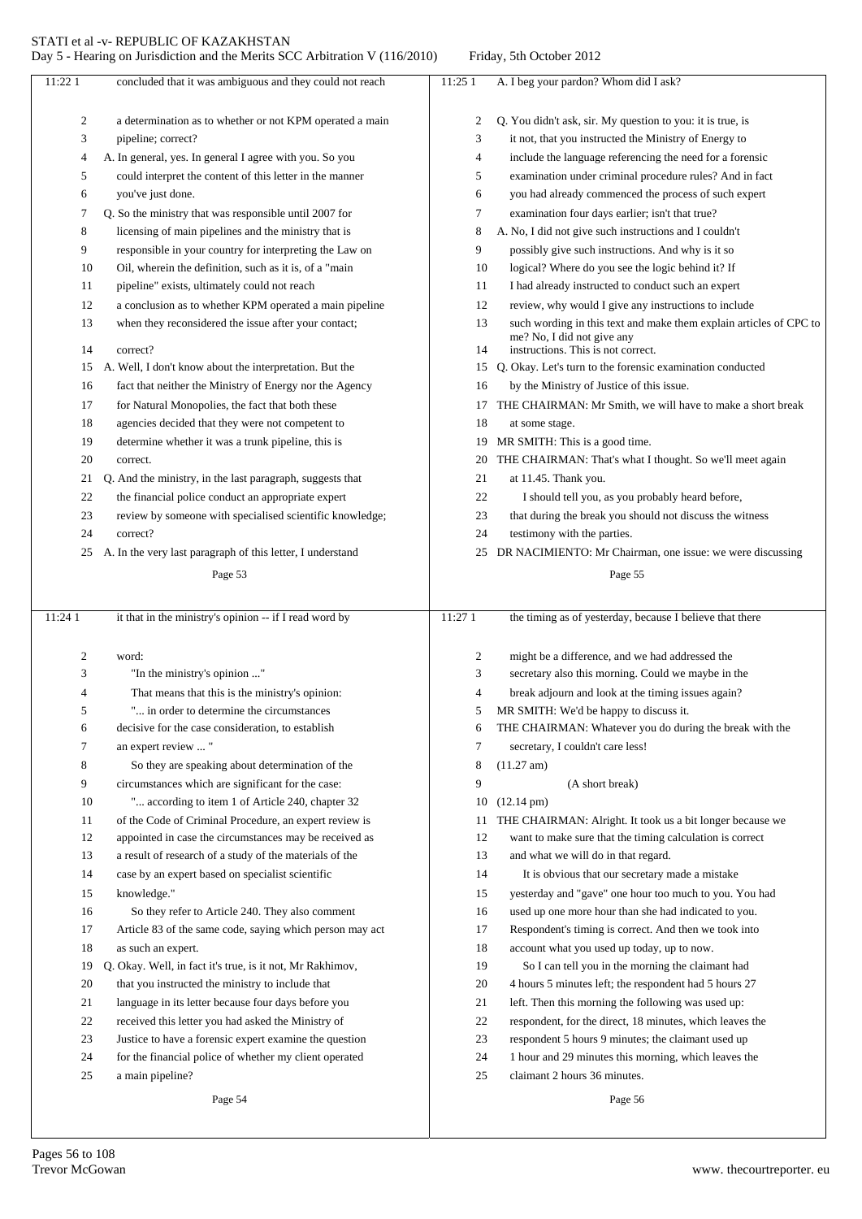concluded that it was ambiguous and they could not reach a determination as to whether or not KPM operated a main pipeline; correct?

A. In general, yes. In general I agree with you. So you could interpret the content of this letter in the manner you've just done.

Q. So the ministry that was responsible until 2007 for licensing of main pipelines and the ministry that is responsible in your country for interpreting the Law on Oil, wherein the definition, such as it is, of a "main pipeline" exists, ultimately could not reach a conclusion as to whether KPM operated a main pipeline when they reconsidered the issue after your contact; correct?

A. Well, I don't know about the interpretation. But the fact that neither the Ministry of Energy nor the Agency for Natural Monopolies, the fact that both these agencies decided that they were not competent to determine whether it was a trunk pipeline, this is correct.

Q. And the ministry, in the last paragraph, suggests that the financial police conduct an appropriate expert review by someone with specialised scientific knowledge; correct?

A. In the very last paragraph of this letter, I understand it that in the ministry's opinion -- if I read word by word:

"In the ministry's opinion ..."

That means that this is the ministry's opinion:

"... in order to determine the circumstances decisive for the case consideration, to establish an expert review ... "

So they are speaking about determination of the circumstances which are significant for the case:

"... according to item 1 of Article 240, chapter 32 of the Code of Criminal Procedure, an expert review is appointed in case the circumstances may be received as a result of research of a study of the materials of the case by an expert based on specialist scientific knowledge."

So they refer to Article 240. They also comment Article 83 of the same code, saying which person may act as such an expert.

Q. Okay. Well, in fact it's true, is it not, Mr Rakhimov, that you instructed the ministry to include that language in its letter because four days before you received this letter you had asked the Ministry of Justice to have a forensic expert examine the question for the financial police of whether my client operated a main pipeline?

A. I beg your pardon? Whom did I ask?

Q. You didn't ask, sir. My question to you: it is true, is it not, that you instructed the Ministry of Energy to include the language referencing the need for a forensic examination under criminal procedure rules? And in fact you had already commenced the process of such expert examination four days earlier; isn't that true?

A. No, I did not give such instructions and I couldn't possibly give such instructions. And why is it so logical? Where do you see the logic behind it? If I had already instructed to conduct such an expert review, why would I give any instructions to include such wording in this text and make them explain articles of CPC to me? No, I did not give any instructions. This is not correct.

Q. Okay. Let's turn to the forensic examination conducted by the Ministry of Justice of this issue.

THE CHAIRMAN: Mr Smith, we will have to make a short break at some stage.

MR SMITH: This is a good time.

THE CHAIRMAN: That's what I thought. So we'll meet again at 11.45. Thank you.

I should tell you, as you probably heard before, that during the break you should not discuss the witness testimony with the parties.

DR NACIMIENTO: Mr Chairman, one issue: we were discussing the timing as of yesterday, because I believe that there might be a difference, and we had addressed the secretary also this morning. Could we maybe in the break adjourn and look at the timing issues again?

MR SMITH: We'd be happy to discuss it.

THE CHAIRMAN: Whatever you do during the break with the secretary, I couldn't care less!

(11.27 am)

(A short break)

(12.14 pm)

THE CHAIRMAN: Alright. It took us a bit longer because we want to make sure that the timing calculation is correct and what we will do in that regard.

It is obvious that our secretary made a mistake yesterday and "gave" one hour too much to you. You had used up one more hour than she had indicated to you. Respondent's timing is correct. And then we took into account what you used up today, up to now.

So I can tell you in the morning the claimant had 4 hours 5 minutes left; the respondent had 5 hours 27 left. Then this morning the following was used up: respondent, for the direct, 18 minutes, which leaves the respondent 5 hours 9 minutes; the claimant used up 1 hour and 29 minutes this morning, which leaves the claimant 2 hours 36 minutes.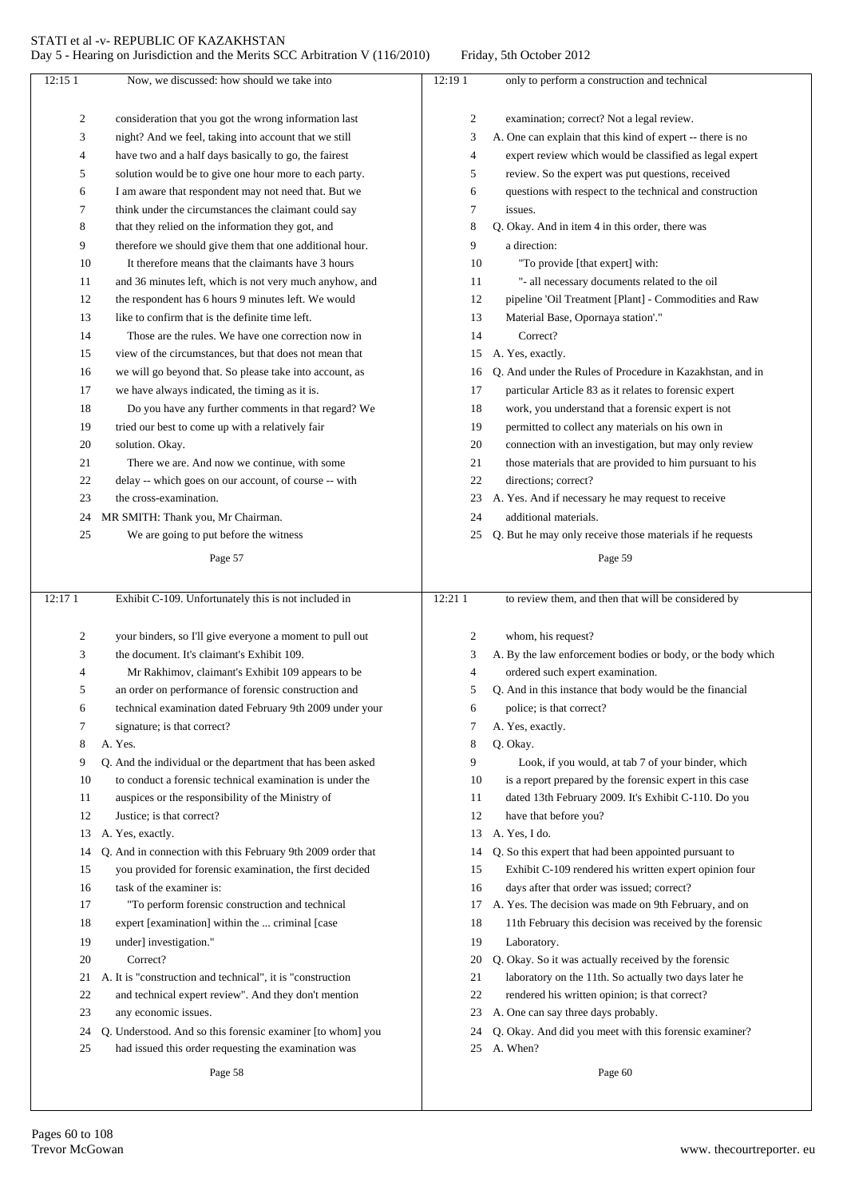Now, we discussed: how should we take into consideration that you got the wrong information last night? And we feel, taking into account that we still have two and a half days basically to go, the fairest solution would be to give one hour more to each party. I am aware that respondent may not need that. But we think under the circumstances the claimant could say that they relied on the information they got, and therefore we should give them that one additional hour.

It therefore means that the claimants have 3 hours and 36 minutes left, which is not very much anyhow, and the respondent has 6 hours 9 minutes left. We would like to confirm that is the definite time left.

Those are the rules. We have one correction now in view of the circumstances, but that does not mean that we will go beyond that. So please take into account, as we have always indicated, the timing as it is.

Do you have any further comments in that regard? We tried our best to come up with a relatively fair solution. Okay.

There we are. And now we continue, with some delay -- which goes on our account, of course -- with the cross-examination.

MR SMITH: Thank you, Mr Chairman.

We are going to put before the witness Exhibit C-109. Unfortunately this is not included in your binders, so I'll give everyone a moment to pull out the document. It's claimant's Exhibit 109.

Mr Rakhimov, claimant's Exhibit 109 appears to be an order on performance of forensic construction and technical examination dated February 9th 2009 under your signature; is that correct?

A. Yes.

Q. And the individual or the department that has been asked to conduct a forensic technical examination is under the auspices or the responsibility of the Ministry of Justice; is that correct?

A. Yes, exactly.

Q. And in connection with this February 9th 2009 order that you provided for forensic examination, the first decided task of the examiner is:

"To perform forensic construction and technical expert [examination] within the ... criminal [case under] investigation."

Correct?

A. It is "construction and technical", it is "construction and technical expert review". And they don't mention any economic issues.

Q. Understood. And so this forensic examiner [to whom] you had issued this order requesting the examination was only to perform a construction and technical examination; correct? Not a legal review.

A. One can explain that this kind of expert -- there is no expert review which would be classified as legal expert review. So the expert was put questions, received questions with respect to the technical and construction issues.

Q. Okay. And in item 4 in this order, there was a direction:

"To provide [that expert] with:

"- all necessary documents related to the oil pipeline 'Oil Treatment [Plant] - Commodities and Raw Material Base, Opornaya station'."

Correct?

A. Yes, exactly.

Q. And under the Rules of Procedure in Kazakhstan, and in particular Article 83 as it relates to forensic expert work, you understand that a forensic expert is not permitted to collect any materials on his own in connection with an investigation, but may only review those materials that are provided to him pursuant to his directions; correct?

A. Yes. And if necessary he may request to receive additional materials.

Q. But he may only receive those materials if he requests to review them, and then that will be considered by whom, his request?

A. By the law enforcement bodies or body, or the body which ordered such expert examination.

Q. And in this instance that body would be the financial police; is that correct?

A. Yes, exactly.

Q. Okay.

Look, if you would, at tab 7 of your binder, which is a report prepared by the forensic expert in this case dated 13th February 2009. It's Exhibit C-110. Do you have that before you?

A. Yes, I do.

Q. So this expert that had been appointed pursuant to Exhibit C-109 rendered his written expert opinion four days after that order was issued; correct?

A. Yes. The decision was made on 9th February, and on 11th February this decision was received by the forensic Laboratory.

Q. Okay. So it was actually received by the forensic laboratory on the 11th. So actually two days later he rendered his written opinion; is that correct?

A. One can say three days probably.

Q. Okay. And did you meet with this forensic examiner?

A. When?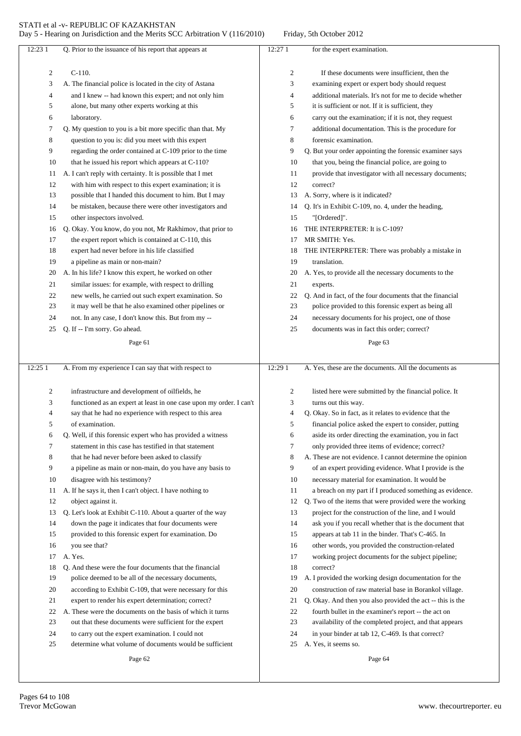Q. Prior to the issuance of his report that appears at C-110.

A. The financial police is located in the city of Astana and I knew -- had known this expert; and not only him alone, but many other experts working at this laboratory.

Q. My question to you is a bit more specific than that. My question to you is: did you meet with this expert regarding the order contained at C-109 prior to the time that he issued his report which appears at C-110?

A. I can't reply with certainty. It is possible that I met with him with respect to this expert examination; it is possible that I handed this document to him. But I may be mistaken, because there were other investigators and other inspectors involved.

Q. Okay. You know, do you not, Mr Rakhimov, that prior to the expert report which is contained at C-110, this expert had never before in his life classified a pipeline as main or non-main?

A. In his life? I know this expert, he worked on other similar issues: for example, with respect to drilling new wells, he carried out such expert examination. So it may well be that he also examined other pipelines or not. In any case, I don't know this. But from my --

Q. If -- I'm sorry. Go ahead.

A. From my experience I can say that with respect to infrastructure and development of oilfields, he functioned as an expert at least in one case upon my order. I can't say that he had no experience with respect to this area of examination.

Q. Well, if this forensic expert who has provided a witness statement in this case has testified in that statement that he had never before been asked to classify a pipeline as main or non-main, do you have any basis to disagree with his testimony?

A. If he says it, then I can't object. I have nothing to object against it.

Q. Let's look at Exhibit C-110. About a quarter of the way down the page it indicates that four documents were provided to this forensic expert for examination. Do you see that?

A. Yes.

Q. And these were the four documents that the financial police deemed to be all of the necessary documents, according to Exhibit C-109, that were necessary for this expert to render his expert determination; correct?

A. These were the documents on the basis of which it turns out that these documents were sufficient for the expert to carry out the expert examination. I could not determine what volume of documents would be sufficient for the expert examination.

If these documents were insufficient, then the examining expert or expert body should request additional materials. It's not for me to decide whether it is sufficient or not. If it is sufficient, they carry out the examination; if it is not, they request additional documentation. This is the procedure for forensic examination.

Q. But your order appointing the forensic examiner says that you, being the financial police, are going to provide that investigator with all necessary documents; correct?

A. Sorry, where is it indicated?

Q. It's in Exhibit C-109, no. 4, under the heading, "[Ordered]".

THE INTERPRETER: It is C-109?

MR SMITH: Yes.

THE INTERPRETER: There was probably a mistake in translation.

A. Yes, to provide all the necessary documents to the experts.

Q. And in fact, of the four documents that the financial police provided to this forensic expert as being all necessary documents for his project, one of those documents was in fact this order; correct?

A. Yes, these are the documents. All the documents as listed here were submitted by the financial police. It turns out this way.

Q. Okay. So in fact, as it relates to evidence that the financial police asked the expert to consider, putting aside its order directing the examination, you in fact only provided three items of evidence; correct?

A. These are not evidence. I cannot determine the opinion of an expert providing evidence. What I provide is the necessary material for examination. It would be a breach on my part if I produced something as evidence.

Q. Two of the items that were provided were the working project for the construction of the line, and I would ask you if you recall whether that is the document that appears at tab 11 in the binder. That's C-465. In other words, you provided the construction-related working project documents for the subject pipeline; correct?

A. I provided the working design documentation for the construction of raw material base in Borankol village.

Q. Okay. And then you also provided the act -- this is the fourth bullet in the examiner's report -- the act on availability of the completed project, and that appears in your binder at tab 12, C-469. Is that correct?

A. Yes, it seems so.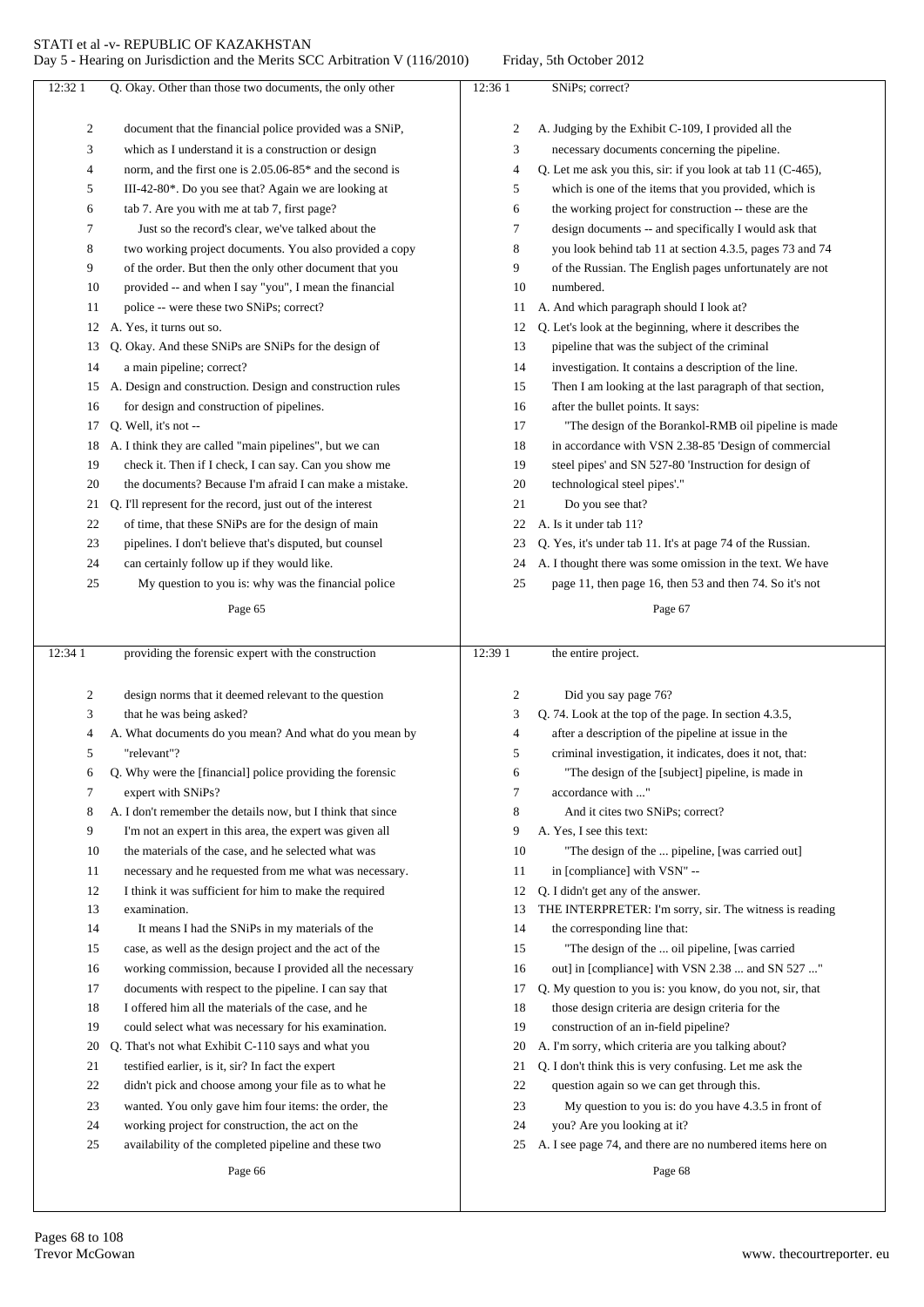Q. Okay. Other than those two documents, the only other document that the financial police provided was a SNiP, which as I understand it is a construction or design norm, and the first one is 2.05.06-85* and the second is III-42-80*. Do you see that? Again we are looking at tab 7. Are you with me at tab 7, first page?

Just so the record's clear, we've talked about the two working project documents. You also provided a copy of the order. But then the only other document that you provided -- and when I say "you", I mean the financial police -- were these two SNiPs; correct?

A. Yes, it turns out so.

Q. Okay. And these SNiPs are SNiPs for the design of a main pipeline; correct?

A. Design and construction. Design and construction rules for design and construction of pipelines.

Q. Well, it's not --

A. I think they are called "main pipelines", but we can check it. Then if I check, I can say. Can you show me the documents? Because I'm afraid I can make a mistake.

Q. I'll represent for the record, just out of the interest of time, that these SNiPs are for the design of main pipelines. I don't believe that's disputed, but counsel can certainly follow up if they would like.

My question to you is: why was the financial police providing the forensic expert with the construction design norms that it deemed relevant to the question that he was being asked?

A. What documents do you mean? And what do you mean by "relevant"?

Q. Why were the [financial] police providing the forensic expert with SNiPs?

A. I don't remember the details now, but I think that since I'm not an expert in this area, the expert was given all the materials of the case, and he selected what was necessary and he requested from me what was necessary. I think it was sufficient for him to make the required examination.

It means I had the SNiPs in my materials of the case, as well as the design project and the act of the working commission, because I provided all the necessary documents with respect to the pipeline. I can say that I offered him all the materials of the case, and he could select what was necessary for his examination.

Q. That's not what Exhibit C-110 says and what you testified earlier, is it, sir? In fact the expert didn't pick and choose among your file as to what he wanted. You only gave him four items: the order, the working project for construction, the act on the availability of the completed pipeline and these two SNiPs; correct?

A. Judging by the Exhibit C-109, I provided all the necessary documents concerning the pipeline.

Q. Let me ask you this, sir: if you look at tab 11 (C-465), which is one of the items that you provided, which is the working project for construction -- these are the design documents -- and specifically I would ask that you look behind tab 11 at section 4.3.5, pages 73 and 74 of the Russian. The English pages unfortunately are not numbered.

A. And which paragraph should I look at?

Q. Let's look at the beginning, where it describes the pipeline that was the subject of the criminal investigation. It contains a description of the line. Then I am looking at the last paragraph of that section, after the bullet points. It says:

"The design of the Borankol-RMB oil pipeline is made in accordance with VSN 2.38-85 'Design of commercial steel pipes' and SN 527-80 'Instruction for design of technological steel pipes'."

Do you see that?

A. Is it under tab 11?

Q. Yes, it's under tab 11. It's at page 74 of the Russian.

A. I thought there was some omission in the text. We have page 11, then page 16, then 53 and then 74. So it's not the entire project.

Did you say page 76?

Q. 74. Look at the top of the page. In section 4.3.5, after a description of the pipeline at issue in the criminal investigation, it indicates, does it not, that:

"The design of the [subject] pipeline, is made in accordance with ..."

And it cites two SNiPs; correct?

A. Yes, I see this text:

"The design of the ... pipeline, [was carried out] in [compliance] with VSN" --

Q. I didn't get any of the answer.

THE INTERPRETER: I'm sorry, sir. The witness is reading the corresponding line that:

"The design of the ... oil pipeline, [was carried out] in [compliance] with VSN 2.38 ... and SN 527 ..."

Q. My question to you is: you know, do you not, sir, that those design criteria are design criteria for the construction of an in-field pipeline?

A. I'm sorry, which criteria are you talking about?

Q. I don't think this is very confusing. Let me ask the question again so we can get through this.

My question to you is: do you have 4.3.5 in front of you? Are you looking at it?

A. I see page 74, and there are no numbered items here on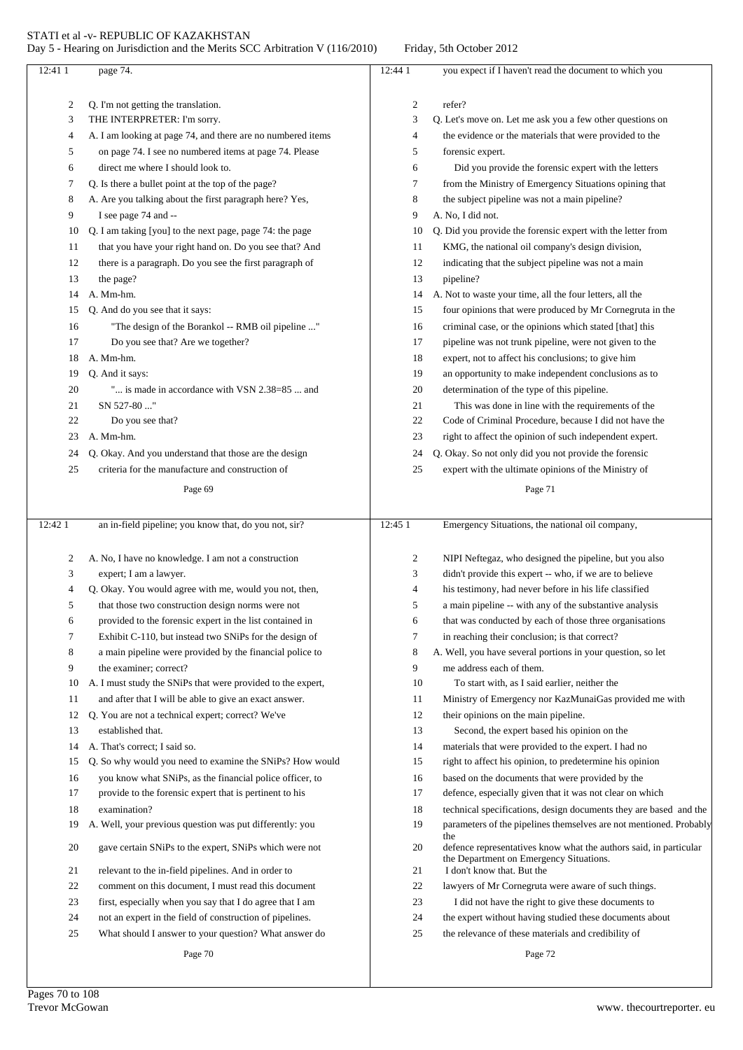Page 69

12:41 page 74.

Q. I'm not getting the translation.

THE INTERPRETER: I'm sorry.

A. I am looking at page 74, and there are no numbered items on page 74. I see no numbered items at page 74. Please direct me where I should look to.

Q. Is there a bullet point at the top of the page?

A. Are you talking about the first paragraph here? Yes, I see page 74 and --

Q. I am taking [you] to the next page, page 74: the page that you have your right hand on. Do you see that? And there is a paragraph. Do you see the first paragraph of the page?

A. Mm-hm.

Q. And do you see that it says:

"The design of the Borankol -- RMB oil pipeline ..."

Do you see that? Are we together?

A. Mm-hm.

Q. And it says:

"... is made in accordance with VSN 2.38=85 ... and SN 527-80 ..."

Do you see that?

A. Mm-hm.

Q. Okay. And you understand that those are the design criteria for the manufacture and construction of

Page 70

12:42 an in-field pipeline; you know that, do you not, sir?

A. No, I have no knowledge. I am not a construction expert; I am a lawyer.

Q. Okay. You would agree with me, would you not, then, that those two construction design norms were not provided to the forensic expert in the list contained in Exhibit C-110, but instead two SNiPs for the design of a main pipeline were provided by the financial police to the examiner; correct?

A. I must study the SNiPs that were provided to the expert, and after that I will be able to give an exact answer.

Q. You are not a technical expert; correct? We've established that.

A. That's correct; I said so.

Q. So why would you need to examine the SNiPs? How would you know what SNiPs, as the financial police officer, to provide to the forensic expert that is pertinent to his examination?

A. Well, your previous question was put differently: you gave certain SNiPs to the expert, SNiPs which were not relevant to the in-field pipelines. And in order to comment on this document, I must read this document first, especially when you say that I do agree that I am not an expert in the field of construction of pipelines. What should I answer to your question? What answer do

Page 71

12:44 you expect if I haven't read the document to which you refer?

Q. Let's move on. Let me ask you a few other questions on the evidence or the materials that were provided to the forensic expert.

Did you provide the forensic expert with the letters from the Ministry of Emergency Situations opining that the subject pipeline was not a main pipeline?

A. No, I did not.

Q. Did you provide the forensic expert with the letter from KMG, the national oil company's design division, indicating that the subject pipeline was not a main pipeline?

A. Not to waste your time, all the four letters, all the four opinions that were produced by Mr Cornegruta in the criminal case, or the opinions which stated [that] this pipeline was not trunk pipeline, were not given to the expert, not to affect his conclusions; to give him an opportunity to make independent conclusions as to determination of the type of this pipeline.

This was done in line with the requirements of the Code of Criminal Procedure, because I did not have the right to affect the opinion of such independent expert.

Q. Okay. So not only did you not provide the forensic expert with the ultimate opinions of the Ministry of

Page 72

12:45 Emergency Situations, the national oil company, NIPI Neftegaz, who designed the pipeline, but you also didn't provide this expert -- who, if we are to believe his testimony, had never before in his life classified a main pipeline -- with any of the substantive analysis that was conducted by each of those three organisations in reaching their conclusion; is that correct?

A. Well, you have several portions in your question, so let me address each of them.

To start with, as I said earlier, neither the Ministry of Emergency nor KazMunaiGas provided me with their opinions on the main pipeline.

Second, the expert based his opinion on the materials that were provided to the expert. I had no right to affect his opinion, to predetermine his opinion based on the documents that were provided by the defence, especially given that it was not clear on which technical specifications, design documents they are based and the parameters of the pipelines themselves are not mentioned. Probably the defence representatives know what the authors said, in particular the Department on Emergency Situations. I don't know that. But the lawyers of Mr Cornegruta were aware of such things.

I did not have the right to give these documents to the expert without having studied these documents about the relevance of these materials and credibility of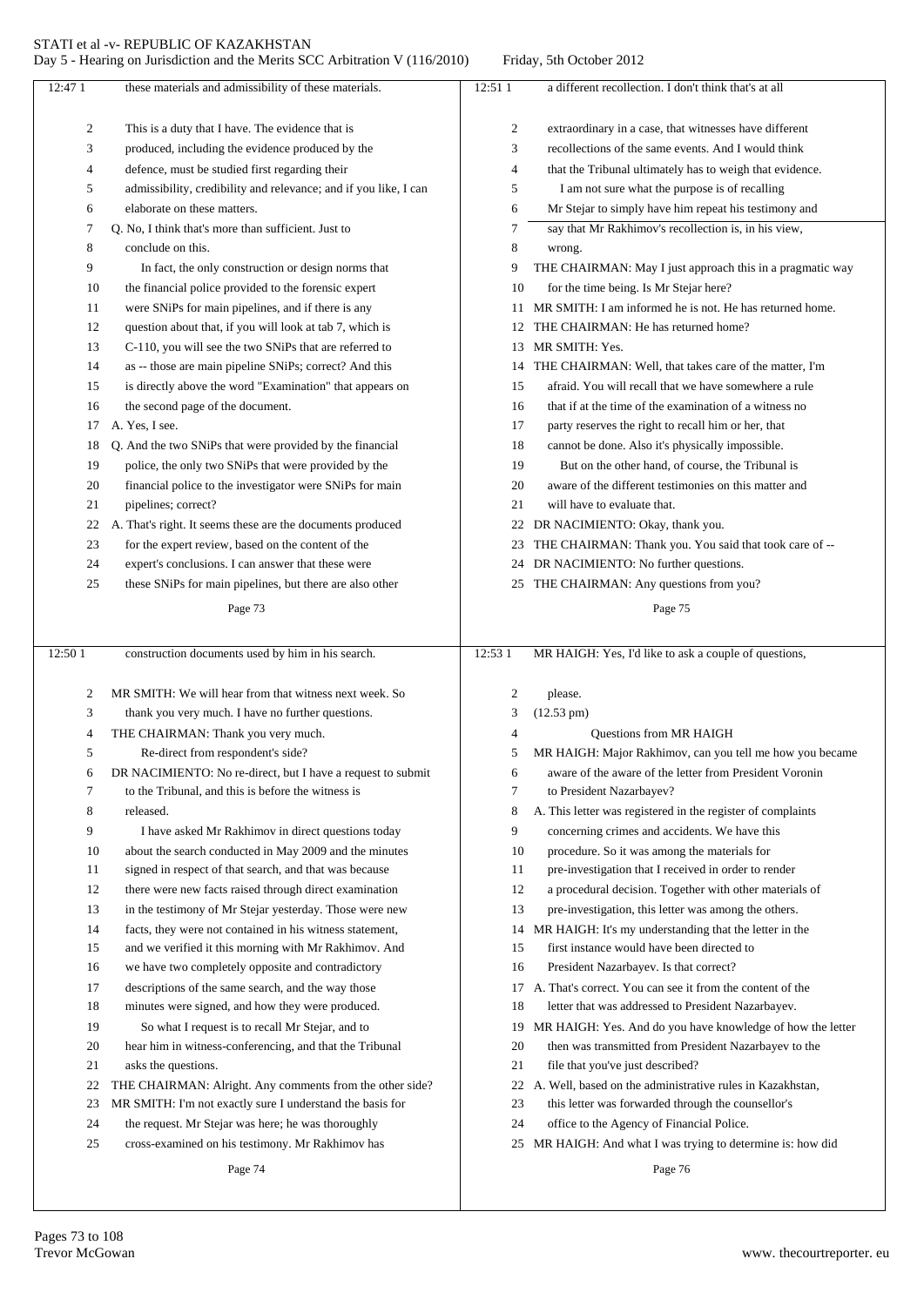these materials and admissibility of these materials.

This is a duty that I have. The evidence that is produced, including the evidence produced by the defence, must be studied first regarding their admissibility, credibility and relevance; and if you like, I can elaborate on these matters.

Q. No, I think that's more than sufficient. Just to conclude on this.

In fact, the only construction or design norms that the financial police provided to the forensic expert were SNiPs for main pipelines, and if there is any question about that, if you will look at tab 7, which is C-110, you will see the two SNiPs that are referred to as -- those are main pipeline SNiPs; correct? And this is directly above the word "Examination" that appears on the second page of the document.

A. Yes, I see.

Q. And the two SNiPs that were provided by the financial police, the only two SNiPs that were provided by the financial police to the investigator were SNiPs for main pipelines; correct?

A. That's right. It seems these are the documents produced for the expert review, based on the content of the expert's conclusions. I can answer that these were these SNiPs for main pipelines, but there are also other construction documents used by him in his search.

MR SMITH: We will hear from that witness next week. So thank you very much. I have no further questions.

THE CHAIRMAN: Thank you very much.

Re-direct from respondent's side?

DR NACIMIENTO: No re-direct, but I have a request to submit to the Tribunal, and this is before the witness is released.

I have asked Mr Rakhimov in direct questions today about the search conducted in May 2009 and the minutes signed in respect of that search, and that was because there were new facts raised through direct examination in the testimony of Mr Stejar yesterday. Those were new facts, they were not contained in his witness statement, and we verified it this morning with Mr Rakhimov. And we have two completely opposite and contradictory descriptions of the same search, and the way those minutes were signed, and how they were produced.

So what I request is to recall Mr Stejar, and to hear him in witness-conferencing, and that the Tribunal asks the questions.

THE CHAIRMAN: Alright. Any comments from the other side?

MR SMITH: I'm not exactly sure I understand the basis for the request. Mr Stejar was here; he was thoroughly cross-examined on his testimony. Mr Rakhimov has a different recollection. I don't think that's at all extraordinary in a case, that witnesses have different recollections of the same events. And I would think that the Tribunal ultimately has to weigh that evidence.

I am not sure what the purpose is of recalling Mr Stejar to simply have him repeat his testimony and say that Mr Rakhimov's recollection is, in his view, wrong.

THE CHAIRMAN: May I just approach this in a pragmatic way for the time being. Is Mr Stejar here?

MR SMITH: I am informed he is not. He has returned home.

THE CHAIRMAN: He has returned home?

MR SMITH: Yes.

THE CHAIRMAN: Well, that takes care of the matter, I'm afraid. You will recall that we have somewhere a rule that if at the time of the examination of a witness no party reserves the right to recall him or her, that cannot be done. Also it's physically impossible.

But on the other hand, of course, the Tribunal is aware of the different testimonies on this matter and will have to evaluate that.

DR NACIMIENTO: Okay, thank you.

THE CHAIRMAN: Thank you. You said that took care of --

DR NACIMIENTO: No further questions.

THE CHAIRMAN: Any questions from you?

MR HAIGH: Yes, I'd like to ask a couple of questions, please.

(12.53 pm)

Questions from MR HAIGH

MR HAIGH: Major Rakhimov, can you tell me how you became aware of the aware of the letter from President Voronin to President Nazarbayev?

A. This letter was registered in the register of complaints concerning crimes and accidents. We have this procedure. So it was among the materials for pre-investigation that I received in order to render a procedural decision. Together with other materials of pre-investigation, this letter was among the others.

MR HAIGH: It's my understanding that the letter in the first instance would have been directed to President Nazarbayev. Is that correct?

A. That's correct. You can see it from the content of the letter that was addressed to President Nazarbayev.

MR HAIGH: Yes. And do you have knowledge of how the letter then was transmitted from President Nazarbayev to the file that you've just described?

A. Well, based on the administrative rules in Kazakhstan, this letter was forwarded through the counsellor's office to the Agency of Financial Police.

MR HAIGH: And what I was trying to determine is: how did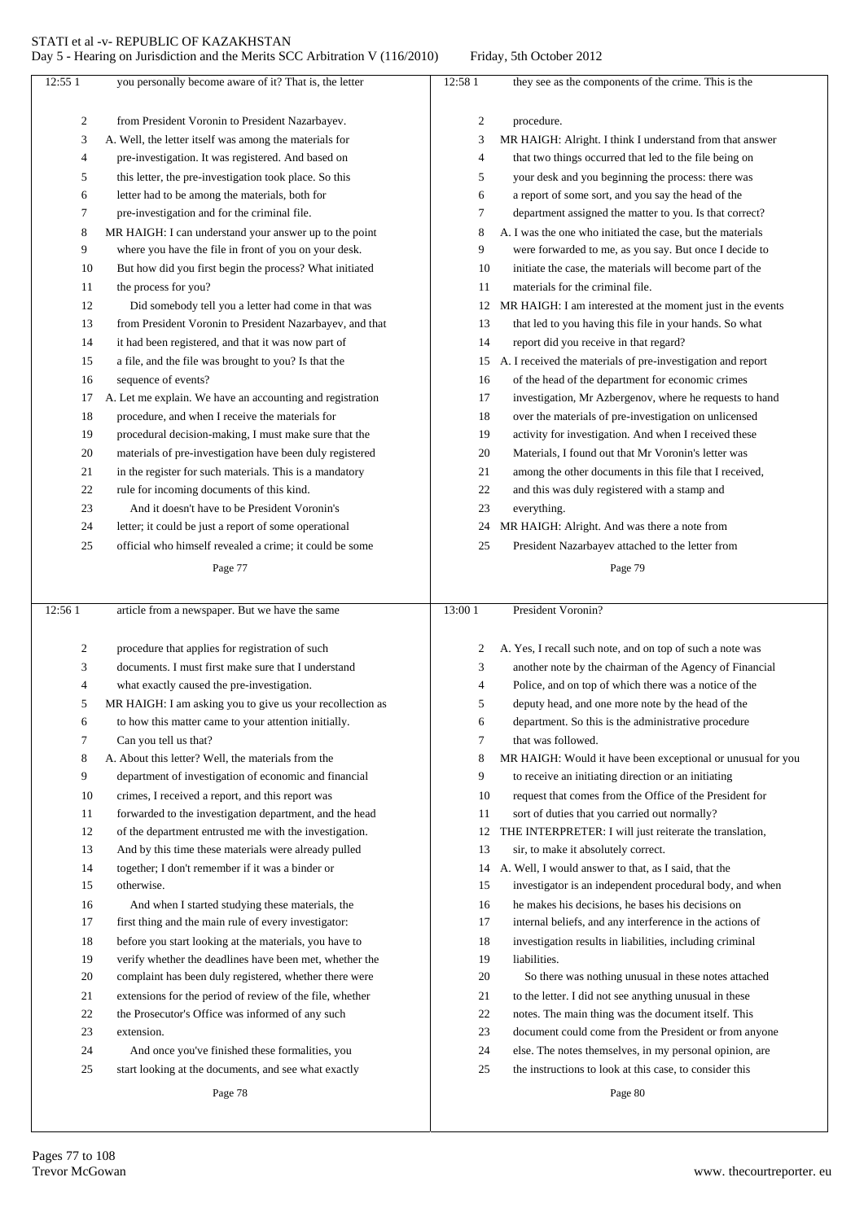12:55 1 you personally become aware of it? That is, the letter
2 from President Voronin to President Nazarbayev.
3 A. Well, the letter itself was among the materials for
4 pre-investigation. It was registered. And based on
5 this letter, the pre-investigation took place. So this
6 letter had to be among the materials, both for
7 pre-investigation and for the criminal file.
8 MR HAIGH: I can understand your answer up to the point
9 where you have the file in front of you on your desk.
10 But how did you first begin the process? What initiated
11 the process for you?
12 Did somebody tell you a letter had come in that was
13 from President Voronin to President Nazarbayev, and that
14 it had been registered, and that it was now part of
15 a file, and the file was brought to you? Is that the
16 sequence of events?
17 A. Let me explain. We have an accounting and registration
18 procedure, and when I receive the materials for
19 procedural decision-making, I must make sure that the
20 materials of pre-investigation have been duly registered
21 in the register for such materials. This is a mandatory
22 rule for incoming documents of this kind.
23 And it doesn't have to be President Voronin's
24 letter; it could be just a report of some operational
25 official who himself revealed a crime; it could be some

Page 77

12:56 1 article from a newspaper. But we have the same
2 procedure that applies for registration of such
3 documents. I must first make sure that I understand
4 what exactly caused the pre-investigation.
5 MR HAIGH: I am asking you to give us your recollection as
6 to how this matter came to your attention initially.
7 Can you tell us that?
8 A. About this letter? Well, the materials from the
9 department of investigation of economic and financial
10 crimes, I received a report, and this report was
11 forwarded to the investigation department, and the head
12 of the department entrusted me with the investigation.
13 And by this time these materials were already pulled
14 together; I don't remember if it was a binder or
15 otherwise.
16 And when I started studying these materials, the
17 first thing and the main rule of every investigator:
18 before you start looking at the materials, you have to
19 verify whether the deadlines have been met, whether the
20 complaint has been duly registered, whether there were
21 extensions for the period of review of the file, whether
22 the Prosecutor's Office was informed of any such
23 extension.
24 And once you've finished these formalities, you
25 start looking at the documents, and see what exactly

Page 78

12:58 1 they see as the components of the crime. This is the
2 procedure.
3 MR HAIGH: Alright. I think I understand from that answer
4 that two things occurred that led to the file being on
5 your desk and you beginning the process: there was
6 a report of some sort, and you say the head of the
7 department assigned the matter to you. Is that correct?
8 A. I was the one who initiated the case, but the materials
9 were forwarded to me, as you say. But once I decide to
10 initiate the case, the materials will become part of the
11 materials for the criminal file.
12 MR HAIGH: I am interested at the moment just in the events
13 that led to you having this file in your hands. So what
14 report did you receive in that regard?
15 A. I received the materials of pre-investigation and report
16 of the head of the department for economic crimes
17 investigation, Mr Azbergenov, where he requests to hand
18 over the materials of pre-investigation on unlicensed
19 activity for investigation. And when I received these
20 Materials, I found out that Mr Voronin's letter was
21 among the other documents in this file that I received,
22 and this was duly registered with a stamp and
23 everything.
24 MR HAIGH: Alright. And was there a note from
25 President Nazarbayev attached to the letter from

Page 79

13:00 1 President Voronin?
2 A. Yes, I recall such note, and on top of such a note was
3 another note by the chairman of the Agency of Financial
4 Police, and on top of which there was a notice of the
5 deputy head, and one more note by the head of the
6 department. So this is the administrative procedure
7 that was followed.
8 MR HAIGH: Would it have been exceptional or unusual for you
9 to receive an initiating direction or an initiating
10 request that comes from the Office of the President for
11 sort of duties that you carried out normally?
12 THE INTERPRETER: I will just reiterate the translation,
13 sir, to make it absolutely correct.
14 A. Well, I would answer to that, as I said, that the
15 investigator is an independent procedural body, and when
16 he makes his decisions, he bases his decisions on
17 internal beliefs, and any interference in the actions of
18 investigation results in liabilities, including criminal
19 liabilities.
20 So there was nothing unusual in these notes attached
21 to the letter. I did not see anything unusual in these
22 notes. The main thing was the document itself. This
23 document could come from the President or from anyone
24 else. The notes themselves, in my personal opinion, are
25 the instructions to look at this case, to consider this

Page 80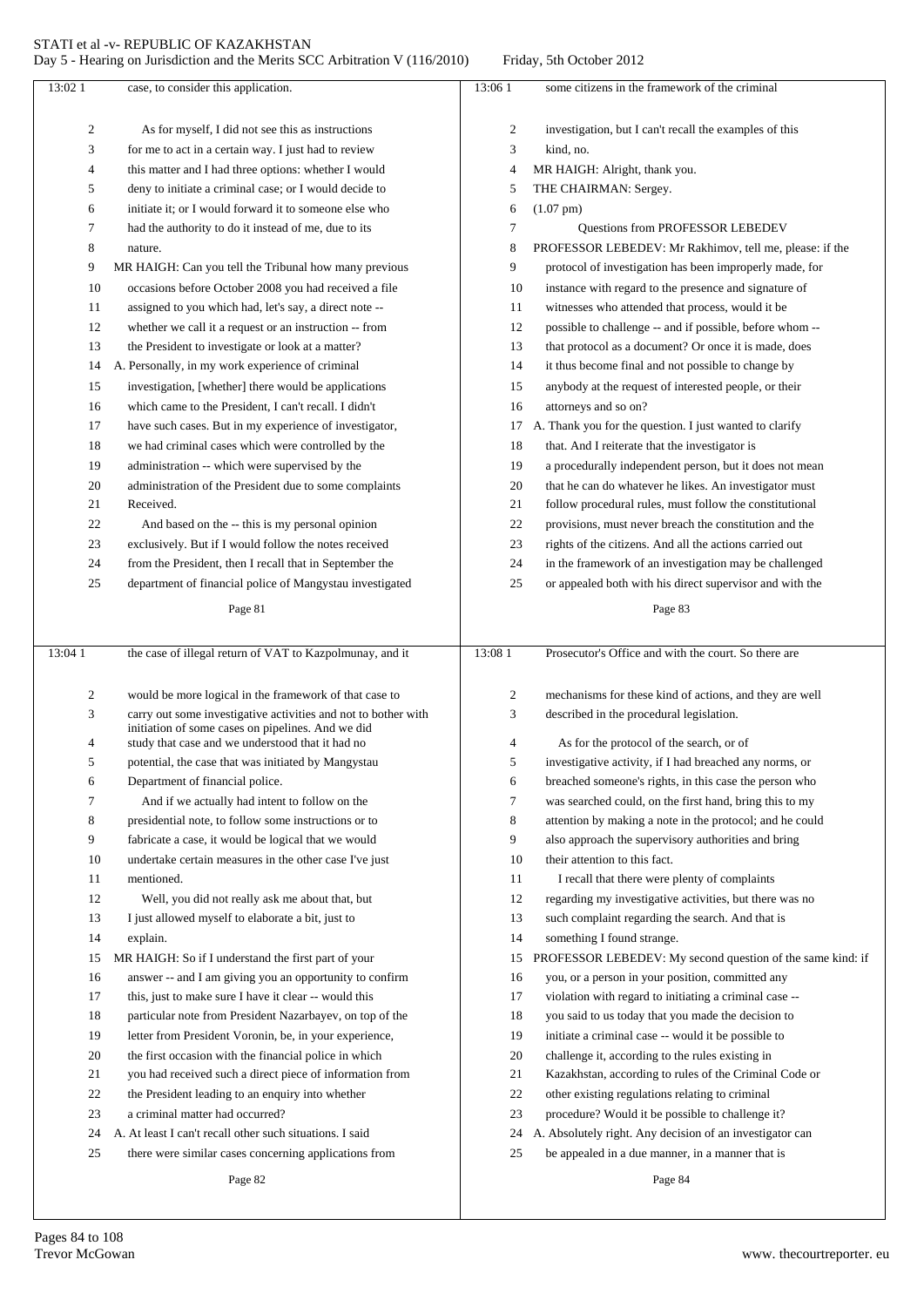case, to consider this application.

As for myself, I did not see this as instructions for me to act in a certain way. I just had to review this matter and I had three options: whether I would deny to initiate a criminal case; or I would decide to initiate it; or I would forward it to someone else who had the authority to do it instead of me, due to its nature.

MR HAIGH: Can you tell the Tribunal how many previous occasions before October 2008 you had received a file assigned to you which had, let's say, a direct note -- whether we call it a request or an instruction -- from the President to investigate or look at a matter?

A. Personally, in my work experience of criminal investigation, [whether] there would be applications which came to the President, I can't recall. I didn't have such cases. But in my experience of investigator, we had criminal cases which were controlled by the administration -- which were supervised by the administration of the President due to some complaints Received.

And based on the -- this is my personal opinion exclusively. But if I would follow the notes received from the President, then I recall that in September the department of financial police of Mangystau investigated the case of illegal return of VAT to Kazpolmunay, and it would be more logical in the framework of that case to carry out some investigative activities and not to bother with initiation of some cases on pipelines. And we did study that case and we understood that it had no potential, the case that was initiated by Mangystau Department of financial police.

And if we actually had intent to follow on the presidential note, to follow some instructions or to fabricate a case, it would be logical that we would undertake certain measures in the other case I've just mentioned.

Well, you did not really ask me about that, but I just allowed myself to elaborate a bit, just to explain.

MR HAIGH: So if I understand the first part of your answer -- and I am giving you an opportunity to confirm this, just to make sure I have it clear -- would this particular note from President Nazarbayev, on top of the letter from President Voronin, be, in your experience, the first occasion with the financial police in which you had received such a direct piece of information from the President leading to an enquiry into whether a criminal matter had occurred?

A. At least I can't recall other such situations. I said there were similar cases concerning applications from some citizens in the framework of the criminal investigation, but I can't recall the examples of this kind, no.

MR HAIGH: Alright, thank you.

THE CHAIRMAN: Sergey.

(1.07 pm)

Questions from PROFESSOR LEBEDEV

PROFESSOR LEBEDEV: Mr Rakhimov, tell me, please: if the protocol of investigation has been improperly made, for instance with regard to the presence and signature of witnesses who attended that process, would it be possible to challenge -- and if possible, before whom -- that protocol as a document? Or once it is made, does it thus become final and not possible to change by anybody at the request of interested people, or their attorneys and so on?

A. Thank you for the question. I just wanted to clarify that. And I reiterate that the investigator is a procedurally independent person, but it does not mean that he can do whatever he likes. An investigator must follow procedural rules, must follow the constitutional provisions, must never breach the constitution and the rights of the citizens. And all the actions carried out in the framework of an investigation may be challenged or appealed both with his direct supervisor and with the Prosecutor's Office and with the court. So there are mechanisms for these kind of actions, and they are well described in the procedural legislation.

As for the protocol of the search, or of investigative activity, if I had breached any norms, or breached someone's rights, in this case the person who was searched could, on the first hand, bring this to my attention by making a note in the protocol; and he could also approach the supervisory authorities and bring their attention to this fact.

I recall that there were plenty of complaints regarding my investigative activities, but there was no such complaint regarding the search. And that is something I found strange.

PROFESSOR LEBEDEV: My second question of the same kind: if you, or a person in your position, committed any violation with regard to initiating a criminal case -- you said to us today that you made the decision to initiate a criminal case -- would it be possible to challenge it, according to the rules existing in Kazakhstan, according to rules of the Criminal Code or other existing regulations relating to criminal procedure? Would it be possible to challenge it?

A. Absolutely right. Any decision of an investigator can be appealed in a due manner, in a manner that is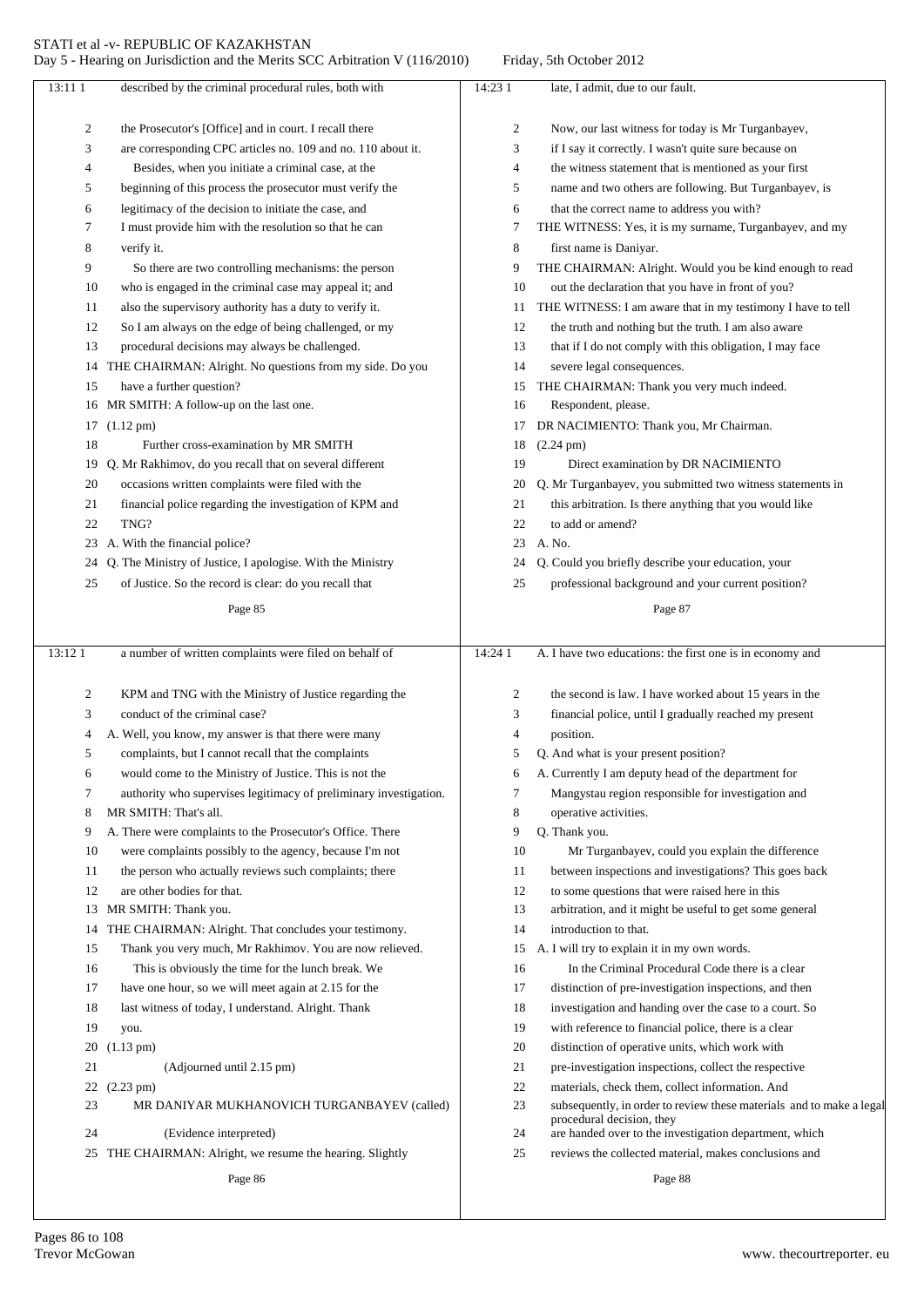described by the criminal procedural rules, both with the Prosecutor's [Office] and in court. I recall there are corresponding CPC articles no. 109 and no. 110 about it.

Besides, when you initiate a criminal case, at the beginning of this process the prosecutor must verify the legitimacy of the decision to initiate the case, and I must provide him with the resolution so that he can verify it.

So there are two controlling mechanisms: the person who is engaged in the criminal case may appeal it; and also the supervisory authority has a duty to verify it. So I am always on the edge of being challenged, or my procedural decisions may always be challenged.

THE CHAIRMAN: Alright. No questions from my side. Do you have a further question?

MR SMITH: A follow-up on the last one.

(1.12 pm)

Further cross-examination by MR SMITH

Q. Mr Rakhimov, do you recall that on several different occasions written complaints were filed with the financial police regarding the investigation of KPM and TNG?

A. With the financial police?

Q. The Ministry of Justice, I apologise. With the Ministry of Justice. So the record is clear: do you recall that a number of written complaints were filed on behalf of KPM and TNG with the Ministry of Justice regarding the conduct of the criminal case?

A. Well, you know, my answer is that there were many complaints, but I cannot recall that the complaints would come to the Ministry of Justice. This is not the authority who supervises legitimacy of preliminary investigation.

MR SMITH: That's all.

A. There were complaints to the Prosecutor's Office. There were complaints possibly to the agency, because I'm not the person who actually reviews such complaints; there are other bodies for that.

MR SMITH: Thank you.

THE CHAIRMAN: Alright. That concludes your testimony. Thank you very much, Mr Rakhimov. You are now relieved.

This is obviously the time for the lunch break. We have one hour, so we will meet again at 2.15 for the last witness of today, I understand. Alright. Thank you.

(1.13 pm)

(Adjourned until 2.15 pm)

(2.23 pm)

MR DANIYAR MUKHANOVICH TURGANBAYEV (called)

(Evidence interpreted)

THE CHAIRMAN: Alright, we resume the hearing. Slightly late, I admit, due to our fault.

Now, our last witness for today is Mr Turganbayev, if I say it correctly. I wasn't quite sure because on the witness statement that is mentioned as your first name and two others are following. But Turganbayev, is that the correct name to address you with?

THE WITNESS: Yes, it is my surname, Turganbayev, and my first name is Daniyar.

THE CHAIRMAN: Alright. Would you be kind enough to read out the declaration that you have in front of you?

THE WITNESS: I am aware that in my testimony I have to tell the truth and nothing but the truth. I am also aware that if I do not comply with this obligation, I may face severe legal consequences.

THE CHAIRMAN: Thank you very much indeed. Respondent, please.

DR NACIMIENTO: Thank you, Mr Chairman.

(2.24 pm)

Direct examination by DR NACIMIENTO

Q. Mr Turganbayev, you submitted two witness statements in this arbitration. Is there anything that you would like to add or amend?

A. No.

Q. Could you briefly describe your education, your professional background and your current position?

A. I have two educations: the first one is in economy and the second is law. I have worked about 15 years in the financial police, until I gradually reached my present position.

Q. And what is your present position?

A. Currently I am deputy head of the department for Mangystau region responsible for investigation and operative activities.

Q. Thank you.

Mr Turganbayev, could you explain the difference between inspections and investigations? This goes back to some questions that were raised here in this arbitration, and it might be useful to get some general introduction to that.

A. I will try to explain it in my own words.

In the Criminal Procedural Code there is a clear distinction of pre-investigation inspections, and then investigation and handing over the case to a court. So with reference to financial police, there is a clear distinction of operative units, which work with pre-investigation inspections, collect the respective materials, check them, collect information. And subsequently, in order to review these materials and to make a legal procedural decision, they are handed over to the investigation department, which reviews the collected material, makes conclusions and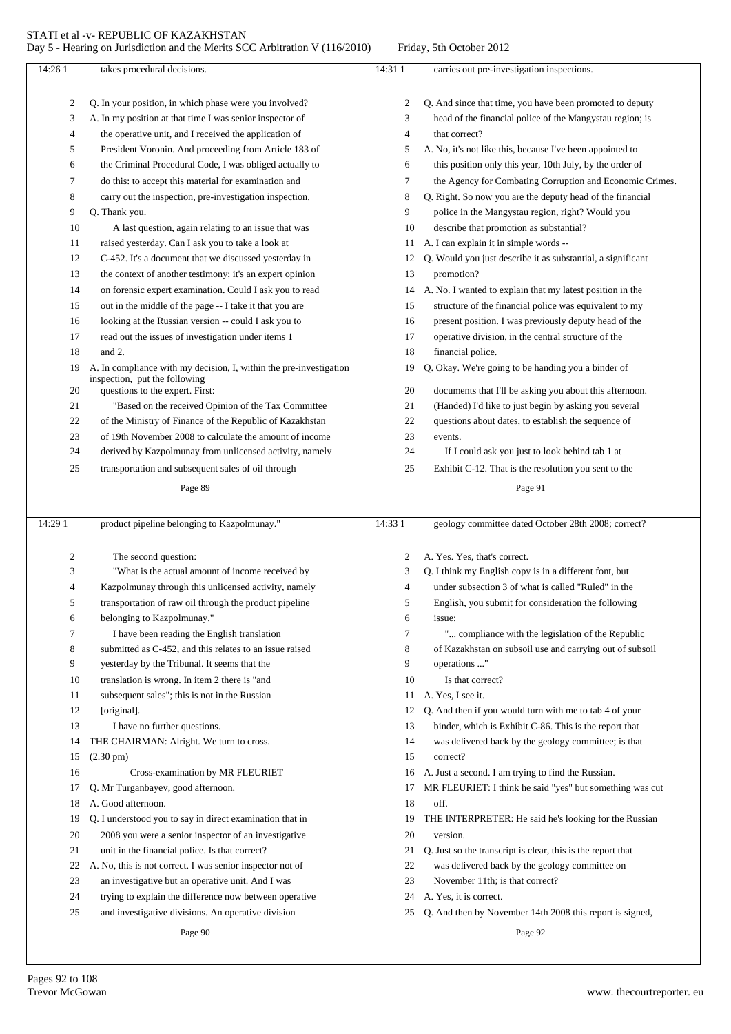takes procedural decisions.

Q. In your position, in which phase were you involved?

A. In my position at that time I was senior inspector of the operative unit, and I received the application of President Voronin. And proceeding from Article 183 of the Criminal Procedural Code, I was obliged actually to do this: to accept this material for examination and carry out the inspection, pre-investigation inspection.

Q. Thank you.

A last question, again relating to an issue that was raised yesterday. Can I ask you to take a look at C-452. It's a document that we discussed yesterday in the context of another testimony; it's an expert opinion on forensic expert examination. Could I ask you to read out in the middle of the page -- I take it that you are looking at the Russian version -- could I ask you to read out the issues of investigation under items 1 and 2.

A. In compliance with my decision, I, within the pre-investigation inspection, put the following questions to the expert. First:

"Based on the received Opinion of the Tax Committee of the Ministry of Finance of the Republic of Kazakhstan of 19th November 2008 to calculate the amount of income derived by Kazpolmunay from unlicensed activity, namely transportation and subsequent sales of oil through product pipeline belonging to Kazpolmunay."

The second question:

"What is the actual amount of income received by Kazpolmunay through this unlicensed activity, namely transportation of raw oil through the product pipeline belonging to Kazpolmunay."

I have been reading the English translation submitted as C-452, and this relates to an issue raised yesterday by the Tribunal. It seems that the translation is wrong. In item 2 there is "and subsequent sales"; this is not in the Russian [original].

I have no further questions.

THE CHAIRMAN: Alright. We turn to cross.

(2.30 pm)

Cross-examination by MR FLEURIET

Q. Mr Turganbayev, good afternoon.

A. Good afternoon.

Q. I understood you to say in direct examination that in 2008 you were a senior inspector of an investigative unit in the financial police. Is that correct?

A. No, this is not correct. I was senior inspector not of an investigative but an operative unit. And I was trying to explain the difference now between operative and investigative divisions. An operative division carries out pre-investigation inspections.

Q. And since that time, you have been promoted to deputy head of the financial police of the Mangystau region; is that correct?

A. No, it's not like this, because I've been appointed to this position only this year, 10th July, by the order of the Agency for Combating Corruption and Economic Crimes.

Q. Right. So now you are the deputy head of the financial police in the Mangystau region, right? Would you describe that promotion as substantial?

A. I can explain it in simple words --

Q. Would you just describe it as substantial, a significant promotion?

A. No. I wanted to explain that my latest position in the structure of the financial police was equivalent to my present position. I was previously deputy head of the operative division, in the central structure of the financial police.

Q. Okay. We're going to be handing you a binder of documents that I'll be asking you about this afternoon. (Handed) I'd like to just begin by asking you several questions about dates, to establish the sequence of events.

If I could ask you just to look behind tab 1 at Exhibit C-12. That is the resolution you sent to the geology committee dated October 28th 2008; correct?

A. Yes. Yes, that's correct.

Q. I think my English copy is in a different font, but under subsection 3 of what is called "Ruled" in the English, you submit for consideration the following issue:

"... compliance with the legislation of the Republic of Kazakhstan on subsoil use and carrying out of subsoil operations ..."

Is that correct?

A. Yes, I see it.

Q. And then if you would turn with me to tab 4 of your binder, which is Exhibit C-86. This is the report that was delivered back by the geology committee; is that correct?

A. Just a second. I am trying to find the Russian.

MR FLEURIET: I think he said "yes" but something was cut off.

THE INTERPRETER: He said he's looking for the Russian version.

Q. Just so the transcript is clear, this is the report that was delivered back by the geology committee on November 11th; is that correct?

A. Yes, it is correct.

Q. And then by November 14th 2008 this report is signed,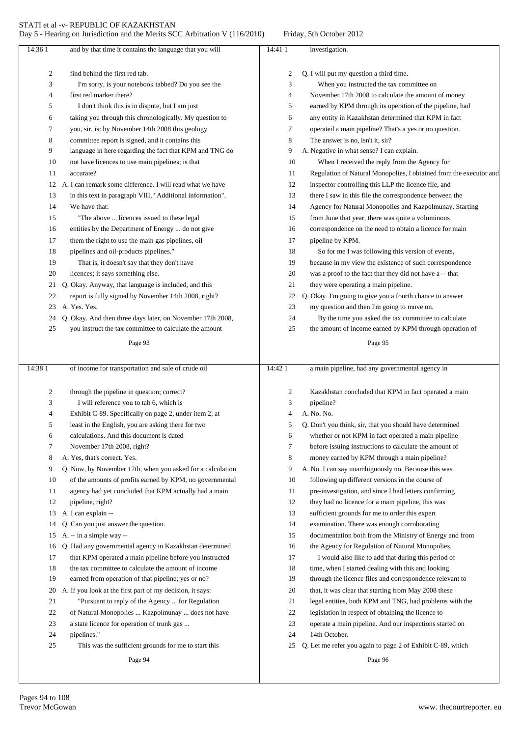and by that time it contains the language that you will find behind the first red tab.

I'm sorry, is your notebook tabbed? Do you see the first red marker there?

I don't think this is in dispute, but I am just taking you through this chronologically. My question to you, sir, is: by November 14th 2008 this geology committee report is signed, and it contains this language in here regarding the fact that KPM and TNG do not have licences to use main pipelines; is that accurate?

A. I can remark some difference. I will read what we have in this text in paragraph VIII, "Additional information". We have that:

"The above ... licences issued to these legal entities by the Department of Energy ... do not give them the right to use the main gas pipelines, oil pipelines and oil-products pipelines."

That is, it doesn't say that they don't have licences; it says something else.

Q. Okay. Anyway, that language is included, and this report is fully signed by November 14th 2008, right?

A. Yes. Yes.

Q. Okay. And then three days later, on November 17th 2008, you instruct the tax committee to calculate the amount of income for transportation and sale of crude oil through the pipeline in question; correct?

I will reference you to tab 6, which is Exhibit C-89. Specifically on page 2, under item 2, at least in the English, you are asking there for two calculations. And this document is dated November 17th 2008, right?

A. Yes, that's correct. Yes.

Q. Now, by November 17th, when you asked for a calculation of the amounts of profits earned by KPM, no governmental agency had yet concluded that KPM actually had a main pipeline, right?

A. I can explain --

Q. Can you just answer the question.

A. -- in a simple way --

Q. Had any governmental agency in Kazakhstan determined that KPM operated a main pipeline before you instructed the tax committee to calculate the amount of income earned from operation of that pipeline; yes or no?

A. If you look at the first part of my decision, it says:

"Pursuant to reply of the Agency ... for Regulation of Natural Monopolies ... Kazpolmunay ... does not have a state licence for operation of trunk gas ... pipelines."

This was the sufficient grounds for me to start this investigation.

Q. I will put my question a third time.

When you instructed the tax committee on November 17th 2008 to calculate the amount of money earned by KPM through its operation of the pipeline, had any entity in Kazakhstan determined that KPM in fact operated a main pipeline? That's a yes or no question. The answer is no, isn't it, sir?

A. Negative in what sense? I can explain.

When I received the reply from the Agency for Regulation of Natural Monopolies, I obtained from the executor and inspector controlling this LLP the licence file, and there I saw in this file the correspondence between the Agency for Natural Monopolies and Kazpolmunay. Starting from June that year, there was quite a voluminous correspondence on the need to obtain a licence for main pipeline by KPM.

So for me I was following this version of events, because in my view the existence of such correspondence was a proof to the fact that they did not have a -- that they were operating a main pipeline.

Q. Okay. I'm going to give you a fourth chance to answer my question and then I'm going to move on.

By the time you asked the tax committee to calculate the amount of income earned by KPM through operation of a main pipeline, had any governmental agency in Kazakhstan concluded that KPM in fact operated a main pipeline?

A. No. No.

Q. Don't you think, sir, that you should have determined whether or not KPM in fact operated a main pipeline before issuing instructions to calculate the amount of money earned by KPM through a main pipeline?

A. No. I can say unambiguously no. Because this was following up different versions in the course of pre-investigation, and since I had letters confirming they had no licence for a main pipeline, this was sufficient grounds for me to order this expert examination. There was enough corroborating documentation both from the Ministry of Energy and from the Agency for Regulation of Natural Monopolies.

I would also like to add that during this period of time, when I started dealing with this and looking through the licence files and correspondence relevant to that, it was clear that starting from May 2008 these legal entities, both KPM and TNG, had problems with the legislation in respect of obtaining the licence to operate a main pipeline. And our inspections started on 14th October.

Q. Let me refer you again to page 2 of Exhibit C-89, which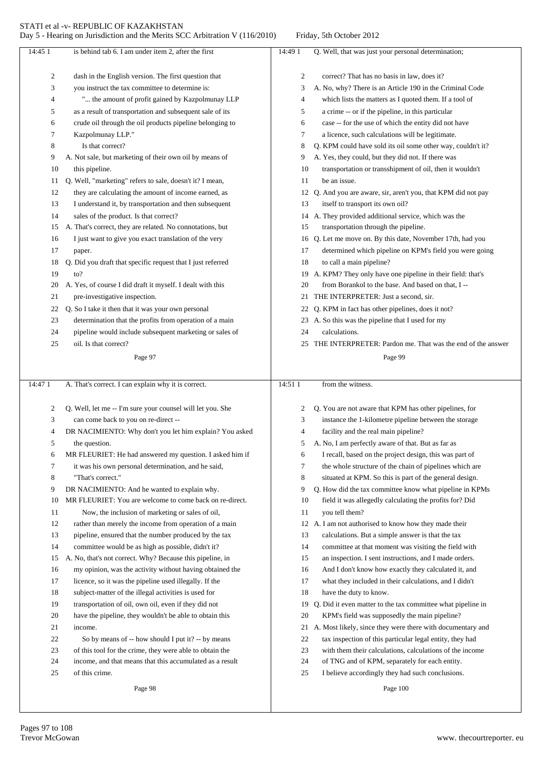**Page 97**

14:45 1 is behind tab 6. I am under item 2, after the first
2 dash in the English version. The first question that
3 you instruct the tax committee to determine is:
4 "... the amount of profit gained by Kazpolmunay LLP
5 as a result of transportation and subsequent sale of its
6 crude oil through the oil products pipeline belonging to
7 Kazpolmunay LLP."
8 Is that correct?
9 A. Not sale, but marketing of their own oil by means of
10 this pipeline.
11 Q. Well, "marketing" refers to sale, doesn't it? I mean,
12 they are calculating the amount of income earned, as
13 I understand it, by transportation and then subsequent
14 sales of the product. Is that correct?
15 A. That's correct, they are related. No connotations, but
16 I just want to give you exact translation of the very
17 paper.
18 Q. Did you draft that specific request that I just referred
19 to?
20 A. Yes, of course I did draft it myself. I dealt with this
21 pre-investigative inspection.
22 Q. So I take it then that it was your own personal
23 determination that the profits from operation of a main
24 pipeline would include subsequent marketing or sales of
25 oil. Is that correct?

**Page 98**

14:47 1 A. That's correct. I can explain why it is correct.
2 Q. Well, let me -- I'm sure your counsel will let you. She
3 can come back to you on re-direct --
4 DR NACIMIENTO: Why don't you let him explain? You asked
5 the question.
6 MR FLEURIET: He had answered my question. I asked him if
7 it was his own personal determination, and he said,
8 "That's correct."
9 DR NACIMIENTO: And he wanted to explain why.
10 MR FLEURIET: You are welcome to come back on re-direct.
11 Now, the inclusion of marketing or sales of oil,
12 rather than merely the income from operation of a main
13 pipeline, ensured that the number produced by the tax
14 committee would be as high as possible, didn't it?
15 A. No, that's not correct. Why? Because this pipeline, in
16 my opinion, was the activity without having obtained the
17 licence, so it was the pipeline used illegally. If the
18 subject-matter of the illegal activities is used for
19 transportation of oil, own oil, even if they did not
20 have the pipeline, they wouldn't be able to obtain this
21 income.
22 So by means of -- how should I put it? -- by means
23 of this tool for the crime, they were able to obtain the
24 income, and that means that this accumulated as a result
25 of this crime.

**Page 99**

14:49 1 Q. Well, that was just your personal determination;
2 correct? That has no basis in law, does it?
3 A. No, why? There is an Article 190 in the Criminal Code
4 which lists the matters as I quoted them. If a tool of
5 a crime -- or if the pipeline, in this particular
6 case -- for the use of which the entity did not have
7 a licence, such calculations will be legitimate.
8 Q. KPM could have sold its oil some other way, couldn't it?
9 A. Yes, they could, but they did not. If there was
10 transportation or transshipment of oil, then it wouldn't
11 be an issue.
12 Q. And you are aware, sir, aren't you, that KPM did not pay
13 itself to transport its own oil?
14 A. They provided additional service, which was the
15 transportation through the pipeline.
16 Q. Let me move on. By this date, November 17th, had you
17 determined which pipeline on KPM's field you were going
18 to call a main pipeline?
19 A. KPM? They only have one pipeline in their field: that's
20 from Borankol to the base. And based on that, I --
21 THE INTERPRETER: Just a second, sir.
22 Q. KPM in fact has other pipelines, does it not?
23 A. So this was the pipeline that I used for my
24 calculations.
25 THE INTERPRETER: Pardon me. That was the end of the answer

**Page 100**

14:51 1 from the witness.
2 Q. You are not aware that KPM has other pipelines, for
3 instance the 1-kilometre pipeline between the storage
4 facility and the real main pipeline?
5 A. No, I am perfectly aware of that. But as far as
6 I recall, based on the project design, this was part of
7 the whole structure of the chain of pipelines which are
8 situated at KPM. So this is part of the general design.
9 Q. How did the tax committee know what pipeline in KPMs
10 field it was allegedly calculating the profits for? Did
11 you tell them?
12 A. I am not authorised to know how they made their
13 calculations. But a simple answer is that the tax
14 committee at that moment was visiting the field with
15 an inspection. I sent instructions, and I made orders.
16 And I don't know how exactly they calculated it, and
17 what they included in their calculations, and I didn't
18 have the duty to know.
19 Q. Did it even matter to the tax committee what pipeline in
20 KPM's field was supposedly the main pipeline?
21 A. Most likely, since they were there with documentary and
22 tax inspection of this particular legal entity, they had
23 with them their calculations, calculations of the income
24 of TNG and of KPM, separately for each entity.
25 I believe accordingly they had such conclusions.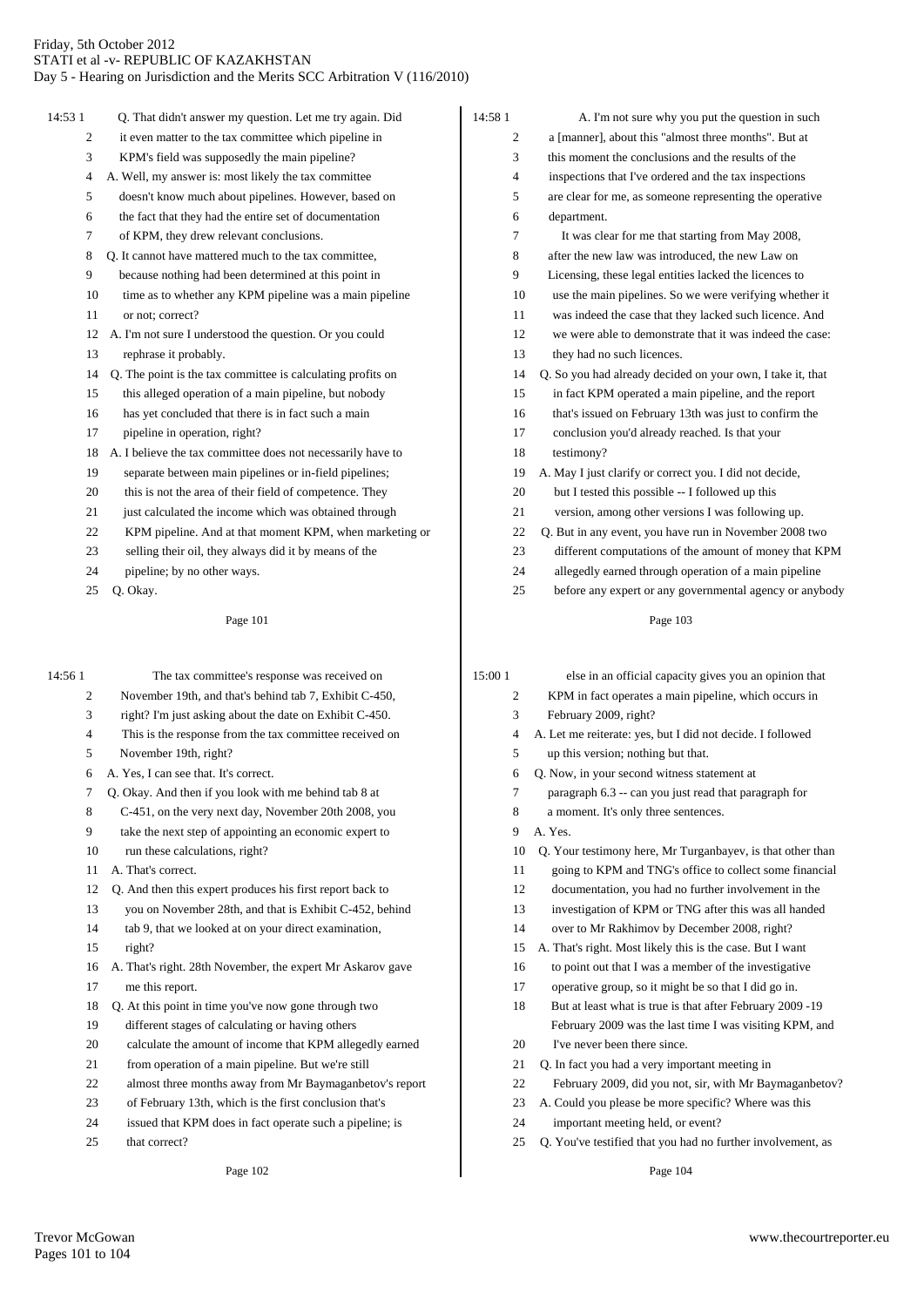Q. That didn't answer my question. Let me try again. Did it even matter to the tax committee which pipeline in KPM's field was supposedly the main pipeline?

A. Well, my answer is: most likely the tax committee doesn't know much about pipelines. However, based on the fact that they had the entire set of documentation of KPM, they drew relevant conclusions.

Q. It cannot have mattered much to the tax committee, because nothing had been determined at this point in time as to whether any KPM pipeline was a main pipeline or not; correct?

A. I'm not sure I understood the question. Or you could rephrase it probably.

Q. The point is the tax committee is calculating profits on this alleged operation of a main pipeline, but nobody has yet concluded that there is in fact such a main pipeline in operation, right?

A. I believe the tax committee does not necessarily have to separate between main pipelines or in-field pipelines; this is not the area of their field of competence. They just calculated the income which was obtained through KPM pipeline. And at that moment KPM, when marketing or selling their oil, they always did it by means of the pipeline; by no other ways.

Q. Okay.

The tax committee's response was received on November 19th, and that's behind tab 7, Exhibit C-450, right? I'm just asking about the date on Exhibit C-450. This is the response from the tax committee received on November 19th, right?

A. Yes, I can see that. It's correct.

Q. Okay. And then if you look with me behind tab 8 at C-451, on the very next day, November 20th 2008, you take the next step of appointing an economic expert to run these calculations, right?

A. That's correct.

Q. And then this expert produces his first report back to you on November 28th, and that is Exhibit C-452, behind tab 9, that we looked at on your direct examination, right?

A. That's right. 28th November, the expert Mr Askarov gave me this report.

Q. At this point in time you've now gone through two different stages of calculating or having others calculate the amount of income that KPM allegedly earned from operation of a main pipeline. But we're still almost three months away from Mr Baymaganbetov's report of February 13th, which is the first conclusion that's issued that KPM does in fact operate such a pipeline; is that correct?

A. I'm not sure why you put the question in such a [manner], about this "almost three months". But at this moment the conclusions and the results of the inspections that I've ordered and the tax inspections are clear for me, as someone representing the operative department.

It was clear for me that starting from May 2008, after the new law was introduced, the new Law on Licensing, these legal entities lacked the licences to use the main pipelines. So we were verifying whether it was indeed the case that they lacked such licence. And we were able to demonstrate that it was indeed the case: they had no such licences.

Q. So you had already decided on your own, I take it, that in fact KPM operated a main pipeline, and the report that's issued on February 13th was just to confirm the conclusion you'd already reached. Is that your testimony?

A. May I just clarify or correct you. I did not decide, but I tested this possible -- I followed up this version, among other versions I was following up.

Q. But in any event, you have run in November 2008 two different computations of the amount of money that KPM allegedly earned through operation of a main pipeline before any expert or any governmental agency or anybody else in an official capacity gives you an opinion that KPM in fact operates a main pipeline, which occurs in February 2009, right?

A. Let me reiterate: yes, but I did not decide. I followed up this version; nothing but that.

Q. Now, in your second witness statement at paragraph 6.3 -- can you just read that paragraph for a moment. It's only three sentences.

A. Yes.

Q. Your testimony here, Mr Turganbayev, is that other than going to KPM and TNG's office to collect some financial documentation, you had no further involvement in the investigation of KPM or TNG after this was all handed over to Mr Rakhimov by December 2008, right?

A. That's right. Most likely this is the case. But I want to point out that I was a member of the investigative operative group, so it might be so that I did go in. But at least what is true is that after February 2009 -19 February 2009 was the last time I was visiting KPM, and I've never been there since.

Q. In fact you had a very important meeting in February 2009, did you not, sir, with Mr Baymaganbetov?

A. Could you please be more specific? Where was this important meeting held, or event?

Q. You've testified that you had no further involvement, as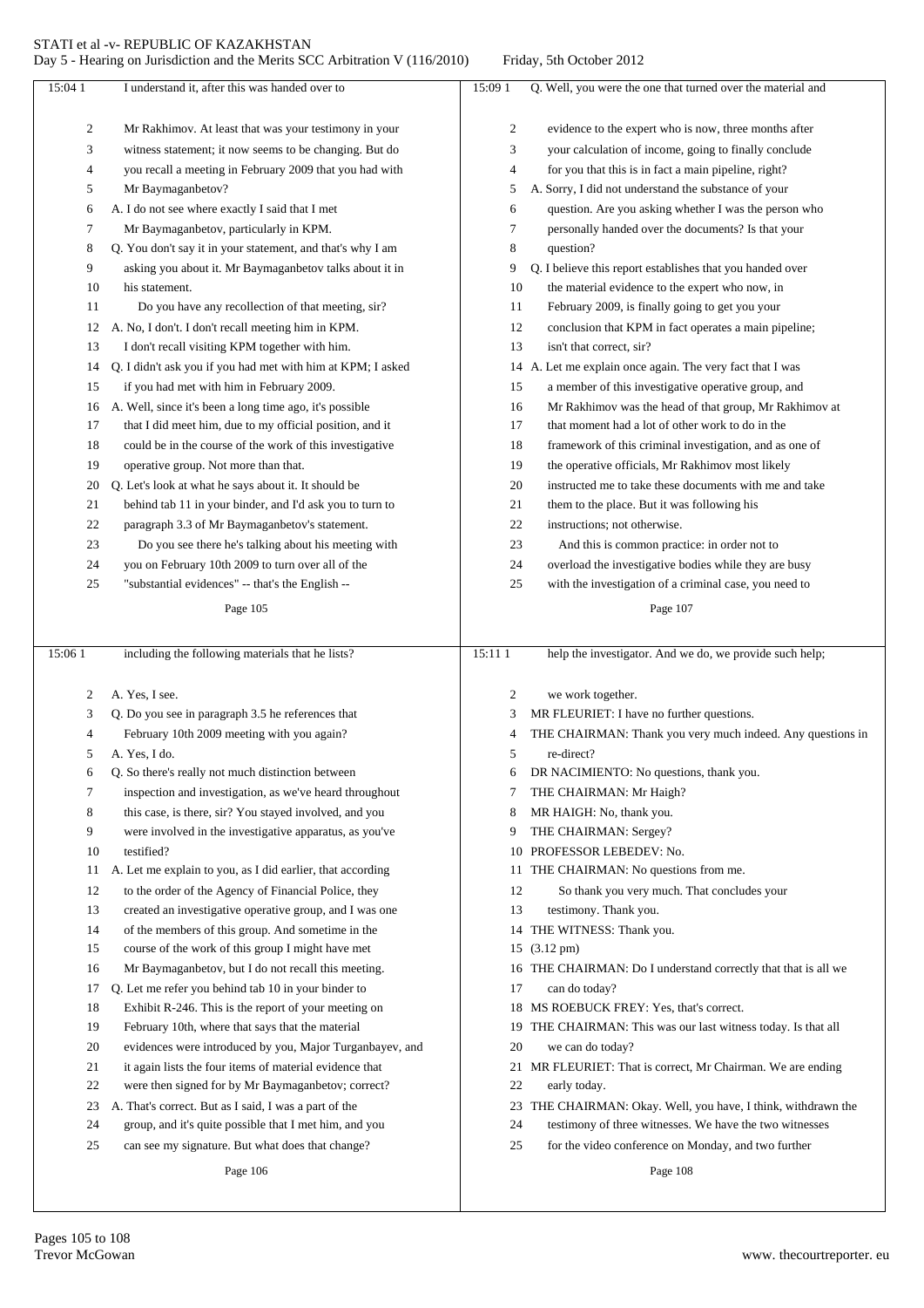Page 105

15:04 1 I understand it, after this was handed over to
2 Mr Rakhimov. At least that was your testimony in your
3 witness statement; it now seems to be changing. But do
4 you recall a meeting in February 2009 that you had with
5 Mr Baymaganbetov?
6 A. I do not see where exactly I said that I met
7 Mr Baymaganbetov, particularly in KPM.
8 Q. You don't say it in your statement, and that's why I am
9 asking you about it. Mr Baymaganbetov talks about it in
10 his statement.
11 Do you have any recollection of that meeting, sir?
12 A. No, I don't. I don't recall meeting him in KPM.
13 I don't recall visiting KPM together with him.
14 Q. I didn't ask you if you had met with him at KPM; I asked
15 if you had met with him in February 2009.
16 A. Well, since it's been a long time ago, it's possible
17 that I did meet him, due to my official position, and it
18 could be in the course of the work of this investigative
19 operative group. Not more than that.
20 Q. Let's look at what he says about it. It should be
21 behind tab 11 in your binder, and I'd ask you to turn to
22 paragraph 3.3 of Mr Baymaganbetov's statement.
23 Do you see there he's talking about his meeting with
24 you on February 10th 2009 to turn over all of the
25 "substantial evidences" -- that's the English --

Page 106

15:06 1 including the following materials that he lists?
2 A. Yes, I see.
3 Q. Do you see in paragraph 3.5 he references that
4 February 10th 2009 meeting with you again?
5 A. Yes, I do.
6 Q. So there's really not much distinction between
7 inspection and investigation, as we've heard throughout
8 this case, is there, sir? You stayed involved, and you
9 were involved in the investigative apparatus, as you've
10 testified?
11 A. Let me explain to you, as I did earlier, that according
12 to the order of the Agency of Financial Police, they
13 created an investigative operative group, and I was one
14 of the members of this group. And sometime in the
15 course of the work of this group I might have met
16 Mr Baymaganbetov, but I do not recall this meeting.
17 Q. Let me refer you behind tab 10 in your binder to
18 Exhibit R-246. This is the report of your meeting on
19 February 10th, where that says that the material
20 evidences were introduced by you, Major Turganbayev, and
21 it again lists the four items of material evidence that
22 were then signed for by Mr Baymaganbetov; correct?
23 A. That's correct. But as I said, I was a part of the
24 group, and it's quite possible that I met him, and you
25 can see my signature. But what does that change?

Page 107

15:09 1 Q. Well, you were the one that turned over the material and
2 evidence to the expert who is now, three months after
3 your calculation of income, going to finally conclude
4 for you that this is in fact a main pipeline, right?
5 A. Sorry, I did not understand the substance of your
6 question. Are you asking whether I was the person who
7 personally handed over the documents? Is that your
8 question?
9 Q. I believe this report establishes that you handed over
10 the material evidence to the expert who now, in
11 February 2009, is finally going to get you your
12 conclusion that KPM in fact operates a main pipeline;
13 isn't that correct, sir?
14 A. Let me explain once again. The very fact that I was
15 a member of this investigative operative group, and
16 Mr Rakhimov was the head of that group, Mr Rakhimov at
17 that moment had a lot of other work to do in the
18 framework of this criminal investigation, and as one of
19 the operative officials, Mr Rakhimov most likely
20 instructed me to take these documents with me and take
21 them to the place. But it was following his
22 instructions; not otherwise.
23 And this is common practice: in order not to
24 overload the investigative bodies while they are busy
25 with the investigation of a criminal case, you need to

Page 108

15:11 1 help the investigator. And we do, we provide such help;
2 we work together.
3 MR FLEURIET: I have no further questions.
4 THE CHAIRMAN: Thank you very much indeed. Any questions in
5 re-direct?
6 DR NACIMIENTO: No questions, thank you.
7 THE CHAIRMAN: Mr Haigh?
8 MR HAIGH: No, thank you.
9 THE CHAIRMAN: Sergey?
10 PROFESSOR LEBEDEV: No.
11 THE CHAIRMAN: No questions from me.
12 So thank you very much. That concludes your
13 testimony. Thank you.
14 THE WITNESS: Thank you.
15 (3.12 pm)
16 THE CHAIRMAN: Do I understand correctly that that is all we
17 can do today?
18 MS ROEBUCK FREY: Yes, that's correct.
19 THE CHAIRMAN: This was our last witness today. Is that all
20 we can do today?
21 MR FLEURIET: That is correct, Mr Chairman. We are ending
22 early today.
23 THE CHAIRMAN: Okay. Well, you have, I think, withdrawn the
24 testimony of three witnesses. We have the two witnesses
25 for the video conference on Monday, and two further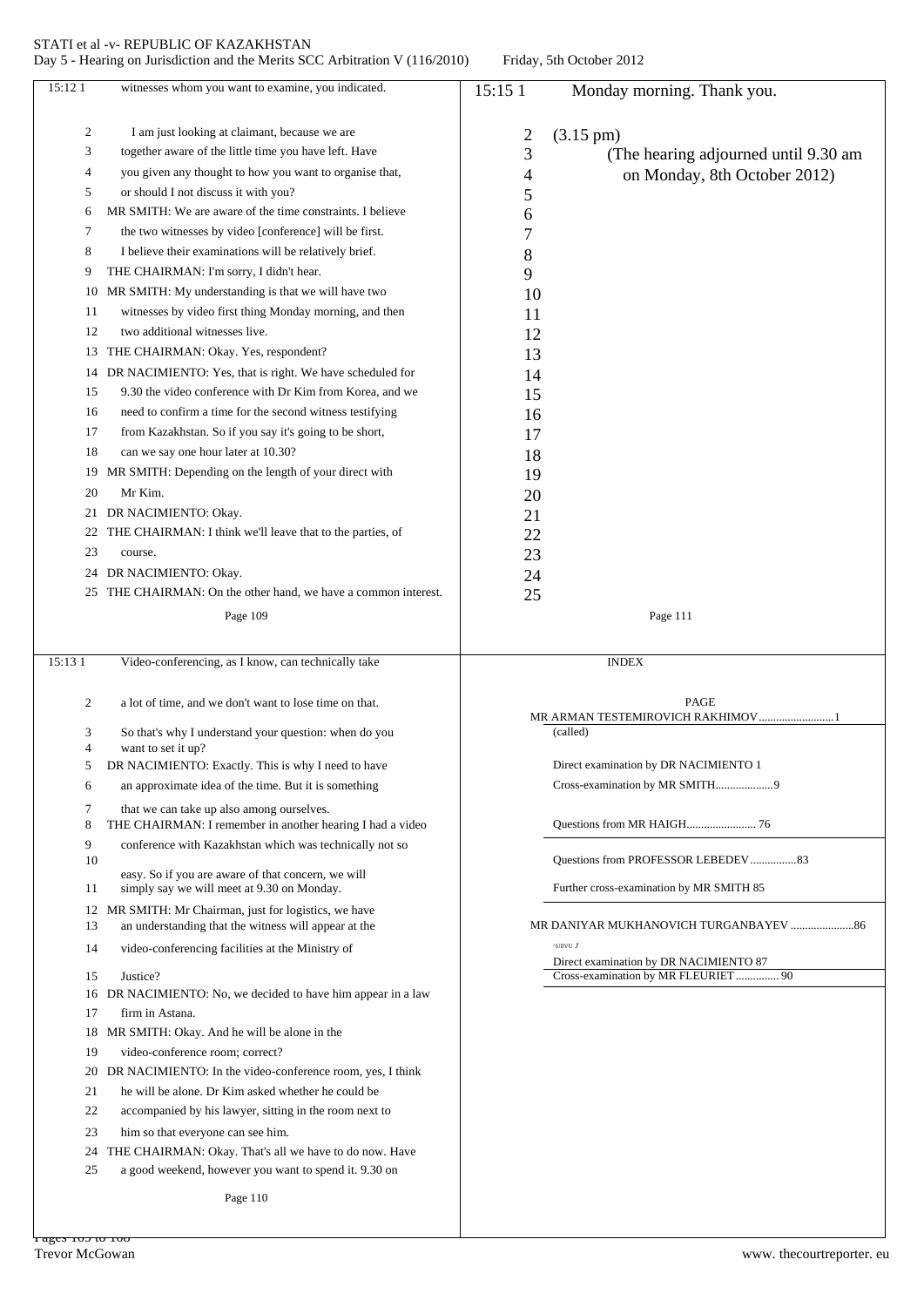15:12 1 witnesses whom you want to examine, you indicated.

2 I am just looking at claimant, because we are
3 together aware of the little time you have left. Have
4 you given any thought to how you want to organise that,
5 or should I not discuss it with you?
6 MR SMITH: We are aware of the time constraints. I believe
7 the two witnesses by video [conference] will be first.
8 I believe their examinations will be relatively brief.
9 THE CHAIRMAN: I'm sorry, I didn't hear.
10 MR SMITH: My understanding is that we will have two
11 witnesses by video first thing Monday morning, and then
12 two additional witnesses live.
13 THE CHAIRMAN: Okay. Yes, respondent?
14 DR NACIMIENTO: Yes, that is right. We have scheduled for
15 9.30 the video conference with Dr Kim from Korea, and we
16 need to confirm a time for the second witness testifying
17 from Kazakhstan. So if you say it's going to be short,
18 can we say one hour later at 10.30?
19 MR SMITH: Depending on the length of your direct with
20 Mr Kim.
21 DR NACIMIENTO: Okay.
22 THE CHAIRMAN: I think we'll leave that to the parties, of
23 course.
24 DR NACIMIENTO: Okay.
25 THE CHAIRMAN: On the other hand, we have a common interest.

Page 109

15:13 1 Video-conferencing, as I know, can technically take
2 a lot of time, and we don't want to lose time on that.
3 So that's why I understand your question: when do you
4 want to set it up?
5 DR NACIMIENTO: Exactly. This is why I need to have
6 an approximate idea of the time. But it is something
7 that we can take up also among ourselves.
8 THE CHAIRMAN: I remember in another hearing I had a video
9 conference with Kazakhstan which was technically not so
10 easy. So if you are aware of that concern, we will
11 simply say we will meet at 9.30 on Monday.
12 MR SMITH: Mr Chairman, just for logistics, we have
13 an understanding that the witness will appear at the
14 video-conferencing facilities at the Ministry of
15 Justice?
16 DR NACIMIENTO: No, we decided to have him appear in a law
17 firm in Astana.
18 MR SMITH: Okay. And he will be alone in the
19 video-conference room; correct?
20 DR NACIMIENTO: In the video-conference room, yes, I think
21 he will be alone. Dr Kim asked whether he could be
22 accompanied by his lawyer, sitting in the room next to
23 him so that everyone can see him.
24 THE CHAIRMAN: Okay. That's all we have to do now. Have
25 a good weekend, however you want to spend it. 9.30 on

Page 110

15:15 1 Monday morning. Thank you.
2 (3.15 pm)
3 (The hearing adjourned until 9.30 am
4 on Monday, 8th October 2012)
5
6
7
8
9
10
11
12
13
14
15
16
17
18
19
20
21
22
23
24
25

Page 111

INDEX

| | PAGE |
|---|---|
| MR ARMAN TESTEMIROVICH RAKHIMOV | 1 |
| (called) | |
| Direct examination by DR NACIMIENTO | 1 |
| Cross-examination by MR SMITH | 9 |
| Questions from MR HAIGH | 76 |
| Questions from PROFESSOR LEBEDEV | 83 |
| Further cross-examination by MR SMITH | 85 |
| MR DANIYAR MUKHANOVICH TURGANBAYEV | 86 |
| Direct examination by DR NACIMIENTO | 87 |
| Cross-examination by MR FLEURIET | 90 |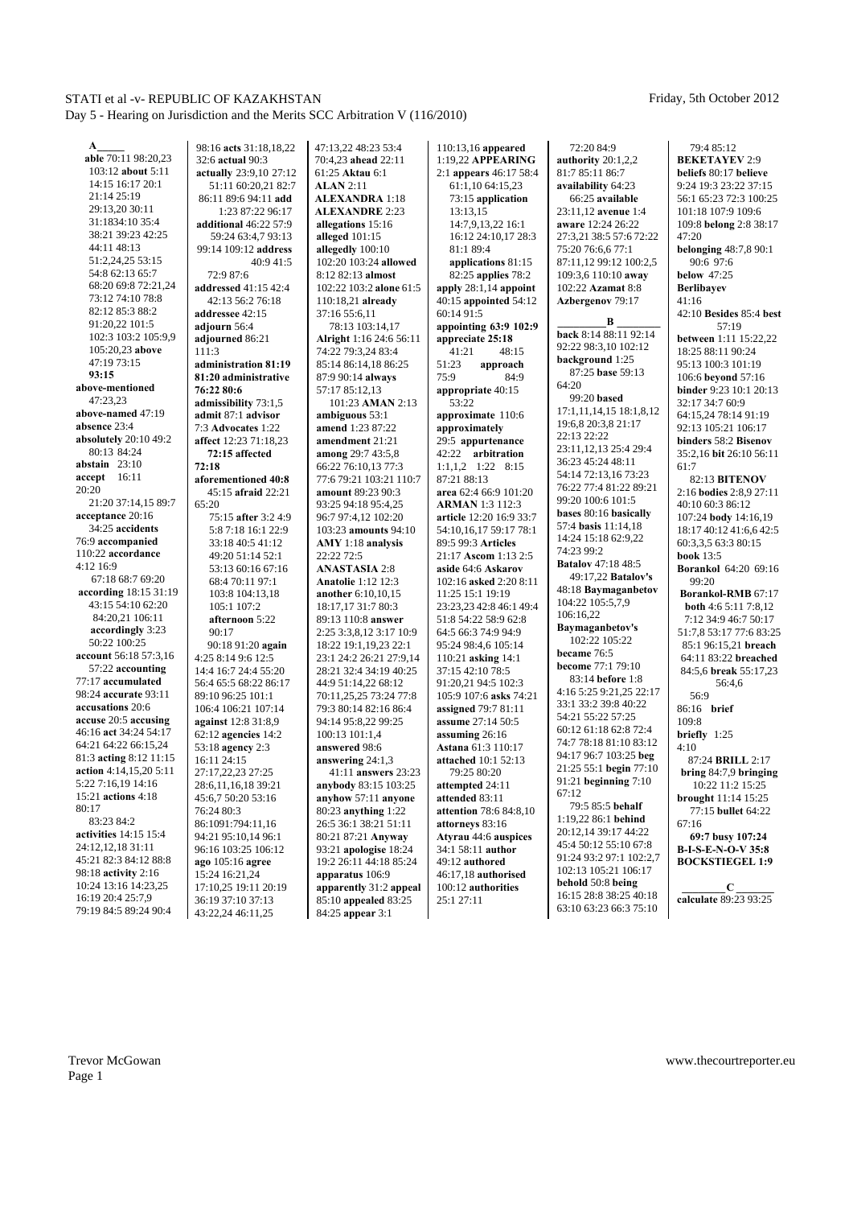**A**

**able** 70:11 98:20,23 103:12 **about** 5:11 14:15 16:17 20:1 21:14 25:19 29:13,20 30:11 31:1834:10 35:4 38:21 39:23 42:25 44:11 48:13 51:2,24,25 53:15 54:8 62:13 65:7 68:20 69:8 72:21,24 73:12 74:10 78:8 82:12 85:3 88:2 91:20,22 101:5 102:3 103:2 105:9,9 105:20,23 **above** 47:19 73:15 **93:15**

**above-mentioned** 47:23,23

**above-named** 47:19

**absence** 23:4

**absolutely** 20:10 49:2 80:13 84:24

**abstain** 23:10

**accept** 16:11 20:20 21:20 37:14,15 89:7

**acceptance** 20:16 34:25 **accidents** 76:9 **accompanied** 110:22 **accordance** 4:12 16:9 67:18 68:7 69:20

**according** 18:15 31:19 43:15 54:10 62:20 84:20,21 106:11

**accordingly** 3:23 50:22 100:25

**account** 56:18 57:3,16 57:22 **accounting** 77:17 **accumulated** 98:24 **accurate** 93:11

**accusations** 20:6

**accuse** 20:5 **accusing** 46:16 **act** 34:24 54:17 64:21 64:22 66:15,24 81:3 **acting** 8:12 11:15

**action** 4:14,15,20 5:11 5:22 7:16,19 14:16 15:21 **actions** 4:18 80:17 83:23 84:2

**activities** 14:15 15:4 24:12,12,18 31:11 45:21 82:3 84:12 88:8 98:18 **activity** 2:16 10:24 13:16 14:23,25 16:19 20:4 25:7,9 79:19 84:5 89:24 90:4 98:16 **acts** 31:18,18,22 32:6 **actual** 90:3

**actually** 23:9,10 27:12 51:11 60:20,21 82:7 86:11 89:6 94:11 **add** 1:23 87:22 96:17

**additional** 46:22 57:9 59:24 63:4,7 93:13 99:14 109:12 **address** 40:9 41:5 72:9 87:6

**addressed** 41:15 42:4 42:13 56:2 76:18

**addressee** 42:15

**adjourn** 56:4

**adjourned** 86:21 111:3

**administration 81:19 81:20 administrative 76:22 80:6**

**admissibility** 73:1,5

**admit** 87:1 **advisor** 7:3 **Advocates** 1:22

**affect** 12:23 71:18,23 **72:15 affected 72:18**

**aforementioned 40:8** 45:15 **afraid** 22:21 65:20 75:15 **after** 3:2 4:9 5:8 7:18 16:1 22:9 33:18 40:5 41:12 49:20 51:14 52:1 53:13 60:16 67:16 68:4 70:11 97:1 103:8 104:13,18 105:1 107:2 **afternoon** 5:22 90:17 90:18 91:20 **again** 4:25 8:14 9:6 12:5 14:4 16:7 24:4 55:20 56:4 65:5 68:22 86:17 89:10 96:25 101:1 106:4 106:21 107:14

**against** 12:8 31:8,9 62:12 **agencies** 14:2 53:18 **agency** 2:3 16:11 24:15 27:17,22,23 27:25 28:6,11,16,18 39:21 45:6,7 50:20 53:16 76:24 80:3 86:1091:794:11,16 94:21 95:10,14 96:1 96:16 103:25 106:12 **ago** 105:16 **agree** 15:24 16:21,24 17:10,25 19:11 20:19 36:19 37:10 37:13 43:22,24 46:11,25 47:13,22 48:23 53:4 70:4,23 **ahead** 22:11 61:25 **Aktau** 6:1

**ALAN** 2:11

**ALEXANDRA** 1:18

**ALEXANDRE** 2:23

**allegations** 15:16

**alleged** 101:15

**allegedly** 100:10 102:20 103:24 **allowed** 8:12 82:13 **almost** 102:22 103:2 **alone** 61:5 110:18,21 **already** 37:16 55:6,11 78:13 103:14,17

**Alright** 1:16 24:6 56:11 74:22 79:3,24 83:4 85:14 86:14,18 86:25 87:9 90:14 **always** 57:17 85:12,13 101:23 **AMAN** 2:13

**ambiguous** 53:1

**amend** 1:23 87:22

**amendment** 21:21

**among** 29:7 43:5,8 66:22 76:10,13 77:3 77:6 79:21 103:21 110:7

**amount** 89:23 90:3 93:25 94:18 95:4,25 96:7 97:4,12 102:20 103:23 **amounts** 94:10

**AMY** 1:18 **analysis** 22:22 72:5

**ANASTASIA** 2:8

**Anatolie** 1:12 12:3

**another** 6:10,10,15 18:17,17 31:7 80:3 89:13 110:8 **answer** 2:25 3:3,8,12 3:17 10:9 18:22 19:1,19,23 22:1 23:1 24:2 26:21 27:9,14 28:21 32:4 34:19 40:25 44:9 51:14,22 68:12 70:11,25,25 73:24 77:8 79:3 80:14 82:16 86:4 94:14 95:8,22 99:25 100:13 101:1,4 **answered** 98:6 **answering** 24:1,3 41:11 **answers** 23:23 **anybody** 83:15 103:25 **anyhow** 57:11 **anyone** 80:23 **anything** 1:22 26:5 36:1 38:21 51:11 80:21 87:21 **Anyway** 93:21 **apologise** 18:24 19:2 26:11 44:18 85:24 **apparatus** 106:9 **apparently** 31:2 **appeal** 85:10 **appealed** 83:25 84:25 **appear** 3:1 110:13,16 **appeared** 1:19,22 **APPEARING** 2:1 **appears** 46:17 58:4 61:1,10 64:15,23 73:15 **application** 13:13,15 14:7,9,13,22 16:1 16:12 24:10,17 28:3 81:1 89:4 **applications** 81:15 82:25 **applies** 78:2 **apply** 28:1,14 **appoint** 40:15 **appointed** 54:12 60:14 91:5

**appointing 63:9 102:9**

**appreciate 25:18** 41:21 48:15 51:23 **approach** 75:9 84:9

**appropriate** 40:15 53:22

**approximate** 110:6

**approximately** 29:5 **appurtenance** 42:22 **arbitration** 1:1,1,2 1:22 8:15 87:21 88:13

**area** 62:4 66:9 101:20

**ARMAN** 1:3 112:3

**article** 12:20 16:9 33:7 54:10,16,17 59:17 78:1 89:5 99:3 **Articles** 21:17 **Ascom** 1:13 2:5

**aside** 64:6 **Askarov** 102:16 **asked** 2:20 8:11 11:25 15:1 19:19 23:23,23 42:8 46:1 49:4 51:8 54:22 58:9 62:8 64:5 66:3 74:9 94:9 95:24 98:4,6 105:14 110:21 **asking** 14:1 37:15 42:10 78:5 91:20,21 94:5 102:3 105:9 107:6 **asks** 74:21

**assigned** 79:7 81:11

**assume** 27:14 50:5

**assuming** 26:16

**Astana** 61:3 110:17

**attached** 10:1 52:13 79:25 80:20

**attempted** 24:11

**attended** 83:11

**attention** 78:6 84:8,10

**attorneys** 83:16

**Atyrau** 44:6 **auspices** 34:1 58:11 **author** 49:12 **authored** 46:17,18 **authorised** 100:12 **authorities** 25:1 27:11 72:20 84:9

**authority** 20:1,2,2 81:7 85:11 86:7

**availability** 64:23 66:25 **available** 23:11,12 **avenue** 1:4

**aware** 12:24 26:22 27:3,21 38:5 57:6 72:22 75:20 76:6,6 77:1 87:11,12 99:12 100:2,5 109:3,6 110:10 **away** 102:22 **Azamat** 8:8

**Azbergenov** 79:17

**B**

**back** 8:14 88:11 92:14 92:22 98:3,10 102:12

**background** 1:25 87:25 **base** 59:13 64:20 99:20 **based** 17:1,11,14,15 18:1,8,12 19:6,8 20:3,8 21:17 22:13 22:22 23:11,12,13 25:4 29:4 36:23 45:24 48:11 54:14 72:13,16 73:23 76:22 77:4 81:22 89:21 99:20 100:6 101:5

**bases** 80:16 **basically** 57:4 **basis** 11:14,18 14:24 15:18 62:9,22 74:23 99:2

**Batalov** 47:18 48:5 49:17,22 **Batalov's** 48:18 **Baymaganbetov** 104:22 105:5,7,9 106:16,22

**Baymaganbetov's** 102:22 105:22

**became** 76:5

**become** 77:1 79:10 83:14 **before** 1:8 4:16 5:25 9:21,25 22:17 33:1 33:2 39:8 40:22 54:21 55:22 57:25 60:12 61:18 62:8 72:4 74:7 78:18 81:10 83:12 94:17 96:7 103:25 **beg** 21:25 55:1 **begin** 77:10 91:21 **beginning** 7:10 67:12 79:5 85:5 **behalf** 1:19,22 86:1 **behind** 20:12,14 39:17 44:22 45:4 50:12 55:10 67:8 91:24 93:2 97:1 102:2,7 102:13 105:21 106:17

**behold** 50:8 **being** 16:15 28:8 38:25 40:18 63:10 63:23 66:3 75:10 79:4 85:12

**BEKETAYEV** 2:9

**beliefs** 80:17 **believe** 9:24 19:3 23:22 37:15 56:1 65:23 72:3 100:25 101:18 107:9 109:6 109:8 **belong** 2:8 38:17 47:20

**belonging** 48:7,8 90:1 90:6 97:6

**below** 47:25

**Berlibayev** 41:16 42:10 **Besides** 85:4 **best** 57:19

**between** 1:11 15:22,22 18:25 88:11 90:24 95:13 100:3 101:19 106:6 **beyond** 57:16

**binder** 9:23 10:1 20:13 32:17 34:7 60:9 64:15,24 78:14 91:19 92:13 105:21 106:17

**binders** 58:2 **Bisenov** 35:2,16 **bit** 26:10 56:11 61:7

82:13 **BITENOV** 2:16 **bodies** 2:8,9 27:11 40:10 60:3 86:12 107:24 **body** 14:16,19 18:17 40:12 41:6,6 42:5 60:3,3,5 63:3 80:15

**book** 13:5

**Borankol** 64:20 69:16 99:20

**Borankol-RMB** 67:17

**both** 4:6 5:11 7:8,12 7:12 34:9 46:7 50:17 51:7,8 53:17 77:6 83:25 85:1 96:15,21 **breach** 64:11 83:22 **breached** 84:5,6 **break** 55:17,23 56:4,6 56:9

86:16 **brief** 109:8

**briefly** 1:25 4:10

87:24 **BRILL** 2:17

**bring** 84:7,9 **bringing** 10:22 11:2 15:25

**brought** 11:14 15:25 77:15 **bullet** 64:22 67:16

**69:7 busy 107:24**

**B-I-S-E-N-O-V 35:8**

**BOCKSTIEGEL 1:9**

**C**

**calculate** 89:23 93:25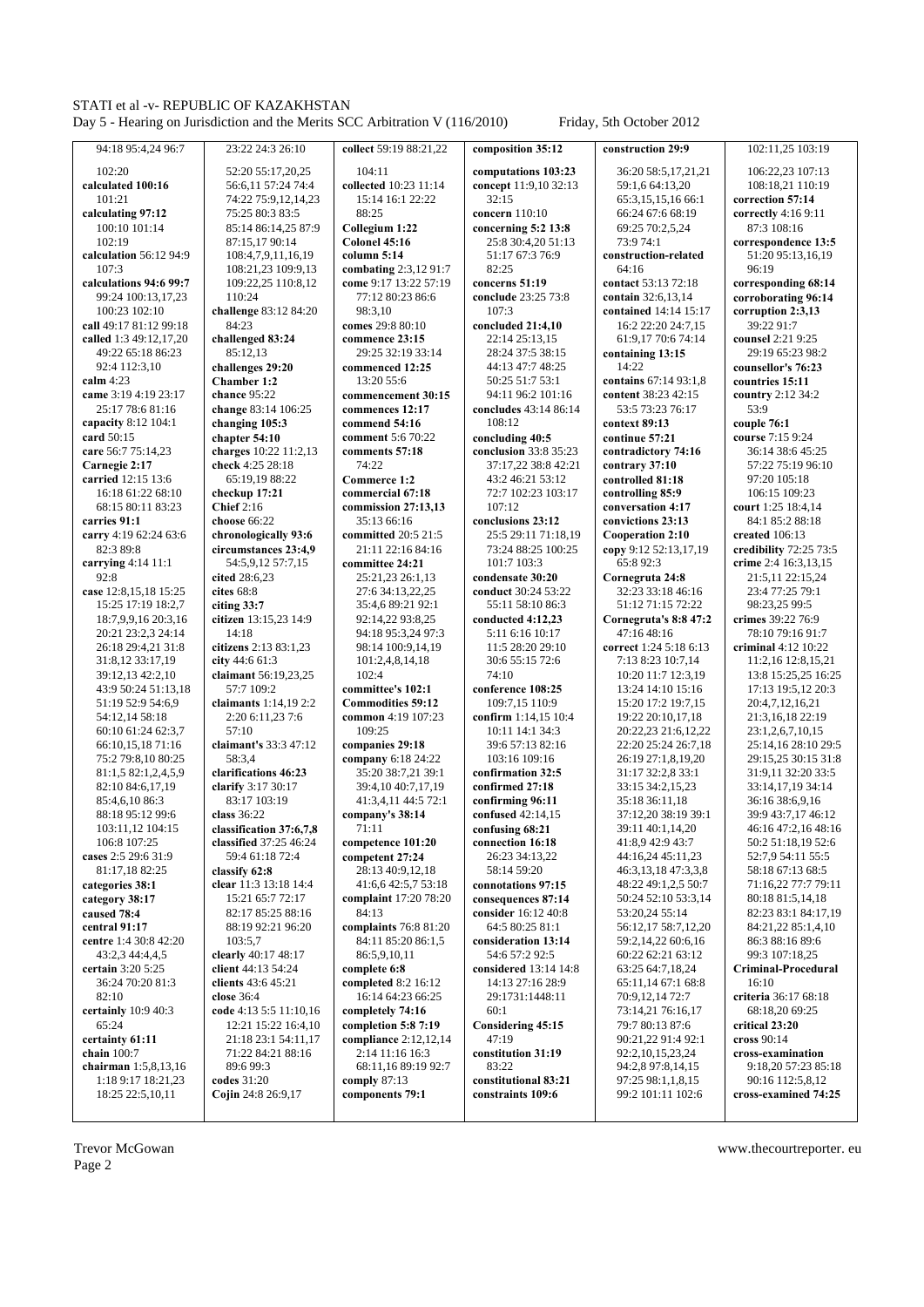94:18 95:4,24 96:7
102:20
**calculated** 100:16
101:21
**calculating** 97:12
100:10 101:14
102:19
**calculation** 56:12 94:9
107:3
**calculations** 94:6 99:7
99:24 100:13,17,23
100:23 102:10
**call** 49:17 81:12 99:18
**called** 1:3 49:12,17,20
49:22 65:18 86:23
92:4 112:3,10
**calm** 4:23
**came** 3:19 4:19 23:17
25:17 78:6 81:16
**capacity** 8:12 104:1
**card** 50:15
**care** 56:7 75:14,23
**Carnegie** 2:17
**carried** 12:15 13:6
16:18 61:22 68:10
68:15 80:11 83:23
**carries** 91:1
**carry** 4:19 62:24 63:6
82:3 89:8
**carrying** 4:14 11:1
92:8
**case** 12:8,15,18 15:25
15:25 17:19 18:2,7
18:7,9,9,16 20:3,16
20:21 23:2,3 24:14
26:18 29:4,21 31:8
31:8,12 33:17,19
39:12,13 42:2,10
43:9 50:24 51:13,18
51:19 52:9 54:6,9
54:12,14 58:18
60:10 61:24 62:3,7
66:10,15,18 71:16
75:2 79:8,10 80:25
81:1,5 82:1,2,4,5,9
82:10 84:6,17,19
85:4,6,10 86:3
88:18 95:12 99:6
103:11,12 104:15
106:8 107:25
**cases** 2:5 29:6 31:9
81:17,18 82:25
**categories** 38:1
**category** 38:17
**caused** 78:4
**central** 91:17
**centre** 1:4 30:8 42:20
43:2,3 44:4,4,5
**certain** 3:20 5:25
36:24 70:20 81:3
82:10
**certainly** 10:9 40:3
65:24
**certainty** 61:11
**chain** 100:7
**chairman** 1:5,8,13,16
1:18 9:17 18:21,23
18:25 22:5,10,11

23:22 24:3 26:10
52:20 55:17,20,25
56:6,11 57:24 74:4
74:22 75:9,12,14,23
75:25 80:3 83:5
85:14 86:14,25 87:9
87:15,17 90:14
108:4,7,9,11,16,19
108:21,23 109:9,13
109:22,25 110:8,12
110:24
**challenge** 83:12 84:20
84:23
**challenged** 83:24
85:12,13
**challenges** 29:20
**Chamber** 1:2
**chance** 95:22
**change** 83:14 106:25
**changing** 105:3
**chapter** 54:10
**charges** 10:22 11:2,13
**check** 4:25 28:18
65:19,19 88:22
**checkup** 17:21
**Chief** 2:16
**choose** 66:22
**chronologically** 93:6
**circumstances** 23:4,9
54:5,9,12 57:7,15
**cited** 28:6,23
**cites** 68:8
**citing** 33:7
**citizen** 13:15,23 14:9
14:18
**citizens** 2:13 83:1,23
**city** 44:6 61:3
**claimant** 56:19,23,25
57:7 109:2
**claimants** 1:14,19 2:2
2:20 6:11,23 7:6
57:10
**claimant's** 33:3 47:12
58:3,4
**clarifications** 46:23
**clarify** 3:17 30:17
83:17 103:19
**class** 36:22
**classification** 37:6,7,8
**classified** 37:25 46:24
59:4 61:18 72:4
**classify** 62:8
**clear** 11:3 13:18 14:4
15:21 65:7 72:17
82:17 85:25 88:16
88:19 92:21 96:20
103:5,7
**clearly** 40:17 48:17
**client** 44:13 54:24
**clients** 43:6 45:21
**close** 36:4
**code** 4:13 5:5 11:10,16
12:21 15:22 16:4,10
21:18 23:1 54:11,17
71:22 84:21 88:16
89:6 99:3
**codes** 31:20
**Cojin** 24:8 26:9,17

**collect** 59:19 88:21,22
104:11
**collected** 10:23 11:14
15:14 16:1 22:22
88:25
**Collegium 1:22**
**Colonel 45:16**
**column 5:14**
**combating** 2:3,12 91:7
**come** 9:17 13:22 57:19
77:12 80:23 86:6
98:3,10
**comes** 29:8 80:10
**commence 23:15**
29:25 32:19 33:14
**commenced 12:25**
13:20 55:6
**commencement 30:15**
**commences 12:17**
**commend 54:16**
**comment** 5:6 70:22
**comments 57:18**
74:22
**Commerce 1:2**
**commercial 67:18**
**commission 27:13,13**
35:13 66:16
**committed** 20:5 21:5
21:11 22:16 84:16
**committee 24:21**
25:21,23 26:1,13
27:6 34:13,22,25
35:4,6 89:21 92:1
92:14,22 93:8,25
94:18 95:3,24 97:3
98:14 100:9,14,19
101:2,4,8,14,18
102:4
**committee's 102:1**
**Commodities 59:12**
**common** 4:19 107:23
109:25
**companies 29:18**
**company** 6:18 24:22
35:20 38:7,21 39:1
39:4,10 40:7,17,19
41:3,4,11 44:5 72:1
**company's 38:14**
71:11
**competence 101:20**
**competent 27:24**
28:13 40:9,12,18
41:6,6 42:5,7 53:18
**complaint** 17:20 78:20
84:13
**complaints** 76:8 81:20
84:11 85:20 86:1,5
86:5,9,10,11
**complete 6:8**
**completed** 8:2 16:12
16:14 64:23 66:25
**completely 74:16**
**completion 5:8 7:19**
**compliance** 2:12,12,14
2:14 11:16 16:3
68:11,16 89:19 92:7
**comply** 87:13
**components 79:1**

**composition 35:12**
**computations 103:23**
**concept** 11:9,10 32:13
32:15
**concern** 110:10
**concerning 5:2 13:8**
25:8 30:4,20 51:13
51:17 67:3 76:9
82:25
**concerns 51:19**
**conclude** 23:25 73:8
107:3
**concluded 21:4,10**
22:14 25:13,15
28:24 37:5 38:15
44:13 47:7 48:25
50:25 51:7 53:1
94:11 96:2 101:16
**concludes** 43:14 86:14
108:12
**concluding 40:5**
**conclusion** 33:8 35:23
37:17,22 38:8 42:21
43:2 46:21 53:12
72:7 102:23 103:17
107:12
**conclusions 23:12**
25:5 29:11 71:18,19
73:24 88:25 100:25
101:7 103:3
**condensate 30:20**
**conduct** 30:24 53:22
55:11 58:10 86:3
**conducted 4:12,23**
5:11 6:16 10:17
11:5 28:20 29:10
30:6 55:15 72:6
74:10
**conference 108:25**
109:7,15 110:9
**confirm** 1:14,15 10:4
10:11 14:1 34:3
39:6 57:13 82:16
103:16 109:16
**confirmation 32:5**
**confirmed 27:18**
**confirming 96:11**
**confused** 42:14,15
**confusing 68:21**
**connection 16:18**
26:23 34:13,22
58:14 59:20
**connotations 97:15**
**consequences 87:14**
**consider** 16:12 40:8
64:5 80:25 81:1
**consideration 13:14**
54:6 57:2 92:5
**considered** 13:14 14:8
14:13 27:16 28:9
29:1731:1448:11
60:1
**Considering 45:15**
47:19
**constitution 31:19**
83:22
**constitutional 83:21**
**constraints 109:6**

**construction 29:9**
36:20 58:5,17,21,21
59:1,6 64:13,20
65:3,15,15,16 66:1
66:24 67:6 68:19
69:25 70:2,5,24
73:9 74:1
**construction-related**
64:16
**contact** 53:13 72:18
**contain** 32:6,13,14
**contained** 14:14 15:17
16:2 22:20 24:7,15
61:9,17 70:6 74:14
**containing 13:15**
14:22
**contains** 67:14 93:1,8
**content** 38:23 42:15
53:5 73:23 76:17
**context 89:13**
**continue 57:21**
**contradictory 74:16**
**contrary 37:10**
**controlled 81:18**
**controlling 85:9**
**conversation 4:17**
**convictions 23:13**
**Cooperation 2:10**
**copy** 9:12 52:13,17,19
65:8 92:3
**Cornegruta 24:8**
32:23 33:18 46:16
51:12 71:15 72:22
**Cornegruta's 8:8 47:2**
47:16 48:16
**correct** 1:24 5:18 6:13
7:13 8:23 10:7,14
10:20 11:7 12:3,19
13:24 14:10 15:16
15:20 17:2 19:7,15
19:22 20:10,17,18
20:22,23 21:6,12,22
22:20 25:24 26:7,18
26:19 27:1,8,19,20
31:17 32:2,8 33:1
33:15 34:2,15,23
35:18 36:11,18
37:12,20 38:19 39:1
39:11 40:1,14,20
41:8,9 42:9 43:7
44:16,24 45:11,23
46:3,13,18 47:3,3,8
48:22 49:1,2,5 50:7
50:24 52:10 53:3,14
53:20,24 55:14
56:12,17 58:7,12,20
59:2,14,22 60:6,16
60:22 62:21 63:17
63:25 64:7,18,24
65:11,14 67:1 68:8
70:9,12,14 72:7
73:14,21 76:16,17
79:7 80:13 87:6
90:21,22 91:4 92:1
92:2,10,15,23,24
94:2,8 97:8,14,15
97:25 98:1,1,8,15
99:2 101:11 102:6

102:11,25 103:19
106:22,23 107:13
108:18,21 110:19
**correction 57:14**
**correctly** 4:16 9:11
87:3 108:16
**correspondence 13:5**
51:20 95:13,16,19
96:19
**corresponding 68:14**
**corroborating 96:14**
**corruption 2:3,13**
39:22 91:7
**counsel** 2:21 9:25
29:19 65:23 98:2
**counsellor's 76:23**
**countries 15:11**
**country** 2:12 34:2
53:9
**couple 76:1**
**course** 7:15 9:24
36:14 38:6 45:25
57:22 75:19 96:10
97:20 105:18
106:15 109:23
**court** 1:25 18:4,14
84:1 85:2 88:18
**created** 106:13
**credibility** 72:25 73:5
**crime** 2:4 16:3,13,15
21:5,11 22:15,24
23:4 77:25 79:1
98:23,25 99:5
**crimes** 39:22 76:9
78:10 79:16 91:7
**criminal** 4:12 10:22
11:2,16 12:8,15,21
13:8 15:25,25 16:25
17:13 19:5,12 20:3
20:4,7,12,16,21
21:3,16,18 22:19
23:1,2,6,7,10,15
25:14,16 28:10 29:5
29:15,25 30:15 31:8
31:9,11 32:20 33:5
33:14,17,19 34:14
36:16 38:6,9,16
39:9 43:7,17 46:12
46:16 47:2,16 48:16
50:2 51:18,19 52:6
52:7,9 54:11 55:5
58:18 67:13 68:5
71:16,22 77:7 79:11
80:18 81:5,14,18
82:23 83:1 84:17,19
84:21,22 85:1,4,10
86:3 88:16 89:6
99:3 107:18,25
**Criminal-Procedural**
16:10
**criteria** 36:17 68:18
68:18,20 69:25
**critical 23:20**
**cross** 90:14
**cross-examination**
9:18,20 57:23 85:18
90:16 112:5,8,12
**cross-examined 74:25**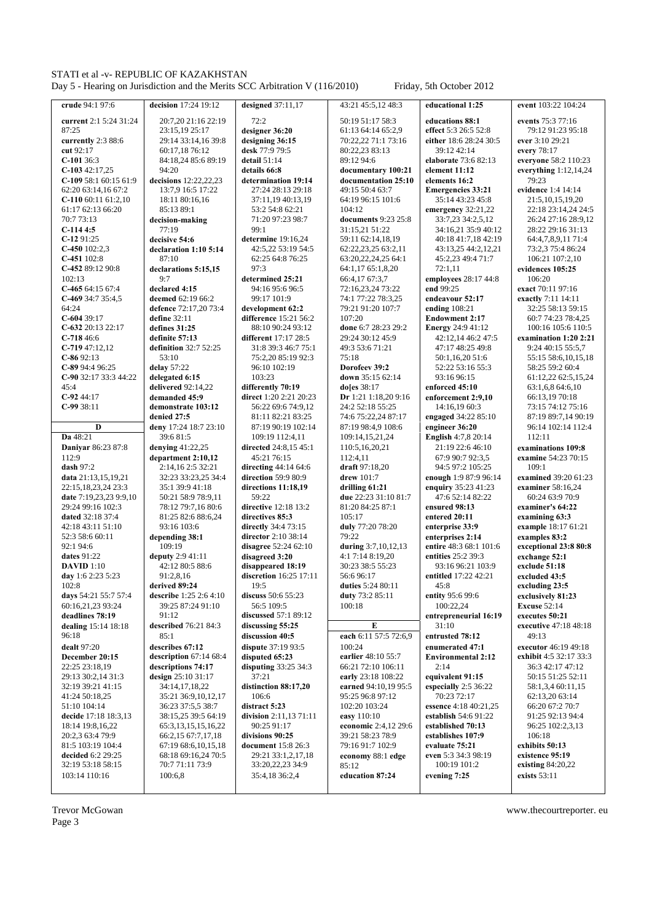**crude** 94:1 97:6
**current** 2:1 5:24 31:24 87:25
**currently** 2:3 88:6
**cut** 92:17
**C-101** 36:3
**C-103** 42:17,25
**C-109** 58:1 60:15 61:9 62:20 63:14,16 67:2
**C-110** 60:11 61:2,10 61:17 62:13 66:20 70:7 73:13
**C-114** 4:5
**C-12** 91:25
**C-450** 102:2,3
**C-451** 102:8
**C-452** 89:12 90:8 102:13
**C-465** 64:15 67:4
**C-469** 34:7 35:4,5 64:24
**C-604** 39:17
**C-632** 20:13 22:17
**C-718** 46:6
**C-719** 47:12,12
**C-86** 92:13
**C-89** 94:4 96:25
**C-90** 32:17 33:3 44:22 45:4
**C-92** 44:17
**C-99** 38:11

**D**

**Da** 48:21
**Daniyar** 86:23 87:8 112:9
**dash** 97:2
**data** 21:13,15,19,21 22:15,18,23,24 23:3
**date** 7:19,23,23 9:9,10 29:24 99:16 102:3
**dated** 32:18 37:4 42:18 43:11 51:10 52:3 58:6 60:11 92:1 94:6
**dates** 91:22
**DAVID** 1:10
**day** 1:6 2:23 5:23 102:8
**days** 54:21 55:7 57:4 60:16,21,23 93:24
**deadlines** 78:19
**dealing** 15:14 18:18 96:18
**dealt** 97:20
**December 20:15** 22:25 23:18,19 29:13 30:2,14 31:3 32:19 39:21 41:15 41:24 50:18,25 51:10 104:14
**decide** 17:18 18:3,13 18:14 19:8,16,22 20:2,3 63:4 79:9 81:5 103:19 104:4
**decided** 6:2 29:25 32:19 53:18 58:15 103:14 110:16
**decision** 17:24 19:12 20:7,20 21:16 22:19 23:15,19 25:17 29:14 33:14,16 39:8 60:17,18 76:12 84:18,24 85:6 89:19 94:20
**decisions** 12:22,22,23 13:7,9 16:5 17:22 18:11 80:16,16 85:13 89:1
**decision-making** 77:19
**decisive 54:6**
**declaration 1:10 5:14** 87:10
**declarations 5:15,15** 9:7
**declared 4:15**
**deemed** 62:19 66:2
**defence** 72:17,20 73:4
**define** 32:11
**defines 31:25**
**definite 57:13**
**definition** 32:7 52:25 53:10
**delay** 57:22
**delegated 6:15**
**delivered** 92:14,22
**demanded 45:9**
**demonstrate 103:12**
**denied 27:5**
**deny** 17:24 18:7 23:10 39:6 81:5
**denying** 41:22,25
**department** 2:10,12 2:14,16 2:5 32:21 32:23 33:23,25 34:4 35:1 39:9 41:18 50:21 58:9 78:9,11 78:12 79:7,16 80:6 81:25 82:6 88:6,24 93:16 103:6
**depending 38:1** 109:19
**deputy** 2:9 41:11 42:12 80:5 88:6 91:2,8,16
**derived 89:24**
**describe** 1:25 2:6 4:10 39:25 87:24 91:10 91:12
**described** 76:21 84:3 85:1
**describes 67:12**
**description** 67:14 68:4
**descriptions 74:17**
**design** 25:10 31:17 34:14,17,18,22 35:21 36:9,10,12,17 36:23 37:5,5 38:7 38:15,25 39:5 64:19 65:3,13,15,15,16,22 66:2,15 67:7,17,18 67:19 68:6,10,15,18 68:18 69:16,24 70:5 70:7 71:11 73:9 100:6,8
**designed** 37:11,17 72:2
**designer 36:20**
**designing 36:15**
**desk** 77:9 79:5
**detail** 51:14
**details 66:8**
**determination 19:14** 27:24 28:13 29:18 37:11,19 40:13,19 53:2 54:8 62:21 71:20 97:23 98:7 99:1
**determine** 19:16,24 42:5,22 53:19 54:5 62:25 64:8 76:25 97:3
**determined 25:21** 94:16 95:6 96:5 99:17 101:9
**development 62:2**
**difference** 15:21 56:2 88:10 90:24 93:12
**different** 17:17 28:5 31:8 39:3 46:7 75:1 75:2,20 85:19 92:3 96:10 102:19 103:23
**differently 70:19**
**direct** 1:20 2:21 20:23 56:22 69:6 74:9,12 81:11 82:21 83:25 87:19 90:19 102:14 109:19 112:4,11
**directed** 24:8,15 45:1 45:21 76:15
**directing** 44:14 64:6
**direction** 59:9 80:9
**directions 11:18,19** 59:22
**directive** 12:18 13:2
**directives 85:3**
**directly** 34:4 73:15
**director** 2:10 38:14
**disagree** 52:24 62:10
**disagreed 3:20**
**disappeared 18:19**
**discretion** 16:25 17:11 19:5
**discuss** 50:6 55:23 56:5 109:5
**discussed** 57:1 89:12
**discussing 55:25**
**discussion 40:5**
**dispute** 37:19 93:5
**disputed 65:23**
**disputing** 33:25 34:3 37:21
**distinction 88:17,20** 106:6
**distract 5:23**
**division** 2:11,13 71:11 90:25 91:17
**divisions 90:25**
**document** 15:8 26:3 29:21 33:1,2,17,18 33:20,22,23 34:9 35:4,18 36:2,4 43:21 45:5,12 48:3 50:19 51:17 58:3 61:13 64:14 65:2,9 70:22,22 71:1 73:16 80:22,23 83:13 89:12 94:6
**documentary 100:21**
**documentation 25:10** 49:15 50:4 63:7 64:19 96:15 101:6 104:12
**documents** 9:23 25:8 31:15,21 51:22 59:11 62:14,18,19 62:22,23,25 63:2,11 63:20,22,24,25 64:1 64:1,17 65:1,8,20 66:4,17 67:3,7 72:16,23,24 73:22 74:1 77:22 78:3,25 79:21 91:20 107:7 107:20
**done** 6:7 28:23 29:2 29:24 30:12 45:9 49:3 53:6 71:21 75:18
**Dorofeev 39:2**
**down** 35:15 62:14
**do[es** 38:17
**Dr** 1:21 1:18,20 9:16 24:2 52:18 55:25 74:6 75:22,24 87:17 87:19 98:4,9 108:6 109:14,15,21,24 110:5,16,20,21 112:4,11
**draft** 97:18,20
**drew** 101:7
**drilling 61:21**
**due** 22:23 31:10 81:7 81:20 84:25 87:1 105:17
**duly** 77:20 78:20 79:22
**during** 3:7,10,12,13 4:1 7:14 8:19,20 30:23 38:5 55:23 56:6 96:17
**duties** 5:24 80:11
**duty** 73:2 85:11 100:18

**E**

**each** 6:11 57:5 72:6,9 100:24
**earlier** 48:10 55:7
**early** 23:18 108:22
**earned** 94:10,19 95:5 95:25 96:8 97:12 102:20 103:24
**easy** 110:10
**economic** 2:4,12 29:6 39:21 58:23 78:9 79:16 91:7 102:9
**economy** 88:1 **edge** 85:12
**education** 87:24
**educational 1:25**
**educations 88:1**
**effect** 5:3 26:5 52:8
**either** 18:6 28:24 30:5 39:12 42:14
**elaborate** 73:6 82:13
**element 11:12**
**elements 16:2**
**Emergencies 33:21** 35:14 43:23 45:8
**emergency** 32:21,22 33:7,23 34:2,5,12 34:16,21 35:9 40:12 40:18 41:7,18 42:19 43:13,25 44:2,12,21 45:2,23 49:4 71:7 72:1,11
**employees** 28:17 44:8
**end** 99:25
**endeavour 52:17**
**ending** 108:21
**Endowment 2:17**
**Energy** 24:9 41:12 42:12,14 46:2 47:5 47:17 48:25 49:8 50:1,16,20 51:6 52:22 53:16 55:3 93:16 96:15
**enforced 45:10**
**enforcement 2:9,10** 14:16,19 60:3
**engaged** 34:22 85:10
**engineer 36:20**
**English** 4:7,8 20:14 21:19 22:6 46:10 67:9 90:7 92:3,5 94:5 97:2 105:25
**enough** 1:9 87:9 96:14
**enquiry** 35:23 41:23 47:6 52:14 82:22
**ensured 98:13**
**entered 20:11**
**enterprise 33:9**
**enterprises 2:14**
**entire** 48:3 68:1 101:6
**entities** 25:2 39:3 93:16 96:21 103:9
**entitled** 17:22 42:21 45:8
**entity** 95:6 99:6 100:22,24
**entrepreneurial 16:19** 31:10
**entrusted 78:12**
**enumerated 47:1**
**Environmental 2:12** 2:14
**equivalent 91:15**
**especially** 2:5 36:22 70:23 72:17
**essence** 4:18 40:21,25
**establish** 54:6 91:22
**established 70:13**
**establishes 107:9**
**evaluate 75:21**
**even** 5:3 34:3 98:19 100:19 101:2
**evening 7:25**
**event** 103:22 104:24
**events** 75:3 77:16 79:12 91:23 95:18
**ever** 3:10 29:21
**every** 78:17
**everyone** 58:2 110:23
**everything** 1:12,14,24 79:23
**evidence** 1:4 14:14 21:5,10,15,19,20 22:18 23:14,24 24:5 26:24 27:16 28:9,12 28:22 29:16 31:13 64:4,7,8,9,11 71:4 73:2,3 75:4 86:24 106:21 107:2,10
**evidences 105:25** 106:20
**exact** 70:11 97:16
**exactly** 7:11 14:11 32:25 58:13 59:15 60:7 74:23 78:4,25 100:16 105:6 110:5
**examination 1:20 2:21** 9:24 40:15 55:5,7 55:15 58:6,10,15,18 58:25 59:2 60:4 61:12,22 62:5,15,24 63:1,6,8 64:6,10 66:13,19 70:18 73:15 74:12 75:16 87:19 89:7,14 90:19 96:14 102:14 112:4 112:11
**examinations 109:8**
**examine** 54:23 70:15 109:1
**examined** 39:20 61:23
**examiner** 58:16,24 60:24 63:9 70:9
**examiner's 64:22**
**examining 63:3**
**example** 18:17 61:21
**examples 83:2**
**exceptional 23:8 80:8**
**exchange 52:1**
**exclude 51:18**
**excluded 43:5**
**excluding 23:5**
**exclusively 81:23**
**Excuse** 52:14
**executes 50:21**
**executive** 47:18 48:18 49:13
**executor** 46:19 49:18
**exhibit** 4:5 32:17 33:3 36:3 42:17 47:12 50:15 51:25 52:11 58:1,3,4 60:11,15 62:13,20 63:14 66:20 67:2 70:7 91:25 92:13 94:4 96:25 102:2,3,13 106:18
**exhibits 50:13**
**existence 95:19**
**existing** 84:20,22
**exists** 53:11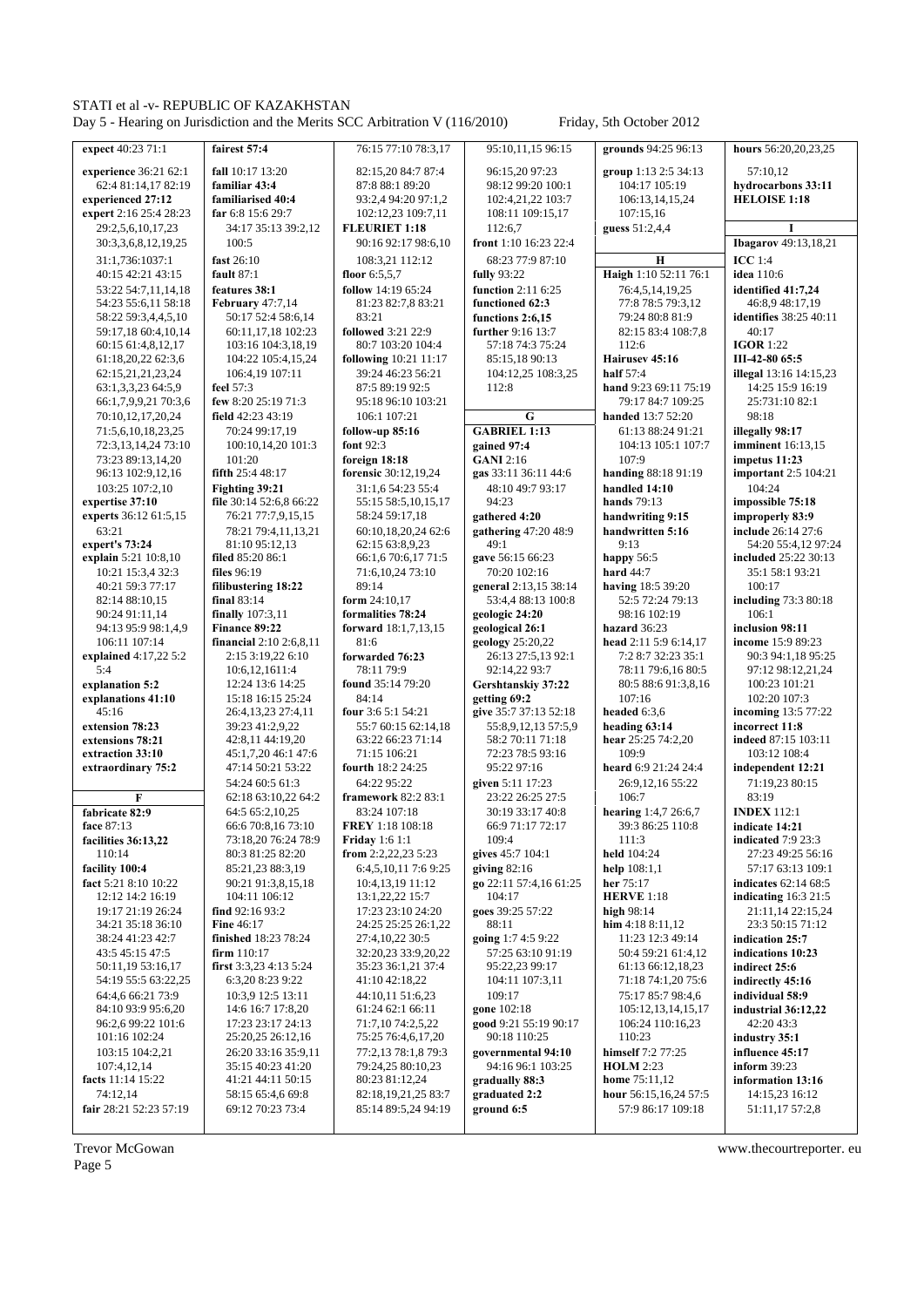expect 40:23 71:1
experience 36:21 62:1 62:4 81:14,17 82:19
experienced 27:12
expert 2:16 25:4 28:23 29:2,5,6,10,17,23 30:3,3,6,8,12,19,25 31:1,736:1037:1 40:15 42:21 43:15 53:22 54:7,11,14,18 54:23 55:6,11 58:18 58:22 59:3,4,4,5,10 59:17,18 60:4,10,14 60:15 61:4,8,12,17 61:18,20,22 62:3,6 62:15,21,21,23,24 63:1,3,3,23 64:5,9 66:1,7,9,9,21 70:3,6 70:10,12,17,20,24 71:5,6,10,18,23,25 72:3,13,14,24 73:10 73:23 89:13,14,20 96:13 102:9,12,16 103:25 107:2,10
expertise 37:10
experts 36:12 61:5,15 63:21
expert's 73:24
explain 5:21 10:8,10 10:21 15:3,4 32:3 40:21 59:3 77:17 82:14 88:10,15 90:24 91:11,14 94:13 95:9 98:1,4,9 106:11 107:14
explained 4:17,22 5:2 5:4
explanation 5:2
explanations 41:10 45:16
extension 78:23
extensions 78:21
extraction 33:10
extraordinary 75:2

**F**

fabricate 82:9
face 87:13
facilities 36:13,22 110:14
facility 100:4
fact 5:21 8:10 10:22 12:12 14:2 16:19 19:17 21:19 26:24 34:21 35:18 36:10 38:24 41:23 42:7 43:5 45:15 47:5 50:11,19 53:16,17 54:19 55:5 63:22,25 64:4,6 66:21 73:9 84:10 93:9 95:6,20 96:2,6 99:22 101:6 101:16 102:24 103:15 104:2,21 107:4,12,14
facts 11:14 15:22 74:12,14
fair 28:21 52:23 57:19

fairest 57:4
fall 10:17 13:20
familiar 43:4
familiarised 40:4
far 6:8 15:6 29:7 34:17 35:13 39:2,12 100:5
fast 26:10
fault 87:1
features 38:1
February 47:7,14 50:17 52:4 58:6,14 60:11,17,18 102:23 103:16 104:3,18,19 104:22 105:4,15,24 106:4,19 107:11
feel 57:3
few 8:20 25:19 71:3
field 42:23 43:19 70:24 99:17,19 100:10,14,20 101:3 101:20
fifth 25:4 48:17
Fighting 39:21
file 30:14 52:6,8 66:22 76:21 77:7,9,15,15 78:21 79:4,11,13,21 81:10 95:12,13
filed 85:20 86:1
files 96:19
filibustering 18:22
final 83:14
finally 107:3,11
Finance 89:22
financial 2:10 2:6,8,11 2:15 3:19,22 6:10 10:6,12,1611:4 12:24 13:6 14:25 15:18 16:15 25:24 26:4,13,23 27:4,11 39:23 41:2,9,22 42:8,11 44:19,20 45:1,7,20 46:1 47:6 47:14 50:21 53:22 54:24 60:5 61:3 62:18 63:10,22 64:2 64:5 65:2,10,25 66:6 70:8,16 73:10 73:18,20 76:24 78:9 80:3 81:25 82:20 85:21,23 88:3,19 90:21 91:3,8,15,18 104:11 106:12
find 92:16 93:2
Fine 46:17
finished 18:23 78:24
firm 110:17
first 3:3,23 4:13 5:24 6:3,20 8:23 9:22 10:3,9 12:5 13:11 14:6 16:7 17:8,20 17:23 23:17 24:13 25:20,25 26:12,16 26:20 33:16 35:9,11 35:15 40:23 41:20 41:21 44:11 50:15 58:15 65:4,6 69:8 69:12 70:23 73:4

76:15 77:10 78:3,17 82:15,20 84:7 87:4 87:8 88:1 89:20 93:2,4 94:20 97:1,2 102:12,23 109:7,11
FLEURIET 1:18 90:16 92:17 98:6,10 108:3,21 112:12
floor 6:5,5,7
follow 14:19 65:24 81:23 82:7,8 83:21 83:21
followed 3:21 22:9 80:7 103:20 104:4
following 10:21 11:17 39:24 46:23 56:21 87:5 89:19 92:5 95:18 96:10 103:21 106:1 107:21
follow-up 85:16
font 92:3
foreign 18:18
forensic 30:12,19,24 31:1,6 54:23 55:4 55:15 58:5,10,15,17 58:24 59:17,18 60:10,18,20,24 62:6 62:15 63:8,9,23 66:1,6 70:6,17 71:5 71:6,10,24 73:10 89:14
form 24:10,17
formalities 78:24
forward 18:1,7,13,15 81:6
forwarded 76:23 78:11 79:9
found 35:14 79:20 84:14
four 3:6 5:1 54:21 55:7 60:15 62:14,18 63:22 66:23 71:14 71:15 106:21
fourth 18:2 24:25 64:22 95:22
framework 82:2 83:1 83:24 107:18
FREY 1:18 108:18
Friday 1:6 1:1
from 2:2,22,23 5:23 6:4,5,10,11 7:6 9:25 10:4,13,19 11:12 13:1,22,22 15:7 17:23 23:10 24:20 24:25 25:25 26:1,22 27:4,10,22 30:5 32:20,23 33:9,20,22 35:23 36:1,21 37:4 41:10 42:18,22 44:10,11 51:6,23 61:24 62:1 66:11 71:7,10 74:2,5,22 75:25 76:4,6,17,20 77:2,13 78:1,8 79:3 79:24,25 80:10,23 80:23 81:12,24 82:18,19,21,25 83:7 85:14 89:5,24 94:19

95:10,11,15 96:15 96:15,20 97:23 98:12 99:20 100:1 102:4,21,22 103:7 108:11 109:15,17 112:6,7
front 1:10 16:23 22:4 68:23 77:9 87:10
fully 93:22
function 2:11 6:25
functioned 62:3
functions 2:6,15
further 9:16 13:7 57:18 74:3 75:24 85:15,18 90:13 104:12,25 108:3,25 112:8

**G**

GABRIEL 1:13
gained 97:4
GANI 2:16
gas 33:11 36:11 44:6 48:10 49:7 93:17 94:23
gathered 4:20
gathering 47:20 48:9 49:1
gave 56:15 66:23 70:20 102:16
general 2:13,15 38:14 53:4,4 88:13 100:8
geologic 24:20
geological 26:1
geology 25:20,22 26:13 27:5,13 92:1 92:14,22 93:7
Gershtanskiy 37:22
getting 69:2
give 35:7 37:13 52:18 55:8,9,12,13 57:5,9 58:2 70:11 71:18 72:23 78:5 93:16 95:22 97:16
given 5:11 17:23 23:22 26:25 27:5 30:19 33:17 40:8 66:9 71:17 72:17 109:4
gives 45:7 104:1
giving 82:16
go 22:11 57:4,16 61:25 104:17
goes 39:25 57:22 88:11
going 1:7 4:5 9:22 57:25 63:10 91:19 95:22,23 99:17 104:11 107:3,11 109:17
gone 102:18
good 9:21 55:19 90:17 90:18 110:25
governmental 94:10 94:16 96:1 103:25
gradually 88:3
graduated 2:2
ground 6:5

grounds 94:25 96:13
group 1:13 2:5 34:13 104:17 105:19 106:13,14,15,24 107:15,16
guess 51:2,4,4

**H**

Haigh 1:10 52:11 76:1 76:4,5,14,19,25 77:8 78:5 79:3,12 79:24 80:8 81:9 82:15 83:4 108:7,8 112:6
Hairusev 45:16
half 57:4
hand 9:23 69:11 75:19 79:17 84:7 109:25
handed 13:7 52:20 61:13 88:24 91:21 104:13 105:1 107:7 107:9
handing 88:18 91:19
handled 14:10
hands 79:13
handwriting 9:15
handwritten 5:16 9:13
happy 56:5
hard 44:7
having 18:5 39:20 52:5 72:24 79:13 98:16 102:19
hazard 36:23
head 2:11 5:9 6:14,17 7:2 8:7 32:23 35:1 78:11 79:6,16 80:5 80:5 88:6 91:3,8,16 107:16
headed 6:3,6
heading 63:14
hear 25:25 74:2,20 109:9
heard 6:9 21:24 24:4 26:9,12,16 55:22 106:7
hearing 1:4,7 26:6,7 39:3 86:25 110:8 111:3
held 104:24
help 108:1,1
her 75:17
HERVE 1:18
high 98:14
him 4:18 8:11,12 11:23 12:3 49:14 50:4 59:21 61:4,12 61:13 66:12,18,23 71:18 74:1,20 75:6 75:17 85:7 98:4,6 105:12,13,14,15,17 106:24 110:16,23 110:23
himself 7:2 77:25
HOLM 2:23
home 75:11,12
hour 56:15,16,24 57:5 57:9 86:17 109:18

hours 56:20,20,23,25 57:10,12
hydrocarbons 33:11
HELOISE 1:18

**I**

Ibagarov 49:13,18,21
ICC 1:4
idea 110:6
identified 41:7,24 46:8,9 48:17,19
identifies 38:25 40:11 40:17
IGOR 1:22
III-42-80 65:5
illegal 13:16 14:15,23 14:25 15:9 16:19 25:731:10 82:1 98:18
illegally 98:17
imminent 16:13,15
impetus 11:23
important 2:5 104:21 104:24
impossible 75:18
improperly 83:9
include 26:14 27:6 54:20 55:4,12 97:24
included 25:22 30:13 35:1 58:1 93:21 100:17
including 73:3 80:18 106:1
inclusion 98:11
income 15:9 89:23 90:3 94:1,18 95:25 97:12 98:12,21,24 100:23 101:21 102:20 107:3
incoming 13:5 77:22
incorrect 11:8
indeed 87:15 103:11 103:12 108:4
independent 12:21 71:19,23 80:15 83:19
INDEX 112:1
indicate 14:21
indicated 7:9 23:3 27:23 49:25 56:16 57:17 63:13 109:1
indicates 62:14 68:5
indicating 16:3 21:5 21:11,14 22:15,24 23:3 50:15 71:12
indication 25:7
indications 10:23
indirect 25:6
indirectly 45:16
individual 58:9
industrial 36:12,22 42:20 43:3
industry 35:1
influence 45:17
inform 39:23
information 13:16 14:15,23 16:12 51:11,17 57:2,8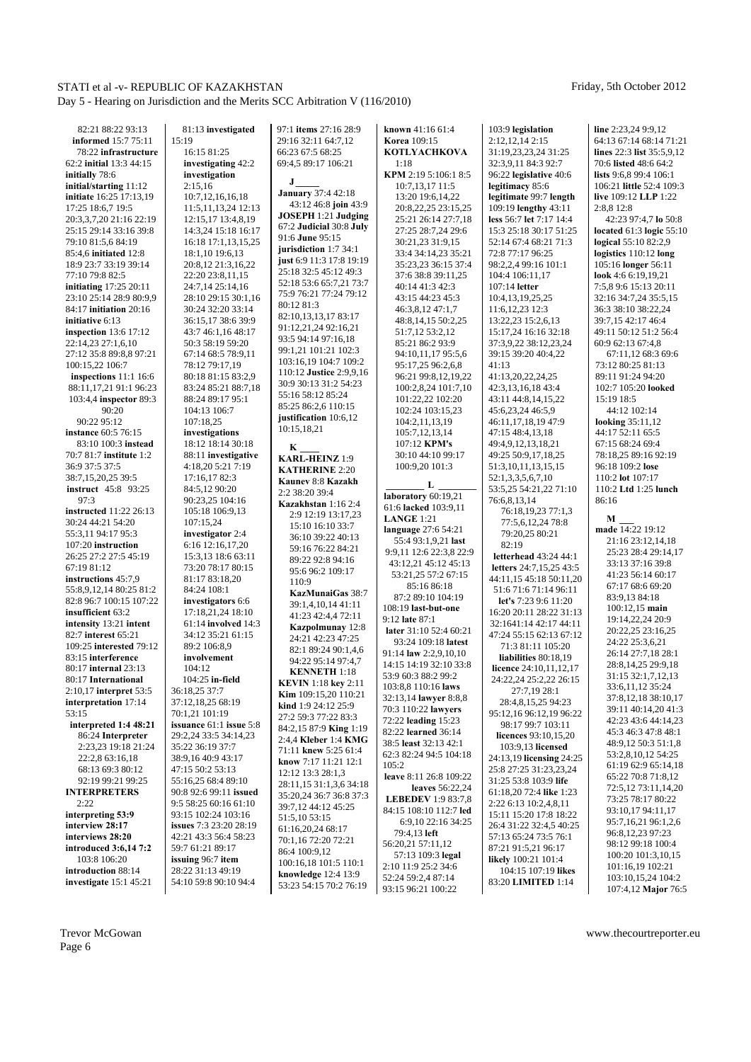82:21 88:22 93:13
**informed** 15:7 75:11
78:22 **infrastructure**
62:2 **initial** 13:3 44:15
**initially** 78:6
**initial/starting** 11:12
**initiate** 16:25 17:13,19
17:25 18:6,7 19:5
20:3,3,7,20 21:16 22:19
25:15 29:14 33:16 39:8
79:10 81:5,6 84:19
85:4,6 **initiated** 12:8
18:9 23:7 33:19 39:14
77:10 79:8 82:5
**initiating** 17:25 20:11
23:10 25:14 28:9 80:9,9
84:17 **initiation** 20:16
**initiative** 6:13
**inspection** 13:6 17:12
22:14,23 27:1,6,10
27:12 35:8 89:8,8 97:21
100:15,22 106:7
**inspections** 11:1 16:6
88:11,17,21 91:1 96:23
103:4,4 **inspector** 89:3
90:20
90:22 95:12
**instance** 60:5 76:15
83:10 100:3 **instead**
70:7 81:7 **institute** 1:2
36:9 37:5 37:5
38:7,15,20,25 39:5
**instruct** 45:8 93:25
97:3
**instructed** 11:22 26:13
30:24 44:21 54:20
55:3,11 94:17 95:3
107:20 **instruction**
26:25 27:2 27:5 45:19
67:19 81:12
**instructions** 45:7,9
55:8,9,12,14 80:25 81:2
82:8 96:7 100:15 107:22
**insufficient** 63:2
**intensity** 13:21 **intent**
82:7 **interest** 65:21
109:25 **interested** 79:12
83:15 **interference**
80:17 **internal** 23:13
80:17 **International**
2:10,17 **interpret** 53:5
**interpretation** 17:14
53:15
**interpreted 1:4 48:21**
86:24 **Interpreter**
2:23,23 19:18 21:24
22:2,8 63:16,18
68:13 69:3 80:12
92:19 99:21 99:25
**INTERPRETERS**
2:22
**interpreting 53:9**
**interview 28:17**
**interviews 28:20**
**introduced 3:6,14 7:2**
103:8 106:20
**introduction** 88:14
**investigate** 15:1 45:21

81:13 **investigated**
15:19
16:15 81:25
**investigating** 42:2
**investigation**
2:15,16
10:7,12,16,16,18
11:5,11,13,24 12:13
12:15,17 13:4,8,19
14:3,24 15:18 16:17
16:18 17:1,13,15,25
18:1,10 19:6,13
20:8,12 21:3,16,22
22:20 23:8,11,15
24:7,14 25:14,16
28:10 29:15 30:1,16
30:24 32:20 33:14
36:15,17 38:6 39:9
43:7 46:1,16 48:17
50:3 58:19 59:20
67:14 68:5 78:9,11
78:12 79:17,19
80:18 81:15 83:2,9
83:24 85:21 88:7,18
88:24 89:17 95:1
104:13 106:7
107:18,25
**investigations**
18:12 18:14 30:18
88:11 **investigative**
4:18,20 5:21 7:19
17:16,17 82:3
84:5,12 90:20
90:23,25 104:16
105:18 106:9,13
107:15,24
**investigator** 2:4
6:16 12:16,17,20
15:3,13 18:6 63:11
73:20 78:17 80:15
81:17 83:18,20
84:24 108:1
**investigators** 6:6
17:18,21,24 18:10
61:14 **involved** 14:3
34:12 35:21 61:15
89:2 106:8,9
**involvement**
104:12
104:25 **in-field**
36:18,25 37:7
37:12,18,25 68:19
70:1,21 101:19
**issuance** 61:1 **issue** 5:8
29:2,24 33:5 34:14,23
35:22 36:19 37:7
38:9,16 40:9 43:17
47:15 50:2 53:13
55:16,25 68:4 89:10
90:8 92:6 99:11 **issued**
9:5 58:25 60:16 61:10
93:15 102:24 103:16
**issues** 7:3 23:20 28:19
42:21 43:3 56:4 58:23
59:7 61:21 89:17
**issuing** 96:7 **item**
28:22 31:13 49:19
54:10 59:8 90:10 94:4

97:1 **items** 27:16 28:9
29:16 32:11 64:7,12
66:23 67:5 68:25
69:4,5 89:17 106:21

**J**
**January** 37:4 42:18
43:12 46:8 **join** 43:9
**JOSEPH** 1:21 **Judging**
67:2 **Judicial** 30:8 **July**
91:6 **June** 95:15
**jurisdiction** 1:7 34:1
**just** 6:9 11:3 17:8 19:19
25:18 32:5 45:12 49:3
52:18 53:6 65:7,21 73:7
75:9 76:21 77:24 79:12
80:12 81:3
82:10,13,13,17 83:17
91:12,21,24 92:16,21
93:5 94:14 97:16,18
99:1,21 101:21 102:3
103:16,19 104:7 109:2
110:12 **Justice** 2:9,9,16
30:9 30:13 31:2 54:23
55:16 58:12 85:24
85:25 86:2,6 110:15
**justification** 10:6,12
10:15,18,21

**K**
**KARL-HEINZ** 1:9
**KATHERINE** 2:20
**Kaunev** 8:8 **Kazakh**
2:2 38:20 39:4
**Kazakhstan** 1:16 2:4
2:9 12:19 13:17,23
15:10 16:10 33:7
36:10 39:22 40:13
59:16 76:22 84:21
89:22 92:8 94:16
95:6 96:2 109:17
110:9
**KazMunaiGas** 38:7
39:1,4,10,14 41:11
41:23 42:4,4 72:11
**Kazpolmunay** 12:8
24:21 42:23 47:25
82:1 89:24 90:1,4,6
94:22 95:14 97:4,7
**KENNETH** 1:18
**KEVIN** 1:18 **key** 2:11
**Kim** 109:15,20 110:21
**kind** 1:9 24:12 25:9
27:2 59:3 77:22 83:3
84:2,15 87:9 **King** 1:19
2:4,4 **Kleber** 1:4 **KMG**
71:11 **knew** 5:25 61:4
**know** 7:17 11:21 12:1
12:12 13:3 28:1,3
28:11,15 31:1,3,6 34:18
35:20,24 36:7 36:8 37:3
39:7,12 44:12 45:25
51:5,10 53:15
61:16,20,24 68:17
70:1,16 72:20 72:21
86:4 100:9,12
100:16,18 101:5 110:1
**knowledge** 12:4 13:9
53:23 54:15 70:2 76:19

**known** 41:16 61:4
**Korea** 109:15
**KOTLYACHKOVA**
1:18
**KPM** 2:19 5:106:1 8:5
10:7,13,17 11:5
13:20 19:6,14,22
20:8,22,25 23:15,25
25:21 26:14 27:7,18
27:25 28:7,24 29:6
30:21,23 31:9,15
33:4 34:14,23 35:21
35:23,23 36:15 37:4
37:6 38:8 39:11,25
40:14 41:3 42:3
43:15 44:23 45:3
46:3,8,12 47:1,7
48:8,14,15 50:2,25
51:7,12 53:2,12
85:21 86:2 93:9
94:10,11,17 95:5,6
95:17,25 96:2,6,8
96:21 99:8,12,19,22
100:2,8,24 101:7,10
101:22,22 102:20
102:24 103:15,23
104:2,11,13,19
105:7,12,13,14
107:12 **KPM's**
30:10 44:10 99:17
100:9,20 101:3

**L**
**laboratory** 60:19,21
61:6 **lacked** 103:9,11
**LANGE** 1:21
**language** 27:6 54:21
55:4 93:1,9,21 **last**
9:9,11 12:6 22:3,8 22:9
43:12,21 45:12 45:15
53:21,25 57:2 67:15
85:16 86:18
87:2 89:10 104:19
108:19 **last-but-one**
9:12 **late** 87:1
**later** 31:10 52:4 60:21
93:24 109:18 **latest**
91:14 **law** 2:2,9,10,10
14:15 14:19 32:10 33:8
53:9 60:3 88:2 99:2
103:8,8 110:16 **laws**
32:13,14 **lawyer** 8:8,8
70:3 110:22 **lawyers**
72:22 **leading** 15:23
82:22 **learned** 36:14
38:5 **least** 32:13 42:1
62:3 82:24 94:5 104:18
105:2
**leave** 8:11 26:8 109:22
**leaves** 56:22,24
**LEBEDEV** 1:9 83:7,8
84:15 108:10 112:7 **led**
6:9,10 22:16 34:25
79:4,13 **left**
56:20,21 57:11,12
57:13 109:3 **legal**
2:10 11:9 25:2 34:6
52:24 59:2,4 87:14
93:15 96:21 100:22

103:9 **legislation**
2:12,12,14 2:15
31:19,23,23,24 31:25
32:3,9,11 84:3 92:7
96:22 **legislative** 40:6
**legitimacy** 85:6
**legitimate** 99:7 **length**
109:19 **lengthy** 43:11
**less** 56:7 **let** 7:17 14:4
15:3 25:18 30:17 51:25
52:14 67:4 68:21 71:3
72:8 77:17 96:25
98:2,2,4 99:16 101:1
104:4 106:11,17
107:14 **letter**
10:4,13,19,25,25
11:6,12,23 12:3
13:22,23 15:2,6,13
15:17,24 16:16 32:18
37:3,9,22 38:12,23,24
39:15 39:20 40:4,22
41:13
41:13,20,22,24,25
42:3,13,16,18 43:4
43:11 44:8,14,15,22
45:6,23,24 46:5,9
46:11,17,18,19 47:9
47:15 48:4,13,18
49:4,9,12,13,18,21
49:25 50:9,17,18,25
51:3,10,11,13,15,15
52:1,3,3,5,6,7,10
53:5,25 54:21,22 71:10
76:6,8,13,14
76:18,19,23 77:1,3
77:5,6,12,24 78:8
79:20,25 80:21
82:19
**letterhead** 43:24 44:1
**letters** 24:7,15,25 43:5
44:11,15 45:18 50:11,20
51:6 71:6 71:14 96:11
**let's** 7:23 9:6 11:20
16:20 20:11 28:22 31:13
32:1641:14 42:17 44:11
47:24 55:15 62:13 67:12
71:3 81:11 105:20
**liabilities** 80:18,19
**licence** 24:10,11,12,17
24:22,24 25:2,22 26:15
27:7,19 28:1
28:4,8,15,25 94:23
95:12,16 96:12,19 96:22
98:17 99:7 103:11
**licences** 93:10,15,20
103:9,13 **licensed**
24:13,19 **licensing** 24:25
25:8 27:25 31:23,23,24
31:25 53:8 103:9 **life**
61:18,20 72:4 **like** 1:23
2:22 6:13 10:2,4,8,11
15:11 15:20 17:8 18:22
26:4 31:22 32:4,5 40:25
57:13 65:24 73:5 76:1
87:21 91:5,21 96:17
**likely** 100:21 101:4
104:15 107:19 **likes**
83:20 **LIMITED** 1:14

**line** 2:23,24 9:9,12
64:13 67:14 68:14 71:21
**lines** 22:3 **list** 35:5,9,12
70:6 **listed** 48:6 64:2
**lists** 9:6,8 99:4 106:1
106:21 **little** 52:4 109:3
**live** 109:12 **LLP** 1:22
2:8,8 12:8
42:23 97:4,7 **lo** 50:8
**located** 61:3 **logic** 55:10
**logical** 55:10 82:2,9
**logistics** 110:12 **long**
105:16 **longer** 56:11
**look** 4:6 6:19,19,21
7:5,8 9:6 15:13 20:11
32:16 34:7,24 35:5,15
36:3 38:10 38:22,24
39:7,15 42:17 46:4
49:11 50:12 51:2 56:4
60:9 62:13 67:4,8
67:11,12 68:3 69:6
73:12 80:25 81:13
89:11 91:24 94:20
102:7 105:20 **looked**
15:19 18:5
44:12 102:14
**looking** 35:11,12
44:17 52:11 65:5
67:15 68:24 69:4
78:18,25 89:16 92:19
96:18 109:2 **lose**
110:2 **lot** 107:17
110:2 **Ltd** 1:25 **lunch**
86:16

**M**
**made** 14:22 19:12
21:16 23:12,14,18
25:23 28:4 29:14,17
33:13 37:16 39:8
41:23 56:14 60:17
67:17 68:6 69:20
83:9,13 84:18
100:12,15 **main**
19:14,22,24 20:9
20:22,25 23:16,25
24:22 25:3,6,21
26:14 27:7,18 28:1
28:8,14,25 29:9,18
31:15 32:1,7,12,13
33:6,11,12 35:24
37:8,12,18 38:10,17
39:11 40:14,20 41:3
42:23 43:6 44:14,23
45:3 46:3 47:8 48:1
48:9,12 50:3 51:1,8
53:2,8,10,12 54:25
61:19 62:9 65:14,18
65:22 70:8 71:8,12
72:5,12 73:11,14,20
73:25 78:17 80:22
93:10,17 94:11,17
95:7,16,21 96:1,2,6
96:8,12,23 97:23
98:12 99:18 100:4
100:20 101:3,10,15
101:16,19 102:21
103:10,15,24 104:2
107:4,12 **Major** 76:5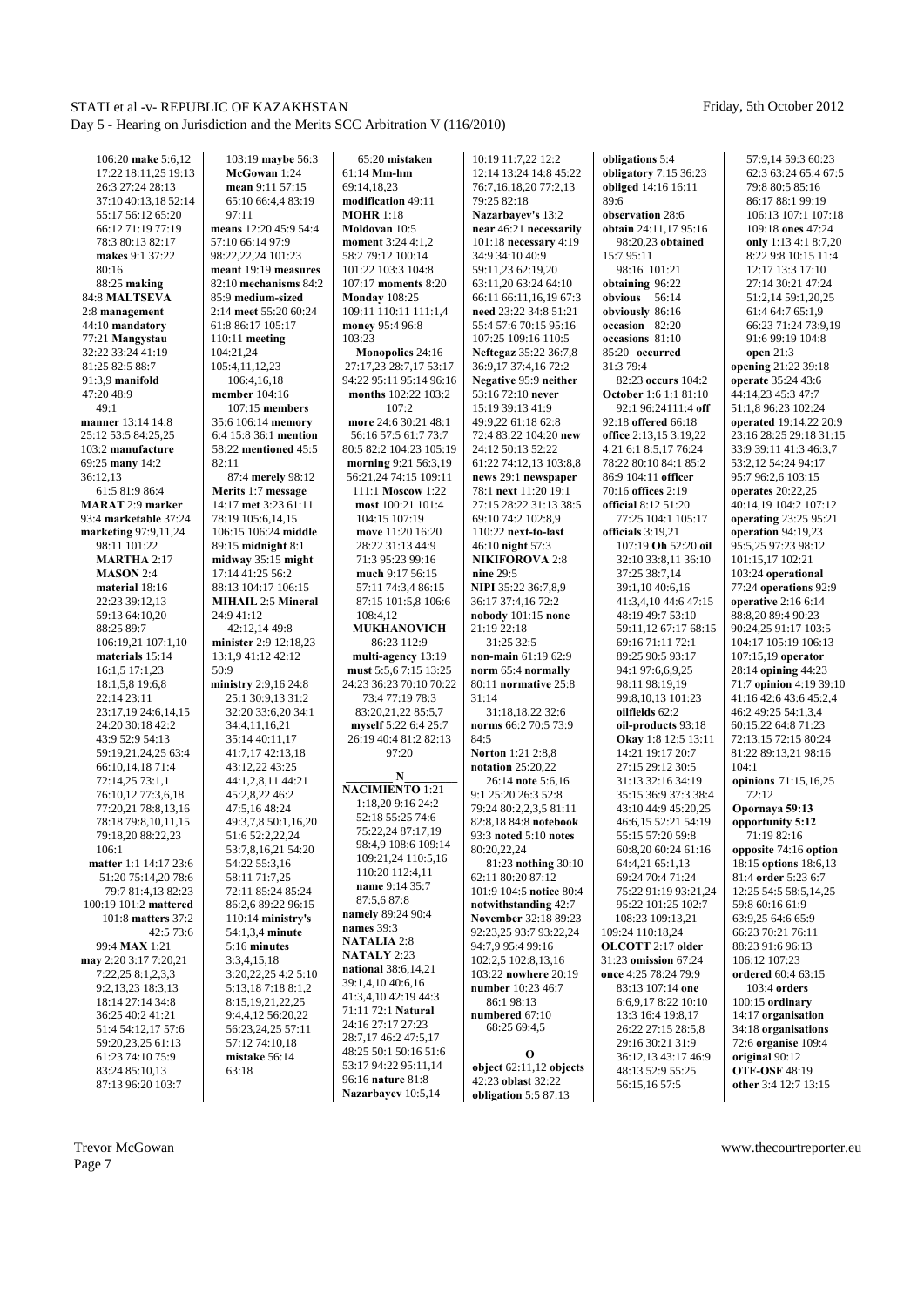106:20 **make** 5:6,12 17:22 18:11,25 19:13 26:3 27:24 28:13 37:10 40:13,18 52:14 55:17 56:12 65:20 66:12 71:19 77:19 78:3 80:13 82:17 **makes** 9:1 37:22 80:16 88:25 **making** 84:8 **MALTSEVA** 2:8 **management** 44:10 **mandatory** 77:21 **Mangystau** 32:22 33:24 41:19 81:25 82:5 88:7 91:3,9 **manifold** 47:20 48:9 49:1 **manner** 13:14 14:8 25:12 53:5 84:25,25 103:2 **manufacture** 69:25 **many** 14:2 36:12,13 61:5 81:9 86:4 **MARAT** 2:9 **marker** 93:4 **marketable** 37:24 **marketing** 97:9,11,24 98:11 101:22 **MARTHA** 2:17 **MASON** 2:4 **material** 18:16 22:23 39:12,13 59:13 64:10,20 88:25 89:7 106:19,21 107:1,10 **materials** 15:14 16:1,5 17:1,23 18:1,5,8 19:6,8 22:14 23:11 23:17,19 24:6,14,15 24:20 30:18 42:2 43:9 52:9 54:13 59:19,21,24,25 63:4 66:10,14,18 71:4 72:14,25 73:1,1 76:10,12 77:3,6,18 77:20,21 78:8,13,16 78:18 79:8,10,11,15 79:18,20 88:22,23 106:1 **matter** 1:1 14:17 23:6 51:20 75:14,20 78:6 79:7 81:4,13 82:23 100:19 101:2 **mattered** 101:8 **matters** 37:2 42:5 73:6 99:4 **MAX** 1:21 **may** 2:20 3:17 7:20,21 7:22,25 8:1,2,3,3 9:2,13,23 18:3,13 18:14 27:14 34:8 36:25 40:2 41:21 51:4 54:12,17 57:6 59:20,23,25 61:13 61:23 74:10 75:9 83:24 85:10,13 87:13 96:20 103:7 103:19 **maybe** 56:3 **McGowan** 1:24 **mean** 9:11 57:15 65:10 66:4,4 83:19 97:11 **means** 12:20 45:9 54:4 57:10 66:14 97:9 98:22,22,24 101:23 **meant** 19:19 **measures** 82:10 **mechanisms** 84:2 85:9 **medium-sized** 2:14 **meet** 55:20 60:24 61:8 86:17 105:17 110:11 **meeting** 104:21,24 105:4,11,12,23 106:4,16,18 **member** 104:16 107:15 **members** 35:6 106:14 **memory** 6:4 15:8 36:1 **mention** 58:22 **mentioned** 45:5 82:11 87:4 **merely** 98:12 **Merits** 1:7 **message** 14:17 **met** 3:23 61:11 78:19 105:6,14,15 106:15 106:24 **middle** 89:15 **midnight** 8:1 **midway** 35:15 **might** 17:14 41:25 56:2 88:13 104:17 106:15 **MIHAIL** 2:5 **Mineral** 24:9 41:12 42:12,14 49:8 **minister** 2:9 12:18,23 13:1,9 41:12 42:12 50:9 **ministry** 2:9,16 24:8 25:1 30:9,13 31:2 32:20 33:6,20 34:1 34:4,11,16,21 35:14 40:11,17 41:7,17 42:13,18 43:12,22 43:25 44:1,2,8,11 44:21 45:2,8,22 46:2 47:5,16 48:24 49:3,7,8 50:1,16,20 51:6 52:2,22,24 53:7,8,16,21 54:20 54:22 55:3,16 58:11 71:7,25 72:11 85:24 85:24 86:2,6 89:22 96:15 110:14 **ministry's** 54:1,3,4 **minute** 5:16 **minutes** 3:3,4,15,18 3:20,22,25 4:2 5:10 5:13,18 7:18 8:1,2 8:15,19,21,22,25 9:4,4,12 56:20,22 56:23,24,25 57:11 57:12 74:10,18 **mistake** 56:14 63:18 65:20 **mistaken** 61:14 **Mm-hm** 69:14,18,23 **modification** 49:11 **MOHR** 1:18 **Moldovan** 10:5 **moment** 3:24 4:1,2 58:2 79:12 100:14 101:22 103:3 104:8 107:17 **moments** 8:20 **Monday** 108:25 109:11 110:11 111:1,4 **money** 95:4 96:8 103:23 **Monopolies** 24:16 27:17,23 28:7,17 53:17 94:22 95:11 95:14 96:16 **months** 102:22 103:2 107:2 **more** 24:6 30:21 48:1 56:16 57:5 61:7 73:7 80:5 82:2 104:23 105:19 **morning** 9:21 56:3,19 56:21,24 74:15 109:11 111:1 **Moscow** 1:22 **most** 100:21 101:4 104:15 107:19 **move** 11:20 16:20 28:22 31:13 44:9 71:3 95:23 99:16 **much** 9:17 56:15 57:11 74:3,4 86:15 87:15 101:5,8 106:6 108:4,12 **MUKHANOVICH** 86:23 112:9 **multi-agency** 13:19 **must** 5:5,6 7:15 13:25 24:23 36:23 70:10 70:22 73:4 77:19 78:3 83:20,21,22 85:5,7 **myself** 5:22 6:4 25:7 26:19 40:4 81:2 82:13 97:20

## N

**NACIMIENTO** 1:21 1:18,20 9:16 24:2 52:18 55:25 74:6 75:22,24 87:17,19 98:4,9 108:6 109:14 109:21,24 110:5,16 110:20 112:4,11 **name** 9:14 35:7 87:5,6 87:8 **namely** 89:24 90:4 **names** 39:3 **NATALIA** 2:8 **NATALY** 2:23 **national** 38:6,14,21 39:1,4,10 40:6,16 41:3,4,10 42:19 44:3 71:11 72:1 **Natural** 24:16 27:17 27:23 28:7,17 46:2 47:5,17 48:25 50:1 50:16 51:6 53:17 94:22 95:11,14 96:16 **nature** 81:8 **Nazarbayev** 10:5,14 10:19 11:7,22 12:2 12:14 13:24 14:8 45:22 76:7,16,18,20 77:2,13 79:25 82:18 **Nazarbayev's** 13:2 **near** 46:21 **necessarily** 101:18 **necessary** 4:19 34:9 34:10 40:9 59:11,23 62:19,20 63:11,20 63:24 64:10 66:11 66:11,16,19 67:3 **need** 23:22 34:8 51:21 55:4 57:6 70:15 95:16 107:25 109:16 110:5 **Neftegaz** 35:22 36:7,8 36:9,17 37:4,16 72:2 **Negative** 95:9 **neither** 53:16 72:10 **never** 15:19 39:13 41:9 49:9,22 61:18 62:8 72:4 83:22 104:20 **new** 24:12 50:13 52:22 61:22 74:12,13 103:8,8 **news** 29:1 **newspaper** 78:1 **next** 11:20 19:1 27:15 28:22 31:13 38:5 69:10 74:2 102:8,9 110:22 **next-to-last** 46:10 **night** 57:3 **NIKIFOROVA** 2:8 **nine** 29:5 **NIPI** 35:22 36:7,8,9 36:17 37:4,16 72:2 **nobody** 101:15 **none** 21:19 22:18 31:25 32:5 **non-main** 61:19 62:9 **norm** 65:4 **normally** 80:11 **normative** 25:8 31:14 31:18,18,22 32:6 **norms** 66:2 70:5 73:9 84:5 **Norton** 1:21 2:8,8 **notation** 25:20,22 26:14 **note** 5:6,16 9:1 25:20 26:3 52:8 79:24 80:2,2,3,5 81:11 82:8,18 84:8 **notebook** 93:3 **noted** 5:10 **notes** 80:20,22,24 81:23 **nothing** 30:10 62:11 80:20 87:12 101:9 104:5 **notice** 80:4 **notwithstanding** 42:7 **November** 32:18 89:23 92:23,25 93:7 93:22,24 94:7,9 95:4 99:16 102:2,5 102:8,13,16 103:22 **nowhere** 20:19 **number** 10:23 46:7 86:1 98:13 **numbered** 67:10 68:25 69:4,5

## O

**object** 62:11,12 **objects** 42:23 **oblast** 32:22 **obligation** 5:5 87:13 **obligations** 5:4 **obligatory** 7:15 36:23 **obliged** 14:16 16:11 89:6 **observation** 28:6 **obtain** 24:11,17 95:16 98:20,23 **obtained** 15:7 95:11 98:16 101:21 **obtaining** 96:22 **obvious** 56:14 **obviously** 86:16 **occasion** 82:20 **occasions** 81:10 85:20 **occurred** 31:3 79:4 82:23 **occurs** 104:2 **October** 1:6 1:1 81:10 92:1 96:24111:4 **off** 92:18 **offered** 66:18 **office** 2:13,15 3:19,22 4:21 6:1 8:5,17 76:24 78:22 80:10 84:1 85:2 86:9 104:11 **officer** 70:16 **offices** 2:19 **official** 8:12 51:20 77:25 104:1 105:17 **officials** 3:19,21 107:19 **Oh** 52:20 **oil** 32:10 33:8,11 36:10 37:25 38:7,14 39:1,10 40:6,16 41:3,4,10 44:6 47:15 48:19 49:7 53:10 59:11,12 67:17 68:15 69:16 71:11 72:1 89:25 90:5 93:17 94:1 97:6,6,9,25 98:11 98:19,19 99:8,10,13 101:23 **oilfields** 62:2 **oil-products** 93:18 **Okay** 1:8 12:5 13:11 14:21 19:17 20:7 27:15 29:12 30:5 31:13 32:16 34:19 35:15 36:9 37:3 38:4 43:10 44:9 45:20,25 46:6,15 52:21 54:19 55:15 57:20 59:8 60:8,20 60:24 61:16 64:4,21 65:1,13 69:24 70:4 71:24 75:22 91:19 93:21,24 95:22 101:25 102:7 108:23 109:13,21 109:24 110:18,24 **OLCOTT** 2:17 **older** 31:23 **omission** 67:24 **once** 4:25 78:24 79:9 83:13 107:14 **one** 6:6,9,17 8:22 10:10 13:3 16:4 19:8,17 26:22 27:15 28:5,8 29:13 30:21 31:9 36:12,13 43:17 46:9 48:13 52:9 55:25 56:15,16 57:5 57:9,14 59:3 60:23 62:3 63:24 65:4 67:5 79:8 80:5 85:16 86:17 88:1 99:19 106:13 107:1 107:18 109:18 **ones** 47:24 **only** 1:13 4:1 8:7,20 8:22 9:8 10:15 11:4 12:17 13:3 17:10 27:14 30:21 47:24 51:2,14 59:1,20,25 61:4 64:7 65:1,9 66:23 71:24 73:9,19 91:6 99:19 104:8 **open** 21:3 **opening** 21:22 39:18 **operate** 35:24 43:6 44:14,23 45:3 47:7 51:1,8 96:23 102:24 **operated** 19:14,22 20:9 23:16 28:25 29:18 31:15 33:9 39:11 41:3 46:3,7 53:2,12 54:24 94:17 95:7 96:2,6 103:15 **operates** 20:22,25 40:14,19 104:2 107:12 **operating** 23:25 95:21 **operation** 94:19,23 95:5,25 97:23 98:12 101:15,17 102:21 103:24 **operational** 77:24 **operations** 92:9 **operative** 2:16 6:14 88:8,20 89:4 90:23 90:24,25 91:17 103:5 104:17 105:19 106:13 107:15,19 **operator** 28:14 **opining** 44:23 71:7 **opinion** 4:19 39:10 41:16 42:6 43:6 45:2,4 46:2 49:25 54:1,3,4 60:15,22 64:8 71:23 72:13,15 72:15 80:24 81:22 89:13,21 98:16 104:1 **opinions** 71:15,16,25 72:12 **Opornaya 59:13** **opportunity 5:12** 71:19 82:16 **opposite** 74:16 **option** 18:15 **options** 18:6,13 81:4 **order** 5:23 6:7 12:25 54:5 58:5,14,25 59:8 60:16 61:9 63:9,25 64:6 65:9 66:23 70:21 76:11 88:23 91:6 96:13 106:12 107:23 **ordered** 60:4 63:15 103:4 **orders** 100:15 **ordinary** 14:17 **organisation** 34:18 **organisations** 72:6 **organise** 109:4 **original** 90:12 **OTF-OSF** 48:19 **other** 3:4 12:7 13:15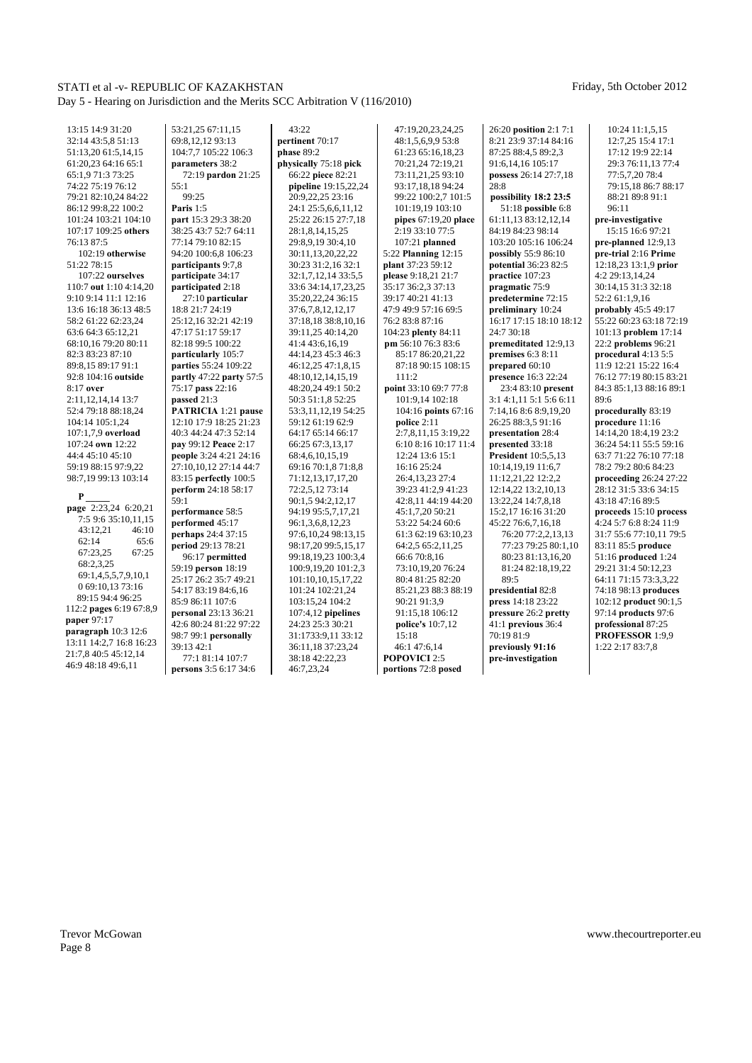13:15 14:9 31:20
32:14 43:5,8 51:13
51:13,20 61:5,14,15
61:20,23 64:16 65:1
65:1,9 71:3 73:25
74:22 75:19 76:12
79:21 82:10,24 84:22
86:12 99:8,22 100:2
101:24 103:21 104:10
107:17 109:25 **others**
76:13 87:5
102:19 **otherwise**
51:22 78:15
107:22 **ourselves**
110:7 **out** 1:10 4:14,20
9:10 9:14 11:1 12:16
13:6 16:18 36:13 48:5
58:2 61:22 62:23,24
63:6 64:3 65:12,21
68:10,16 79:20 80:11
82:3 83:23 87:10
89:8,15 89:17 91:1
92:8 104:16 **outside**
8:17 **over**
2:11,12,14,14 13:7
52:4 79:18 88:18,24
104:14 105:1,24
107:1,7,9 **overload**
107:24 **own** 12:22
44:4 45:10 45:10
59:19 88:15 97:9,22
98:7,19 99:13 103:14

**P**

**page** 2:23,24 6:20,21
7:5 9:6 35:10,11,15
43:12,21 46:10
62:14 65:6
67:23,25 67:25
68:2,3,25
69:1,4,5,5,7,9,10,1
0 69:10,13 73:16
89:15 94:4 96:25
112:2 **pages** 6:19 67:8,9
**paper** 97:17
**paragraph** 10:3 12:6
13:11 14:2,7 16:8 16:23
21:7,8 40:5 45:12,14
46:9 48:18 49:6,11
53:21,25 67:11,15
69:8,12,12 93:13
104:7,7 105:22 106:3
**parameters** 38:2
72:19 **pardon** 21:25
55:1
99:25
**Paris** 1:5
**part** 15:3 29:3 38:20
38:25 43:7 52:7 64:11
77:14 79:10 82:15
94:20 100:6,8 106:23
**participants** 9:7,8
**participate** 34:17
**participated** 2:18
27:10 **particular**
18:8 21:7 24:19
25:12,16 32:21 42:19
47:17 51:17 59:17
82:18 99:5 100:22
**particularly** 105:7
**parties** 55:24 109:22
**partly** 47:22 **party** 57:5
75:17 **pass** 22:16
**passed** 21:3
**PATRICIA** 1:21 **pause**
12:10 17:9 18:25 21:23
40:3 44:24 47:3 52:14
**pay** 99:12 **Peace** 2:17
**people** 3:24 4:21 24:16
27:10,10,12 27:14 44:7
83:15 **perfectly** 100:5
**perform** 24:18 58:17
59:1
**performance** 58:5
**performed** 45:17
**perhaps** 24:4 37:15
**period** 29:13 78:21
96:17 **permitted**
59:19 **person** 18:19
25:17 26:2 35:7 49:21
54:17 83:19 84:6,16
85:9 86:11 107:6
**personal** 23:13 36:21
42:6 80:24 81:22 97:22
98:7 99:1 **personally**
39:13 42:1
77:1 81:14 107:7
**persons** 3:5 6:17 34:6
43:22
**pertinent** 70:17
**phase** 89:2
**physically** 75:18 **pick**
66:22 **piece** 82:21
**pipeline** 19:15,22,24
20:9,22,25 23:16
24:1 25:5,6,6,11,12
25:22 26:15 27:7,18
28:1,8,14,15,25
29:8,9,19 30:4,10
30:11,13,20,22,22
30:23 31:2,16 32:1
32:1,7,12,14 33:5,5
33:6 34:14,17,23,25
35:20,22,24 36:15
37:6,7,8,12,12,17
37:18,18 38:8,10,16
39:11,25 40:14,20
41:4 43:6,16,19
44:14,23 45:3 46:3
46:12,25 47:1,8,15
48:10,12,14,15,19
48:20,24 49:1 50:2
50:3 51:1,8 52:25
53:3,11,12,19 54:25
59:12 61:19 62:9
64:17 65:14 66:17
66:25 67:3,13,17
68:4,6,10,15,19
69:16 70:1,8 71:8,8
71:12,13,17,17,20
72:2,5,12 73:14
90:1,5 94:2,12,17
94:19 95:5,7,17,21
96:1,3,6,8,12,23
97:6,10,24 98:13,15
98:17,20 99:5,15,17
99:18,19,23 100:3,4
100:9,19,20 101:2,3
101:10,10,15,17,22
101:24 102:21,24
103:15,24 104:2
107:4,12 **pipelines**
24:23 25:3 30:21
31:1733:9,11 33:12
36:11,18 37:23,24
38:18 42:22,23
46:7,23,24
47:19,20,23,24,25
48:1,5,6,9,9 53:8
61:23 65:16,18,23
70:21,24 72:19,21
73:11,21,25 93:10
93:17,18,18 94:24
99:22 100:2,7 101:5
101:19,19 103:10
107:21 **planned**
5:22 **Planning** 12:15
**plant** 37:23 59:12
**please** 9:18,21 21:7
35:17 36:2,3 37:13
39:17 40:21 41:13
47:9 49:9 57:16 69:5
76:2 83:8 87:16
104:23 **plenty** 84:11
**pm** 56:10 76:3 83:6
85:17 86:20,21,22
87:18 90:15 108:15
111:2
**point** 33:10 69:7 77:8
101:9,14 102:18
104:16 **points** 67:16
**police** 2:11
2:7,8,11,15 3:19,22
6:10 8:16 10:17 11:4
12:24 13:6 15:1
16:16 25:24
26:4,13,23 27:4
39:23 41:2,9 41:23
42:8,11 44:19 44:20
45:1,7,20 50:21
53:22 54:24 60:6
61:3 62:19 63:10,23
64:2,5 65:2,11,25
66:6 70:8,16
73:10,19,20 76:24
80:4 81:25 82:20
85:21,23 88:3 88:19
90:21 91:3,9
91:15,18 106:12
**police's** 10:7,12
15:18
46:1 47:6,14
**POPOVICI** 2:5
**portions** 72:8 **posed**
26:20 **position** 2:1 7:1
8:21 23:9 37:14 84:16
87:25 88:4,5 89:2,3
91:6,14,16 105:17
**possess** 26:14 27:7,18
28:8
**possibility 18:2 23:5**
51:18 **possible** 6:8
61:11,13 83:12,12,14
84:19 84:23 98:14
103:20 105:16 106:24
**possibly** 55:9 86:10
**potential** 36:23 82:5
**practice** 107:23
**pragmatic** 75:9
**predetermine** 72:15
**preliminary** 10:24
16:17 17:15 18:10 18:12
24:7 30:18
**premeditated** 12:9,13
**premises** 6:3 8:11
**prepared** 60:10
**presence** 16:3 22:24
23:4 83:10 **present**
3:1 4:1,11 5:1 5:6 6:11
7:14,16 8:6 8:9,19,20
26:25 88:3,5 91:16
**presentation** 28:4
**presented** 33:18
**President** 10:5,5,13
10:14,19,19 11:6,7
11:12,21,22 12:2,2
12:14,22 13:2,10,13
13:22,24 14:7,8,18
15:2,17 16:16 31:20
45:22 76:6,7,16,18
76:20 77:2,2,13,13
77:23 79:25 80:1,10
80:23 81:13,16,20
81:24 82:18,19,22
89:5
**presidential** 82:8
**press** 14:18 23:22
**pressure** 26:2 **pretty**
41:1 **previous** 36:4
70:19 81:9
**previously 91:16**
**pre-investigation**
10:24 11:1,5,15
12:7,25 15:4 17:1
17:12 19:9 22:14
29:3 76:11,13 77:4
77:5,7,20 78:4
79:15,18 86:7 88:17
88:21 89:8 91:1
96:11
**pre-investigative**
15:15 16:6 97:21
**pre-planned** 12:9,13
**pre-trial** 2:16 **Prime**
12:18,23 13:1,9 **prior**
4:2 29:13,14,24
30:14,15 31:3 32:18
52:2 61:1,9,16
**probably** 45:5 49:17
55:22 60:23 63:18 72:19
101:13 **problem** 17:14
22:2 **problems** 96:21
**procedural** 4:13 5:5
11:9 12:21 15:22 16:4
76:12 77:19 80:15 83:21
84:3 85:1,13 88:16 89:1
89:6
**procedurally** 83:19
**procedure** 11:16
14:14,20 18:4,19 23:2
36:24 54:11 55:5 59:16
63:7 71:22 76:10 77:18
78:2 79:2 80:6 84:23
**proceeding** 26:24 27:22
28:12 31:5 33:6 34:15
43:18 47:16 89:5
**proceeds** 15:10 **process**
4:24 5:7 6:8 8:24 11:9
31:7 55:6 77:10,11 79:5
83:11 85:5 **produce**
51:16 **produced** 1:24
29:21 31:4 50:12,23
64:11 71:15 73:3,3,22
74:18 98:13 **produces**
102:12 **product** 90:1,5
97:14 **products** 97:6
**professional** 87:25
**PROFESSOR** 1:9,9
1:22 2:17 83:7,8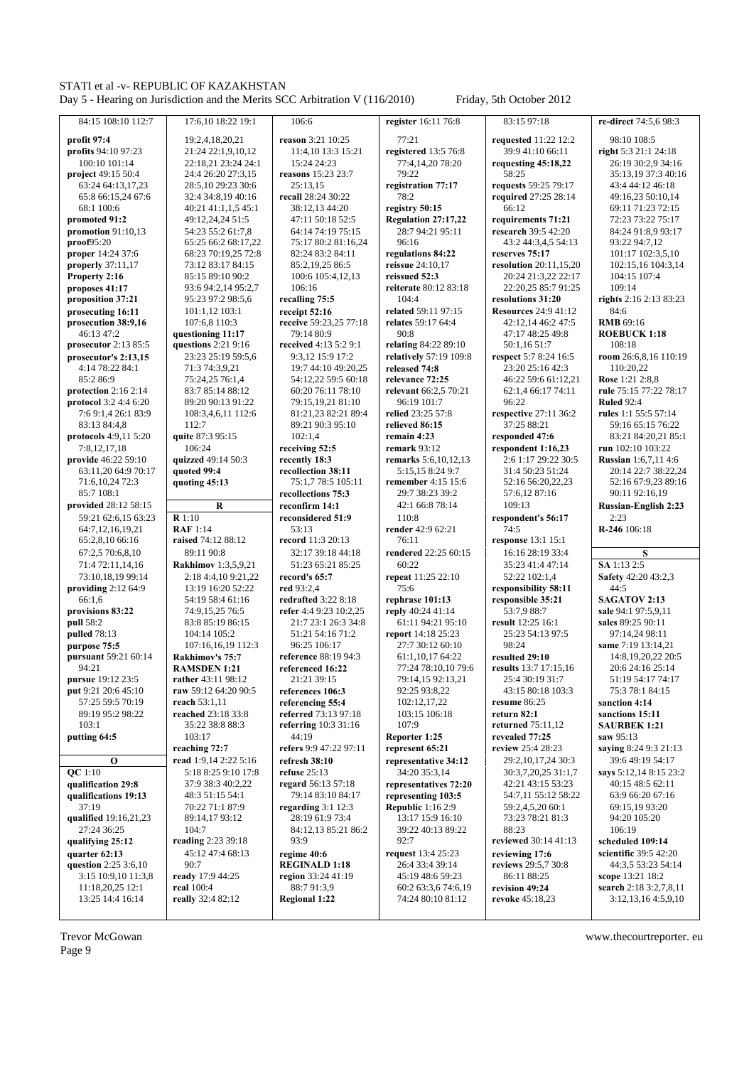84:15 108:10 112:7

**profit** 97:4
**profits** 94:10 97:23 100:10 101:14
**project** 49:15 50:4 63:24 64:13,17,23 65:8 66:15,24 67:6 68:1 100:6
**promoted** 91:2
**promotion** 91:10,13
**proof**95:20
**proper** 14:24 37:6
**properly** 37:11,17
**Property** 2:16
**proposes** 41:17
**proposition** 37:21
**prosecuting** 16:11
**prosecution** 38:9,16 46:13 47:2
**prosecutor** 2:13 85:5
**prosecutor's** 2:13,15 4:14 78:22 84:1 85:2 86:9
**protection** 2:16 2:14
**protocol** 3:2 4:4 6:20 7:6 9:1,4 26:1 83:9 83:13 84:4,8
**protocols** 4:9,11 5:20 7:8,12,17,18
**provide** 46:22 59:10 63:11,20 64:9 70:17 71:6,10,24 72:3 85:7 108:1
**provided** 28:12 58:15 59:21 62:6,15 63:23 64:7,12,16,19,21 65:2,8,10 66:16 67:2,5 70:6,8,10 71:4 72:11,14,16 73:10,18,19 99:14
**providing** 2:12 64:9 66:1,6
**provisions** 83:22
**pull** 58:2
**pulled** 78:13
**purpose** 75:5
**pursuant** 59:21 60:14 94:21
**pursue** 19:12 23:5
**put** 9:21 20:6 45:10 57:25 59:5 70:19 89:19 95:2 98:22 103:1
**putting** 64:5

**O**

**QC** 1:10
**qualification** 29:8
**qualifications** 19:13 37:19
**qualified** 19:16,21,23 27:24 36:25
**qualifying** 25:12
**quarter** 62:13
**question** 2:25 3:6,10 3:15 10:9,10 11:3,8 11:18,20,25 12:1 13:25 14:4 16:14

17:6,10 18:22 19:1 19:2,4,18,20,21 21:24 22:1,9,10,12 22:18,21 23:24 24:1 24:4 26:20 27:3,15 28:5,10 29:23 30:6 32:4 34:8,19 40:16 40:21 41:1,1,5 45:1 49:12,24,24 51:5 54:23 55:2 61:7,8 65:25 66:2 68:17,22 68:23 70:19,25 72:8 73:12 83:17 84:15 85:15 89:10 90:2 93:6 94:2,14 95:2,7 95:23 97:2 98:5,6 101:1,12 103:1 107:6,8 110:3
**questioning** 11:17
**questions** 2:21 9:16 23:23 25:19 59:5,6 71:3 74:3,9,21 75:24,25 76:1,4 83:7 85:14 88:12 89:20 90:13 91:22 108:3,4,6,11 112:6 112:7
**quite** 87:3 95:15 106:24
**quizzed** 49:14 50:3
**quoted** 99:4
**quoting** 45:13

**R**

**R** 1:10
**RAF** 1:14
**raised** 74:12 88:12 89:11 90:8
**Rakhimov** 1:3,5,9,21 2:18 4:4,10 9:21,22 13:19 16:20 52:22 54:19 58:4 61:16 74:9,15,25 76:5 83:8 85:19 86:15 104:14 105:2 107:16,16,19 112:3
**Rakhimov's** 75:7
**RAMSDEN** 1:21
**rather** 43:11 98:12
**raw** 59:12 64:20 90:5
**reach** 53:1,11
**reached** 23:18 33:8 35:22 38:8 88:3 103:17
**reaching** 72:7
**read** 1:9,14 2:22 5:16 5:18 8:25 9:10 17:8 37:9 38:3 40:2,22 48:3 51:15 54:1 70:22 71:1 87:9 89:14,17 93:12 104:7
**reading** 2:23 39:18 45:12 47:4 68:13 90:7
**ready** 17:9 44:25
**real** 100:4
**really** 32:4 82:12

106:6
**reason** 3:21 10:25 11:4,10 13:3 15:21 15:24 24:23
**reasons** 15:23 23:7 25:13,15
**recall** 28:24 30:22 38:12,13 44:20 47:11 50:18 52:5 64:14 74:19 75:15 75:17 80:2 81:16,24 82:24 83:2 84:11 85:2,19,25 86:5 100:6 105:4,12,13 106:16
**recalling** 75:5
**receipt** 52:16
**receive** 59:23,25 77:18 79:14 80:9
**received** 4:13 5:2 9:1 9:3,12 15:9 17:2 19:7 44:10 49:20,25 54:12,22 59:5 60:18 60:20 76:11 78:10 79:15,19,21 81:10 81:21,23 82:21 89:4 89:21 90:3 95:10 102:1,4
**receiving** 52:5
**recently** 18:3
**recollection** 38:11 75:1,7 78:5 105:11
**recollections** 75:3
**reconfirm** 14:1
**reconsidered** 51:9 53:13
**record** 11:3 20:13 32:17 39:18 44:18 51:23 65:21 85:25
**record's** 65:7
**red** 93:2,4
**redrafted** 3:22 8:18
**refer** 4:4 9:23 10:2,25 21:7 23:1 26:3 34:8 51:21 54:16 71:2 96:25 106:17
**reference** 88:19 94:3
**referenced** 16:22 21:21 39:15
**references** 106:3
**referencing** 55:4
**referred** 73:13 97:18
**referring** 10:3 31:16 44:19
**refers** 9:9 47:22 97:11
**refresh** 38:10
**refuse** 25:13
**regard** 56:13 57:18 79:14 83:10 84:17
**regarding** 3:1 12:3 28:19 61:9 73:4 84:12,13 85:21 86:2 93:9
**regime** 40:6
**REGINALD** 1:18
**region** 33:24 41:19 88:7 91:3,9
**Regional** 1:22

**register** 16:11 76:8 77:21
**registered** 13:5 76:8 77:4,14,20 78:20 79:22
**registration** 77:17 78:2
**registry** 50:15
**Regulation** 27:17,22 28:7 94:21 95:11 96:16
**regulations** 84:22
**reissue** 24:10,17
**reissued** 52:3
**reiterate** 80:12 83:18 104:4
**related** 59:11 97:15
**relates** 59:17 64:4 90:8
**relating** 84:22 89:10
**relatively** 57:19 109:8
**released** 74:8
**relevance** 72:25
**relevant** 66:2,5 70:21 96:19 101:7
**relied** 23:25 57:8
**relieved** 86:15
**remain** 4:23
**remark** 93:12
**remarks** 5:6,10,12,13 5:15,15 8:24 9:7
**remember** 4:15 15:6 29:7 38:23 39:2 42:1 66:8 78:14 110:8
**render** 42:9 62:21 76:11
**rendered** 22:25 60:15 60:22
**repeat** 11:25 22:10 75:6
**rephrase** 101:13
**reply** 40:24 41:14 61:11 94:21 95:10
**report** 14:18 25:23 27:7 30:12 60:10 61:1,10,17 64:22 77:24 78:10,10 79:6 79:14,15 92:13,21 92:25 93:8,22 102:12,17,22 103:15 106:18 107:9
**Reporter** 1:25
**represent** 65:21
**representative** 34:12 34:20 35:3,14
**representatives** 72:20
**representing** 103:5
**Republic** 1:16 2:9 13:17 15:9 16:10 39:22 40:13 89:22 92:7
**request** 13:4 25:23 26:4 33:4 39:14 45:19 48:6 59:23 60:2 63:3,6 74:6,19 74:24 80:10 81:12

83:15 97:18
**requested** 11:22 12:2 39:9 41:10 66:11
**requesting** 45:18,22 58:25
**requests** 59:25 79:17
**required** 27:25 28:14 66:12
**requirements** 71:21
**research** 39:5 42:20 43:2 44:3,4,5 54:13
**reserves** 75:17
**resolution** 20:11,15,20 20:24 21:3,22 22:17 22:20,25 85:7 91:25
**resolutions** 31:20
**Resources** 24:9 41:12 42:12,14 46:2 47:5 47:17 48:25 49:8 50:1,16 51:7
**respect** 5:7 8:24 16:5 23:20 25:16 42:3 46:22 59:6 61:12,21 62:1,4 66:17 74:11 96:22
**respective** 27:11 36:2 37:25 88:21
**responded** 47:6
**respondent** 1:16,23 2:6 1:17 29:22 30:5 31:4 50:23 51:24 52:16 56:20,22,23 57:6,12 87:16 109:13
**respondent's** 56:17 74:5
**response** 13:1 15:1 16:16 28:19 33:4 35:23 41:4 47:14 52:22 102:1,4
**responsibility** 58:11
**responsible** 35:21 53:7,9 88:7
**result** 12:25 16:1 25:23 54:13 97:5 98:24
**resulted** 29:10
**results** 13:7 17:15,16 25:4 30:19 31:7 43:15 80:18 103:3
**resume** 86:25
**return** 82:1
**returned** 75:11,12
**revealed** 77:25
**review** 25:4 28:23 29:2,10,17,24 30:3 30:3,7,20,25 31:1,7 42:21 43:15 53:23 54:7,11 55:12 58:22 59:2,4,5,20 60:1 73:23 78:21 81:3 88:23
**reviewed** 30:14 41:13
**reviewing** 17:6
**reviews** 29:5,7 30:8 86:11 88:25
**revision** 49:24
**revoke** 45:18,23

**re-direct** 74:5,6 98:3 98:10 108:5
**right** 5:3 21:1 24:18 26:19 30:2,9 34:16 35:13,19 37:3 40:16 43:4 44:12 46:18 49:16,23 50:10,14 69:11 71:23 72:15 72:23 73:22 75:17 84:24 91:8,9 93:17 93:22 94:7,12 101:17 102:3,5,10 102:15,16 104:3,14 104:15 107:4 109:14
**rights** 2:16 2:13 83:23 84:6
**RMB** 69:16
**ROEBUCK** 1:18 108:18
**room** 26:6,8,16 110:19 110:20,22
**Rose** 1:21 2:8,8
**rule** 75:15 77:22 78:17
**Ruled** 92:4
**rules** 1:1 55:5 57:14 59:16 65:15 76:22 83:21 84:20,21 85:1
**run** 102:10 103:22
**Russian** 1:6,7,11 4:6 20:14 22:7 38:22,24 52:16 67:9,23 89:16 90:11 92:16,19
**Russian-English** 2:23 2:23
**R-246** 106:18

**S**

**SA** 1:13 2:5
**Safety** 42:20 43:2,3 44:5
**SAGATOV** 2:13
**sale** 94:1 97:5,9,11
**sales** 89:25 90:11 97:14,24 98:11
**same** 7:19 13:14,21 14:8,19,20,22 20:5 20:6 24:16 25:14 51:19 54:17 74:17 75:3 78:1 84:15
**sanction** 4:14
**sanctions** 15:11
**SAURBEK** 1:21
**saw** 95:13
**saying** 8:24 9:3 21:13 39:6 49:19 54:17
**says** 5:12,14 8:15 23:2 40:15 48:5 62:11 63:9 66:20 67:16 69:15,19 93:20 94:20 105:20 106:19
**scheduled** 109:14
**scientific** 39:5 42:20 44:3,5 53:23 54:14
**scope** 13:21 18:2
**search** 2:18 3:2,7,8,11 3:12,13,16 4:5,9,10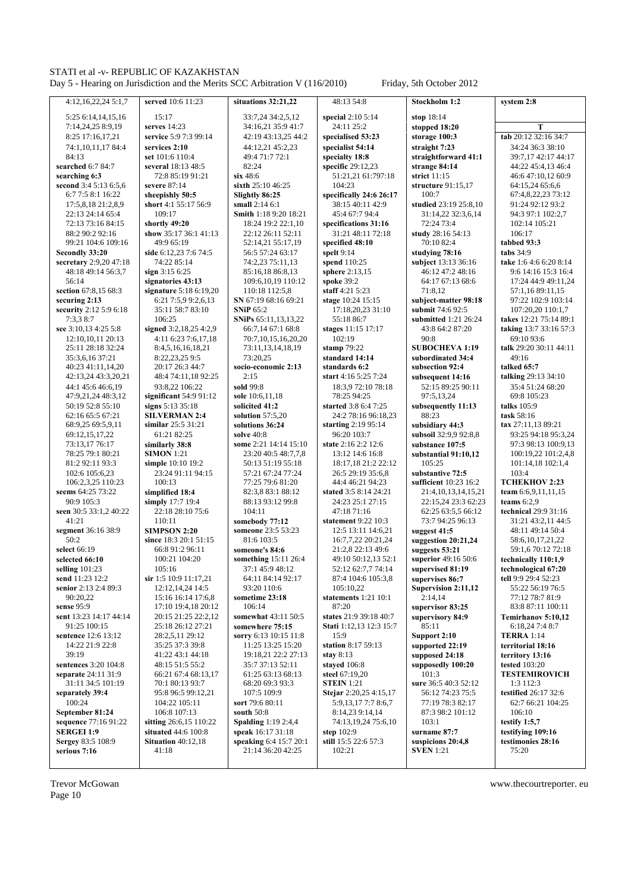4:12,16,22,24 5:1,7
5:25 6:14,14,15,16
7:14,24,25 8:9,19
8:25 17:16,17,21
74:1,10,11,17 84:4
84:13
**searched** 6:7 84:7
**searching** 6:3
**second** 3:4 5:13 6:5,6
6:7 7:5 8:1 16:22
17:5,8,18 21:2,8,9
22:13 24:14 65:4
72:13 73:16 84:15
88:2 90:2 92:16
99:21 104:6 109:16
**Secondly 33:20**
**secretary** 2:9,20 47:18
48:18 49:14 56:3,7
56:14
**section** 67:8,15 68:3
**securing 2:13**
**security** 2:12 5:9 6:18
7:3,3 8:7
**see** 3:10,13 4:25 5:8
12:10,10,11 20:13
25:11 28:18 32:24
35:3,6,16 37:21
40:23 41:11,14,20
42:13,24 43:3,20,21
44:1 45:6 46:6,19
47:9,21,24 48:3,12
50:19 52:8 55:10
62:16 65:5 67:21
68:9,25 69:5,9,11
69:12,15,17,22
73:13,17 76:17
78:25 79:1 80:21
81:2 92:11 93:3
102:6 105:6,23
106:2,3,25 110:23
**seems** 64:25 73:22
90:9 105:3
**seen** 30:5 33:1,2 40:22
41:21
**segment** 36:16 38:9
50:2
**select** 66:19
**selected 66:10**
**selling** 101:23
**send** 11:23 12:2
**senior** 2:13 2:4 89:3
90:20,22
**sense** 95:9
**sent** 13:23 14:17 44:14
91:25 100:15
**sentence** 12:6 13:12
14:22 21:9 22:8
39:19
**sentences** 3:20 104:8
**separate** 24:11 31:9
31:11 34:5 101:19
**separately 39:4**
100:24
**September 81:24**
**sequence** 77:16 91:22
**SERGEI 1:9**
**Sergey** 83:5 108:9
**serious 7:16**
**served** 10:6 11:23
15:17
**serves** 14:23
**service** 5:9 7:3 99:14
**services 2:10**
**set** 101:6 110:4
**several** 18:13 48:5
72:8 85:19 91:21
**severe** 87:14
**sheepishly 50:5**
**short** 4:1 55:17 56:9
109:17
**shortly 49:20**
**show** 35:17 36:1 41:13
49:9 65:19
**side** 6:12,23 7:6 74:5
74:22 85:14
**sign** 3:15 6:25
**signatories 43:13**
**signature** 5:18 6:19,20
6:21 7:5,9 9:2,6,13
35:11 58:7 83:10
106:25
**signed** 3:2,18,25 4:2,9
4:11 6:23 7:6,17,18
8:4,5,16,16,18,21
8:22,23,25 9:5
20:17 26:3 44:7
48:4 74:11,18 92:25
93:8,22 106:22
**significant** 54:9 91:12
**signs** 5:13 35:18
**SILVERMAN 2:4**
**similar** 25:5 31:21
61:21 82:25
**similarly 38:8**
**SIMON** 1:21
**simple** 10:10 19:2
23:24 91:11 94:15
100:13
**simplified 18:4**
**simply** 17:7 19:4
22:18 28:10 75:6
110:11
**SIMPSON 2:20**
**since** 18:3 20:1 51:15
66:8 91:2 96:11
100:21 104:20
105:16
**sir** 1:5 10:9 11:17,21
12:12,14,24 14:5
15:16 16:14 17:6,8
17:10 19:4,18 20:12
20:15 21:25 22:2,12
25:18 26:12 27:21
28:2,5,11 29:12
35:25 37:3 39:8
41:22 43:1 44:18
48:15 51:5 55:2
66:21 67:4 68:13,17
70:1 80:13 93:7
95:8 96:5 99:12,21
104:22 105:11
106:8 107:13
**sitting** 26:6,15 110:22
**situated** 44:6 100:8
**Situation** 40:12,18
41:18
**situations 32:21,22**
33:7,24 34:2,5,12
34:16,21 35:9 41:7
42:19 43:13,25 44:2
44:12,21 45:2,23
49:4 71:7 72:1
82:24
**six** 48:6
**sixth** 25:10 46:25
**Slightly 86:25**
**small** 2:14 6:1
**Smith** 1:18 9:20 18:21
18:24 19:2 22:1,10
22:12 26:11 52:11
52:14,21 55:17,19
56:5 57:24 63:17
74:2,23 75:11,13
85:16,18 86:8,13
109:6,10,19 110:12
110:18 112:5,8
**SN** 67:19 68:16 69:21
**SNiP** 65:2
**SNiPs** 65:11,13,13,22
66:7,14 67:1 68:8
70:7,10,15,16,20,20
73:11,13,14,18,19
73:20,25
**socio-economic 2:13**
2:15
**sold** 99:8
**sole** 10:6,11,18
**solicited 41:2**
**solution** 57:5,20
**solutions 36:24**
**solve** 40:8
**some** 2:21 14:14 15:10
23:20 40:5 48:7,7,8
50:13 51:19 55:18
57:21 67:24 77:24
77:25 79:6 81:20
82:3,8 83:1 88:12
88:13 93:12 99:8
104:11
**somebody 77:12**
**someone** 23:5 53:23
81:6 103:5
**someone's 84:6**
**something** 15:11 26:4
37:1 45:9 48:12
64:11 84:14 92:17
93:20 110:6
**sometime 23:18**
106:14
**somewhat** 43:11 50:5
**somewhere 75:15**
**sorry** 6:13 10:15 11:8
11:25 13:25 15:20
19:18,21 22:2 27:13
35:7 37:13 52:11
61:25 63:13 68:13
68:20 69:3 93:3
107:5 109:9
**sort** 79:6 80:11
**south** 50:8
**Spalding** 1:19 2:4,4
**speak** 16:17 31:18
**speaking** 6:4 15:7 20:1
21:14 36:20 42:25
48:13 54:8
**special** 2:10 5:14
24:11 25:2
**specialised 53:23**
**specialist 54:14**
**specialty 18:8**
**specific** 29:12,23
51:21,21 61:797:18
104:23
**specifically** 24:6 26:17
38:15 40:11 42:9
45:4 67:7 94:4
**specifications 31:16**
31:21 48:11 72:18
**specified 48:10**
**spelt** 9:14
**spend** 110:25
**sphere** 2:13,15
**spoke** 39:2
**staff** 4:21 5:23
**stage** 10:24 15:15
17:18,20,23 31:10
55:18 86:7
**stages** 11:15 17:17
102:19
**stamp** 79:22
**standard 14:14**
**standards 6:2**
**start** 4:16 5:25 7:24
18:3,9 72:10 78:18
78:25 94:25
**started** 3:8 6:4 7:25
24:2 78:16 96:18,23
**starting** 2:19 95:14
96:20 103:7
**state** 2:16 2:2 12:6
13:12 14:6 16:8
18:17,18 21:2 22:12
26:5 29:19 35:6,8
44:4 46:21 94:23
**stated** 3:5 8:14 24:21
24:23 25:1 27:15
47:18 71:16
**statement** 9:22 10:3
12:5 13:11 14:6,21
16:7,7,22 20:21,24
21:2,8 22:13 49:6
49:10 50:12,13 52:1
52:12 62:7,7 74:14
87:4 104:6 105:3,8
105:10,22
**statements** 1:21 10:1
87:20
**states** 21:9 39:18 40:7
**Stati** 1:12,13 12:3 15:7
15:9
**station** 8:17 59:13
**stay** 8:13
**stayed** 106:8
**steel** 67:19,20
**STEIN** 1:21
**Stejar** 2:20,25 4:15,17
5:9,13,17 7:7 8:6,7
8:14,23 9:14,14
74:13,19,24 75:6,10
**step** 102:9
**still** 15:5 22:6 57:3
102:21
**Stockholm 1:2**
**stop** 18:14
**stopped 18:20**
**storage 100:3**
**straight 7:23**
**straightforward 41:1**
**strange 84:14**
**strict** 11:15
**structure** 91:15,17
100:7
**studied** 23:19 25:8,10
31:14,22 32:3,6,14
72:24 73:4
**study** 28:16 54:13
70:10 82:4
**studying 78:16**
**subject** 13:13 36:16
46:12 47:2 48:16
64:17 67:13 68:6
71:8,12
**subject-matter 98:18**
**submit** 74:6 92:5
**submitted** 1:21 26:24
43:8 64:2 87:20
90:8
**SUBOCHEVA 1:19**
**subordinated 34:4**
**subsection 92:4**
**subsequent 14:16**
52:15 89:25 90:11
97:5,13,24
**subsequently 11:13**
88:23
**subsidiary 44:3**
**subsoil** 32:9,9 92:8,8
**substance 107:5**
**substantial 91:10,12**
105:25
**substantive 72:5**
**sufficient** 10:23 16:2
21:4,10,13,14,15,21
22:15,24 23:3 62:23
62:25 63:5,5 66:12
73:7 94:25 96:13
**suggest 41:5**
**suggestion 20:21,24**
**suggests 53:21**
**superior** 49:16 50:6
**supervised 81:19**
**supervises 86:7**
**Supervision 2:11,12**
2:14,14
**supervisor 83:25**
**supervisory 84:9**
85:11
**Support 2:10**
**supported 22:19**
**supposed 24:18**
**supposedly 100:20**
101:3
**sure** 36:5 40:3 52:12
56:12 74:23 75:5
77:19 78:3 82:17
87:3 98:2 101:12
103:1
**surname 87:7**
**suspicions 20:4,8**
**SVEN** 1:21
**system 2:8**

**T**

**tab** 20:12 32:16 34:7
34:24 36:3 38:10
39:7,17 42:17 44:17
44:22 45:4,13 46:4
46:6 47:10,12 60:9
64:15,24 65:6,6
67:4,8,22,23 73:12
91:24 92:12 93:2
94:3 97:1 102:2,7
102:14 105:21
106:17
**tabbed 93:3**
**tabs** 34:9
**take** 1:6 4:6 6:20 8:14
9:6 14:16 15:3 16:4
17:24 44:9 49:11,24
57:1,16 89:11,15
97:22 102:9 103:14
107:20,20 110:1,7
**takes** 12:21 75:14 89:1
**taking** 13:7 33:16 57:3
69:10 93:6
**talk** 29:20 30:11 44:11
49:16
**talked 65:7**
**talking** 29:13 34:10
35:4 51:24 68:20
69:8 105:23
**talks** 105:9
**task** 58:16
**tax** 27:11,13 89:21
93:25 94:18 95:3,24
97:3 98:13 100:9,13
100:19,22 101:2,4,8
101:14,18 102:1,4
103:4
**TCHEKHOV 2:23**
**team** 6:6,9,11,11,15
**teams** 6:2,9
**technical** 29:9 31:16
31:21 43:2,11 44:5
48:11 49:14 50:4
58:6,10,17,21,22
59:1,6 70:12 72:18
**technically 110:1,9**
**technological 67:20**
**tell** 9:9 29:4 52:23
55:22 56:19 76:5
77:12 78:7 81:9
83:8 87:11 100:11
**Temirhanov 5:10,12**
6:18,24 7:4 8:7
**TERRA** 1:14
**territorial 18:16**
**territory 13:16**
**tested** 103:20
**TESTEMIROVICH**
1:3 112:3
**testified** 26:17 32:6
62:7 66:21 104:25
106:10
**testify 1:5,7**
**testifying 109:16**
**testimonies 28:16**
75:20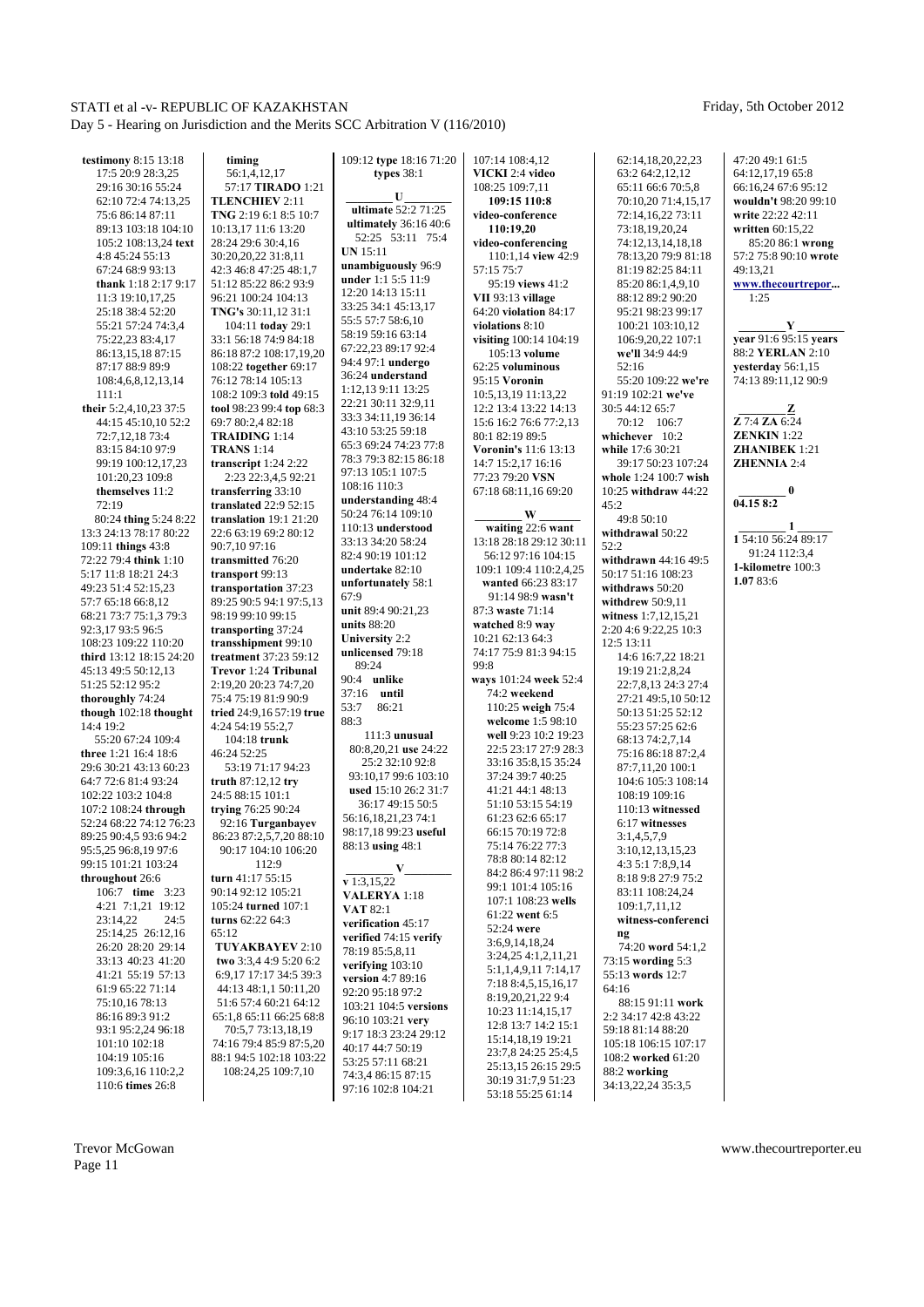**testimony** 8:15 13:18 17:5 20:9 28:3,25 29:16 30:16 55:24 62:10 72:4 74:13,25 75:6 86:14 87:11 89:13 103:18 104:10 105:2 108:13,24 **text** 4:8 45:24 55:13 67:24 68:9 93:13 **thank** 1:18 2:17 9:17 11:3 19:10,17,25 25:18 38:4 52:20 55:21 57:24 74:3,4 75:22,23 83:4,17 86:13,15,18 87:15 87:17 88:9 89:9 108:4,6,8,12,13,14 111:1 **their** 5:2,4,10,23 37:5 44:15 45:10,10 52:2 72:7,12,18 73:4 83:15 84:10 97:9 99:19 100:12,17,23 101:20,23 109:8 **themselves** 11:2 72:19 80:24 **thing** 5:24 8:22 13:3 24:13 78:17 80:22 109:11 **things** 43:8 72:22 79:4 **think** 1:10 5:17 11:8 18:21 24:3 49:23 51:4 52:15,23 57:7 65:18 66:8,12 68:21 73:7 75:1,3 79:3 92:3,17 93:5 96:5 108:23 109:22 110:20 **third** 13:12 18:15 24:20 45:13 49:5 50:12,13 51:25 52:12 95:2 **thoroughly** 74:24 **though** 102:18 **thought** 14:4 19:2 55:20 67:24 109:4 **three** 1:21 16:4 18:6 29:6 30:21 43:13 60:23 64:7 72:6 81:4 93:24 102:22 103:2 104:8 107:2 108:24 **through** 52:24 68:22 74:12 76:23 89:25 90:4,5 93:6 94:2 95:5,25 96:8,19 97:6 99:15 101:21 103:24 **throughout** 26:6 106:7 **time** 3:23 4:21 7:1,21 19:12 23:14,22 24:5 25:14,25 26:12,16 26:20 28:20 29:14 33:13 40:23 41:20 41:21 55:19 57:13 61:9 65:22 71:14 75:10,16 78:13 86:16 89:3 91:2 93:1 95:2,24 96:18 101:10 102:18 104:19 105:16 109:3,6,16 110:2,2 110:6 **times** 26:8

**timing** 56:1,4,12,17 57:17 **TIRADO** 1:21 **TLENCHIEV** 2:11 **TNG** 2:19 6:1 8:5 10:7 10:13,17 11:6 13:20 28:24 29:6 30:4,16 30:20,20,22 31:8,11 42:3 46:8 47:25 48:1,7 51:12 85:22 86:2 93:9 96:21 100:24 104:13 **TNG's** 30:11,12 31:1 104:11 **today** 29:1 33:1 56:18 74:9 84:18 86:18 87:2 108:17,19,20 108:22 **together** 69:17 76:12 78:14 105:13 108:2 109:3 **told** 49:15 **tool** 98:23 99:4 **top** 68:3 69:7 80:2,4 82:18 **TRAIDING** 1:14 **TRANS** 1:14 **transcript** 1:24 2:22 2:23 22:3,4,5 92:21 **transferring** 33:10 **translated** 22:9 52:15 **translation** 19:1 21:20 22:6 63:19 69:2 80:12 90:7,10 97:16 **transmitted** 76:20 **transport** 99:13 **transportation** 37:23 89:25 90:5 94:1 97:5,13 98:19 99:10 99:15 **transporting** 37:24 **transshipment** 99:10 **treatment** 37:23 59:12 **Trevor** 1:24 **Tribunal** 2:19,20 20:23 74:7,20 75:4 75:19 81:9 90:9 **tried** 24:9,16 57:19 **true** 4:24 54:19 55:2,7 104:18 **trunk** 46:24 52:25 53:19 71:17 94:23 **truth** 87:12,12 **try** 24:5 88:15 101:1 **trying** 76:25 90:24 92:16 **Turganbayev** 86:23 87:2,5,7,20 88:10 90:17 104:10 106:20 112:9 **turn** 41:17 55:15 90:14 92:12 105:21 105:24 **turned** 107:1 **turns** 62:22 64:3 65:12 **TUYAKBAYEV** 2:10 **two** 3:3,4 4:9 5:20 6:2 6:9,17 17:17 34:5 39:3 44:13 48:1,1 50:11,20 51:6 57:4 60:21 64:12 65:1,8 65:11 66:25 68:8 70:5,7 73:13,18,19 74:16 79:4 85:9 87:5,20 88:1 94:5 102:18 103:22 108:24,25 109:7,10

109:12 **type** 18:16 71:20 **types** 38:1

**U**

**ultimate** 52:2 71:25 **ultimately** 36:16 40:6 52:25 53:11 75:4 **UN** 15:11 **unambiguously** 96:9 **under** 1:1 5:5 11:9 12:20 14:13 15:11 33:25 34:1 45:13,17 55:5 57:7 58:6,10 58:19 59:16 63:14 67:22,23 89:17 92:4 94:4 97:1 **undergo** 36:24 **understand** 1:12,13 9:11 13:25 22:21 30:11 32:9,11 33:3 34:11,19 36:14 43:10 53:25 59:18 65:3 69:24 74:23 77:8 78:3 79:3 82:15 86:18 97:13 105:1 107:5 108:16 110:3 **understanding** 48:4 50:24 76:14 109:10 110:13 **understood** 33:13 34:20 58:24 82:4 90:19 101:12 **undertake** 82:10 **unfortunately** 58:1 67:9 **unit** 89:4 90:21,23 **units** 88:20 **University** 2:2 **unlicensed** 79:18 89:24 90:4 **unlike** 37:16 **until** 53:7 86:21 88:3 111:3 **unusual** 80:8,20,21 **use** 24:22 25:2 32:10 92:8 93:10,17 99:6 103:10 **used** 15:10 26:2 31:7 36:17 49:15 50:5 56:16,18,21,23 74:1 98:17,18 99:23 **useful** 88:13 **using** 48:1

**V**

**v** 1:3,15,22 **VALERYA** 1:18 **VAT** 82:1 **verification** 45:17 **verified** 74:15 **verify** 78:19 85:5,8,11 **verifying** 103:10 **version** 4:7 89:16 92:20 95:18 97:2 103:21 104:5 **versions** 96:10 103:21 **very** 9:17 18:3 23:24 29:12 40:17 44:7 50:19 53:25 57:11 68:21 74:3,4 86:15 87:15 97:16 102:8 104:21

107:14 108:4,12 **VICKI** 2:4 **video** 108:25 109:7,11 **109:15 110:8 video-conference 110:19,20 video-conferencing** 110:1,14 **view** 42:9 57:15 75:7 95:19 **views** 41:2 **VII** 93:13 **village** 64:20 **violation** 84:17 **violations** 8:10 **visiting** 100:14 104:19 105:13 **volume** 62:25 **voluminous** 95:15 **Voronin** 10:5,13,19 11:13,22 12:2 13:4 13:22 14:13 15:6 16:2 76:6 77:2,13 80:1 82:19 89:5 **Voronin's** 11:6 13:13 14:7 15:2,17 16:16 77:23 79:20 **VSN** 67:18 68:11,16 69:20

**W**

**waiting** 22:6 **want** 13:18 28:18 29:12 30:11 56:12 97:16 104:15 109:1 109:4 110:2,4,25 **wanted** 66:23 83:17 91:14 98:9 **wasn't** 87:3 **waste** 71:14 **watched** 8:9 **way** 10:21 62:13 64:3 74:17 75:9 81:3 94:15 99:8 **ways** 101:24 **week** 52:4 74:2 **weekend** 110:25 **weigh** 75:4 **welcome** 1:5 98:10 **well** 9:23 10:2 19:23 22:5 23:17 27:9 28:3 33:16 35:8,15 35:24 37:24 39:7 40:25 41:21 44:1 48:13 51:10 53:15 54:19 61:23 62:6 65:17 66:15 70:19 72:8 75:14 76:22 77:3 78:8 80:14 82:12 84:2 86:4 97:11 98:2 99:1 101:4 105:16 107:1 108:23 **wells** 61:22 **went** 6:5 52:24 **were** 3:6,9,14,18,24 3:24,25 4:1,2,11,21 5:1,1,4,9,11 7:14,17 7:18 8:4,5,15,16,17 8:19,20,21,22 9:4 10:23 11:14,15,17 12:8 13:7 14:2 15:1 15:14,18,19 19:21 23:7,8 24:25 25:4,5 25:13,15 26:15 29:5 30:19 31:7,9 51:23 53:18 55:25 61:14

62:14,18,20,22,23 63:2 64:2,12,12 65:11 66:6 70:5,8 70:10,20 71:4,15,17 72:14,16,22 73:11 73:18,19,20,24 74:12,13,14,18,18 78:13,20 79:9 81:18 81:19 82:25 84:11 85:20 86:1,4,9,10 88:12 89:2 90:20 95:21 98:23 99:17 100:21 103:10,12 106:9,20,22 107:1 **we'll** 34:9 44:9 52:16 55:20 109:22 **we're** 91:19 102:21 **we've** 30:5 44:12 65:7 70:12 106:7 **whichever** 10:2 **while** 17:6 30:21 39:17 50:23 107:24 **whole** 1:24 100:7 **wish** 10:25 **withdraw** 44:22 45:2 49:8 50:10 **withdrawal** 50:22 52:2 **withdrawn** 44:16 49:5 50:17 51:16 108:23 **withdraws** 50:20 **withdrew** 50:9,11 **witness** 1:7,12,15,21 2:20 4:6 9:22,25 10:3 12:5 13:11 14:6 16:7,22 18:21 19:19 21:2,8,24 22:7,8,13 24:3 27:4 27:21 49:5,10 50:12 50:13 51:25 52:12 55:23 57:25 62:6 68:13 74:2,7,14 75:16 86:18 87:2,4 87:7,11,20 100:1 104:6 105:3 108:14 108:19 109:16 110:13 **witnessed** 6:17 **witnesses** 3:1,4,5,7,9 3:10,12,13,15,23 4:3 5:1 7:8,9,14 8:18 9:8 27:9 75:2 83:11 108:24,24 109:1,7,11,12 **witness-conferencing** 74:20 **word** 54:1,2 73:15 **wording** 5:3 55:13 **words** 12:7 64:16 88:15 91:11 **work** 2:2 34:17 42:8 43:22 59:18 81:14 88:20 105:18 106:15 107:17 108:2 **worked** 61:20 88:2 **working** 34:13,22,24 35:3,5

47:20 49:1 61:5 64:12,17,19 65:8 66:16,24 67:6 95:12 **wouldn't** 98:20 99:10 **write** 22:22 42:11 **written** 60:15,22 85:20 86:1 **wrong** 57:2 75:8 90:10 **wrote** 49:13,21 **www.thecourtrepor...** 1:25

**Y**

**year** 91:6 95:15 **years** 88:2 **YERLAN** 2:10 **yesterday** 56:1,15 74:13 89:11,12 90:9

**Z**

**Z** 7:4 **ZA** 6:24 **ZENKIN** 1:22 **ZHANIBEK** 1:21 **ZHENNIA** 2:4

**0**

**04.15** 8:2

**1**

**1** 54:10 56:24 89:17 91:24 112:3,4 **1-kilometre** 100:3 **1.07** 83:6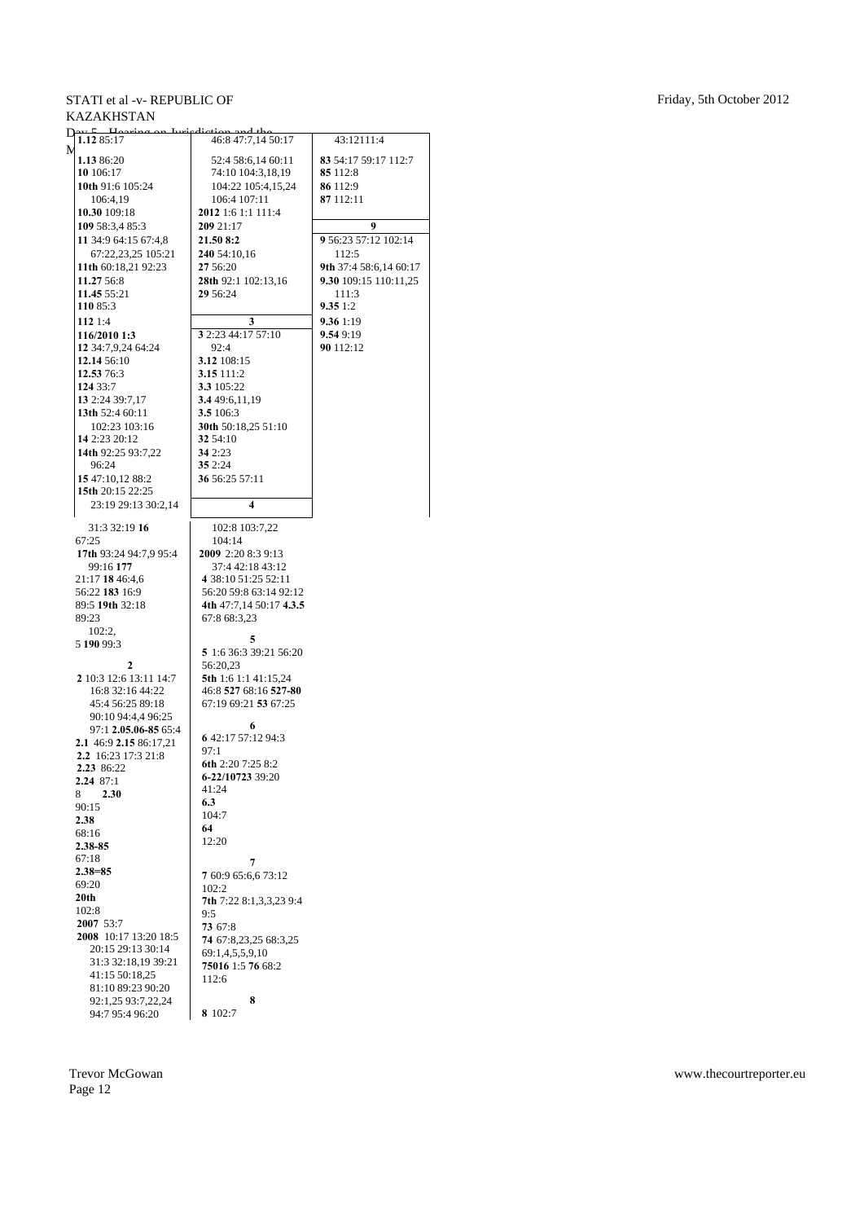**1.12** 85:17
**1.13** 86:20
**10** 106:17
**10th** 91:6 105:24 106:4,19
**10.30** 109:18
**109** 58:3,4 85:3
**11** 34:9 64:15 67:4,8 67:22,23,25 105:21
**11th** 60:18,21 92:23
**11.27** 56:8
**11.45** 55:21
**110** 85:3
**112** 1:4
**116/2010 1:3**
**12** 34:7,9,24 64:24
**12.14** 56:10
**12.53** 76:3
**124** 33:7
**13** 2:24 39:7,17
**13th** 52:4 60:11 102:23 103:16
**14** 2:23 20:12
**14th** 92:25 93:7,22 96:24
**15** 47:10,12 88:2
**15th** 20:15 22:25 23:19 29:13 30:2,14 31:3 32:19
**16** 67:25
**17th** 93:24 94:7,9 95:4 99:16
**177** 21:17
**18** 46:4,6 56:22
**183** 16:9 89:5
**19th** 32:18 89:23 102:2,5
**190** 99:3

**2**

**2** 10:3 12:6 13:11 14:7 16:8 32:16 44:22 45:4 56:25 89:18 90:10 94:4,4 96:25 97:1
**2.05.06-85** 65:4
**2.1** 46:9
**2.15** 86:17,21
**2.2** 16:23 17:3 21:8
**2.23** 86:22
**2.24** 87:18
**2.30** 90:15
**2.38** 68:16
**2.38-85** 67:18
**2.38=85** 69:20
**20th** 102:8
**2007** 53:7
**2008** 10:17 13:20 18:5 20:15 29:13 30:14 31:3 32:18,19 39:21 41:15 50:18,25 81:10 89:23 90:20 92:1,25 93:7,22,24 94:7 95:4 96:20 46:8 47:7,14 50:17 52:4 58:6,14 60:11 74:10 104:3,18,19 104:22 105:4,15,24 106:4 107:11
**2012** 1:6 1:1 111:4
**209** 21:17
**21.50 8:2**
**240** 54:10,16
**27** 56:20
**28th** 92:1 102:13,16
**29** 56:24

**3**

**3** 2:23 44:17 57:10 92:4
**3.12** 108:15
**3.15** 111:2
**3.3** 105:22
**3.4** 49:6,11,19
**3.5** 106:3
**30th** 50:18,25 51:10
**32** 54:10
**34** 2:23
**35** 2:24
**36** 56:25 57:11

**4**

102:8 103:7,22 104:14
**2009** 2:20 8:3 9:13 37:4 42:18 43:12
**4** 38:10 51:25 52:11 56:20 59:8 63:14 92:12
**4th** 47:7,14 50:17 **4.3.5** 67:8 68:3,23

**5**

**5** 1:6 36:3 39:21 56:20 56:20,23
**5th** 1:6 1:1 41:15,24 46:8 **527** 68:16 **527-80** 67:19 69:21 **53** 67:25

**6**

**6** 42:17 57:12 94:3 97:1
**6th** 2:20 7:25 8:2
**6-22/10723** 39:20 41:24
**6.3** 104:7
**64** 12:20

**7**

**7** 60:9 65:6,6 73:12 102:2
**7th** 7:22 8:1,3,3,23 9:4 9:5
**73** 67:8
**74** 67:8,23,25 68:3,25 69:1,4,5,5,9,10
**75016** 1:5 **76** 68:2 112:6

**8**

**8** 102:7
43:12111:4
**83** 54:17 59:17 112:7
**85** 112:8
**86** 112:9
**87** 112:11

**9**

**9** 56:23 57:12 102:14 112:5
**9th** 37:4 58:6,14 60:17
**9.30** 109:15 110:11,25 111:3
**9.35** 1:2
**9.36** 1:19
**9.54** 9:19
**90** 112:12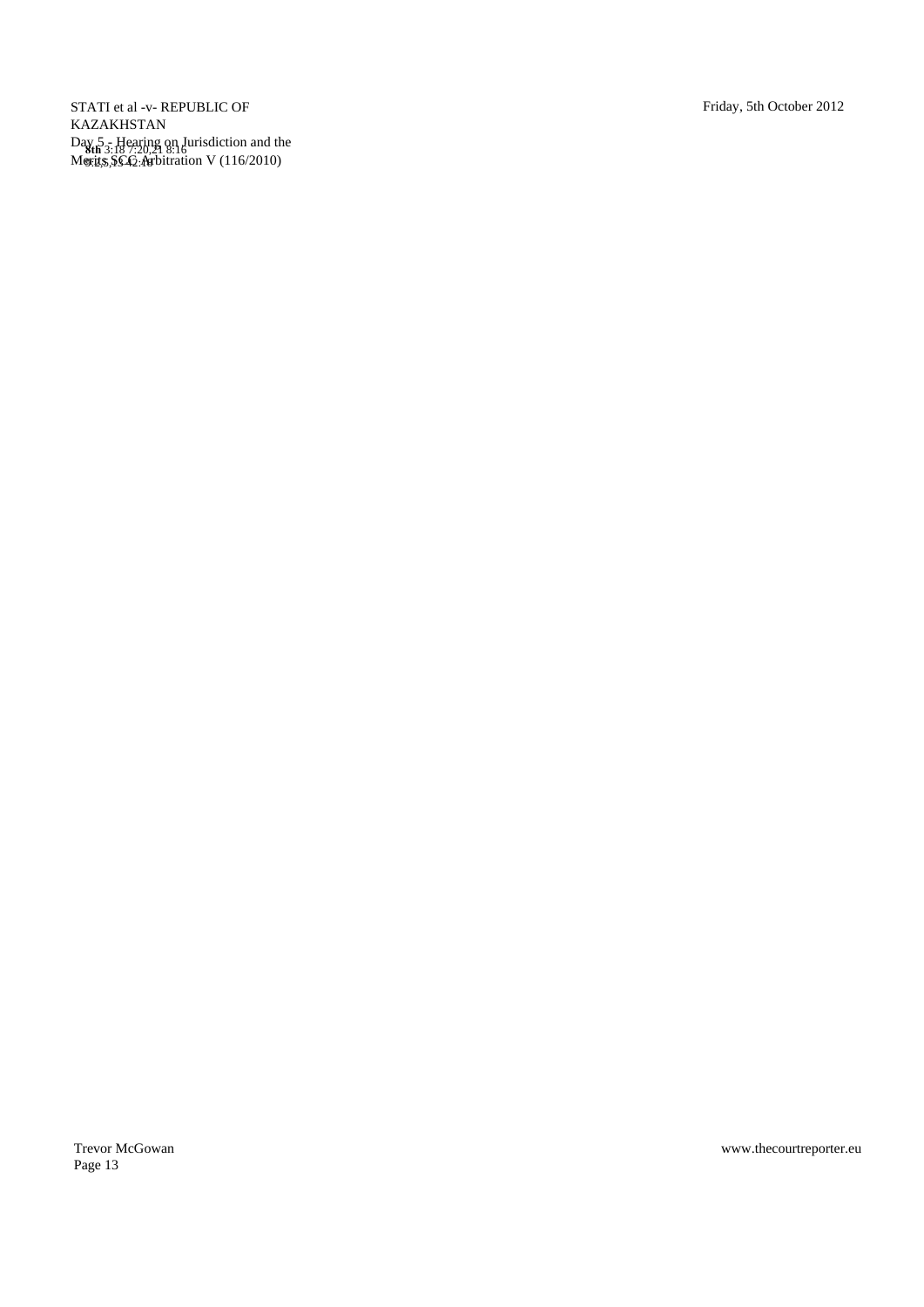**8th** 3:18 7:20,21 8:16 9:2,5,15 42:18